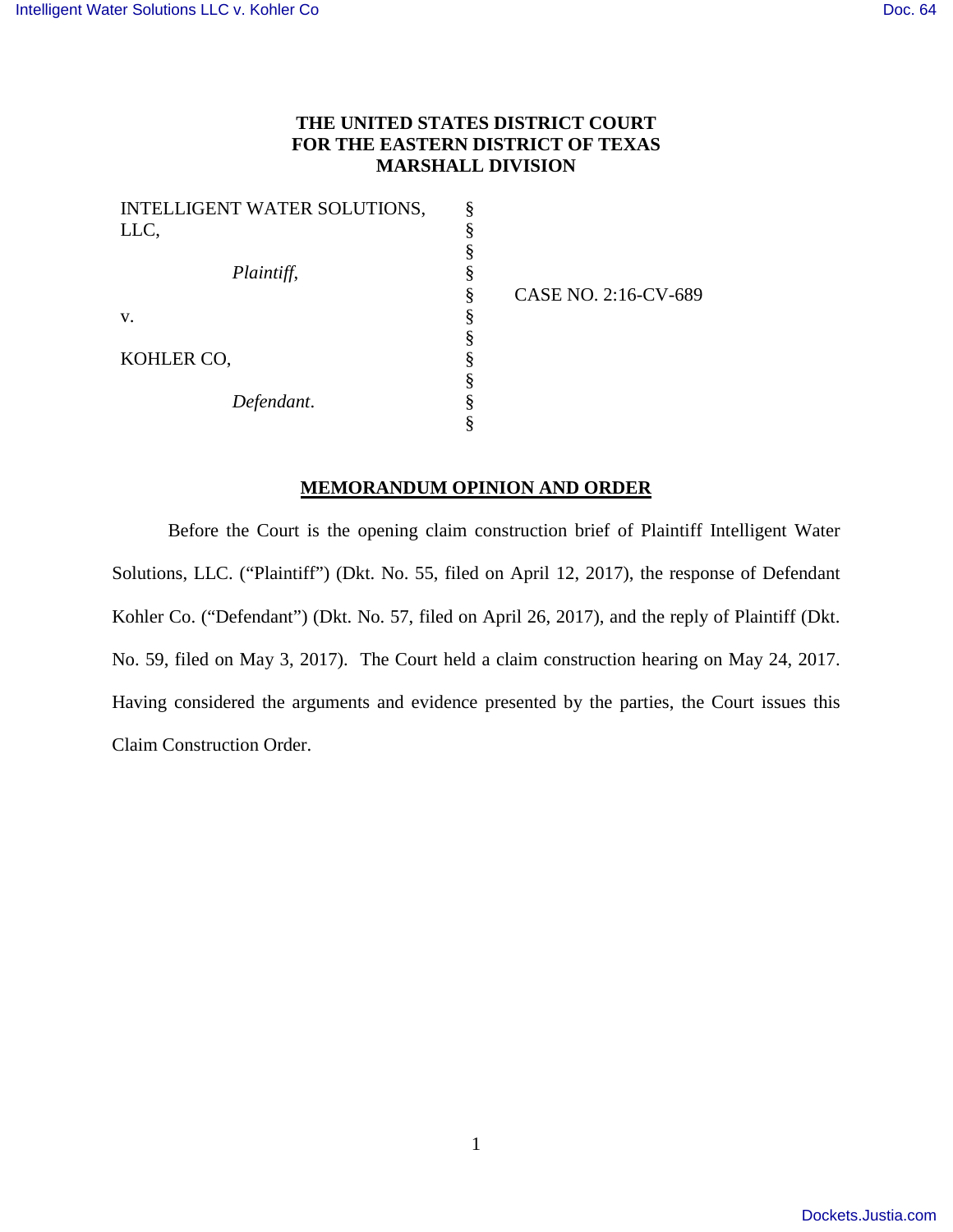**THE UNITED STATES DISTRICT COURT**
**FOR THE EASTERN DISTRICT OF TEXAS**
**MARSHALL DIVISION**

| | | |
|---|---|---|
| INTELLIGENT WATER SOLUTIONS, LLC, | § | |
| | § | |
| *Plaintiff*, | § | |
| | § | CASE NO. 2:16-CV-689 |
| v. | § | |
| | § | |
| KOHLER CO, | § | |
| | § | |
| *Defendant*. | § | |

## MEMORANDUM OPINION AND ORDER

Before the Court is the opening claim construction brief of Plaintiff Intelligent Water Solutions, LLC. ("Plaintiff") (Dkt. No. 55, filed on April 12, 2017), the response of Defendant Kohler Co. ("Defendant") (Dkt. No. 57, filed on April 26, 2017), and the reply of Plaintiff (Dkt. No. 59, filed on May 3, 2017). The Court held a claim construction hearing on May 24, 2017. Having considered the arguments and evidence presented by the parties, the Court issues this Claim Construction Order.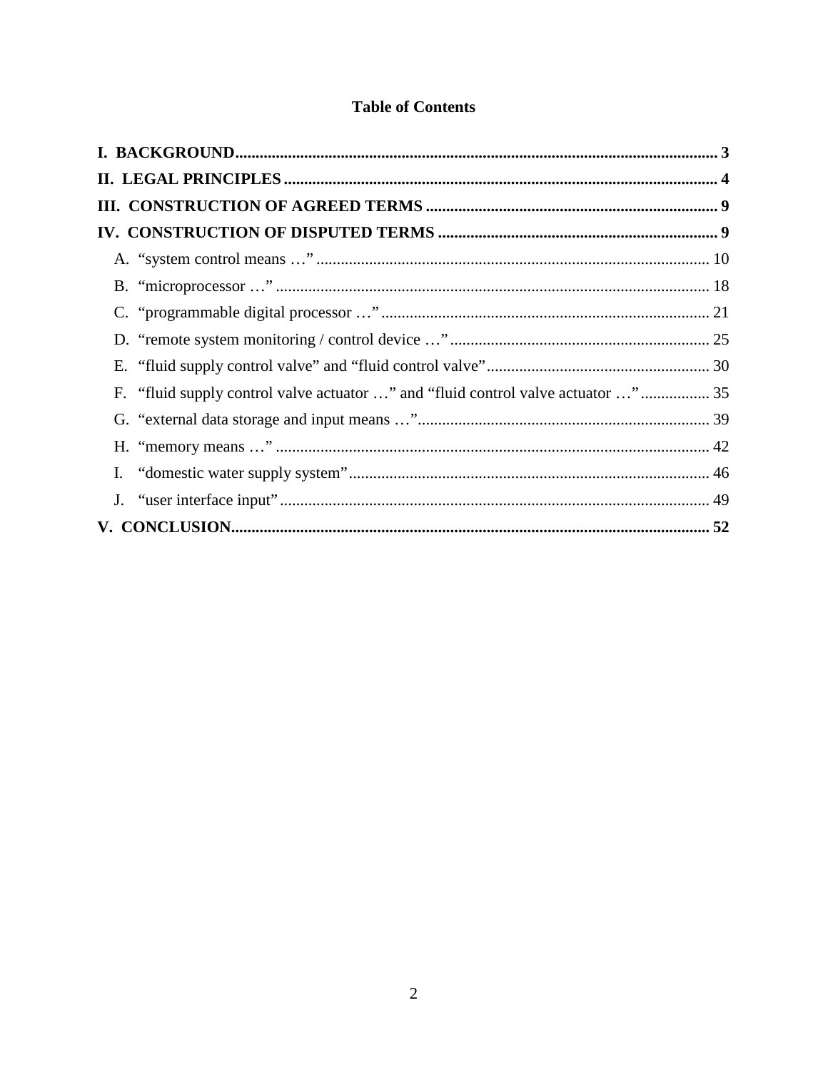**Table of Contents**

**I. BACKGROUND** ..... **3**

**II. LEGAL PRINCIPLES** ..... **4**

**III. CONSTRUCTION OF AGREED TERMS** ..... **9**

**IV. CONSTRUCTION OF DISPUTED TERMS** ..... **9**

A. "system control means …" ..... 10

B. "microprocessor …" ..... 18

C. "programmable digital processor …" ..... 21

D. "remote system monitoring / control device …" ..... 25

E. "fluid supply control valve" and "fluid control valve" ..... 30

F. "fluid supply control valve actuator …" and "fluid control valve actuator …" ..... 35

G. "external data storage and input means …" ..... 39

H. "memory means …" ..... 42

I. "domestic water supply system" ..... 46

J. "user interface input" ..... 49

**V. CONCLUSION** ..... **52**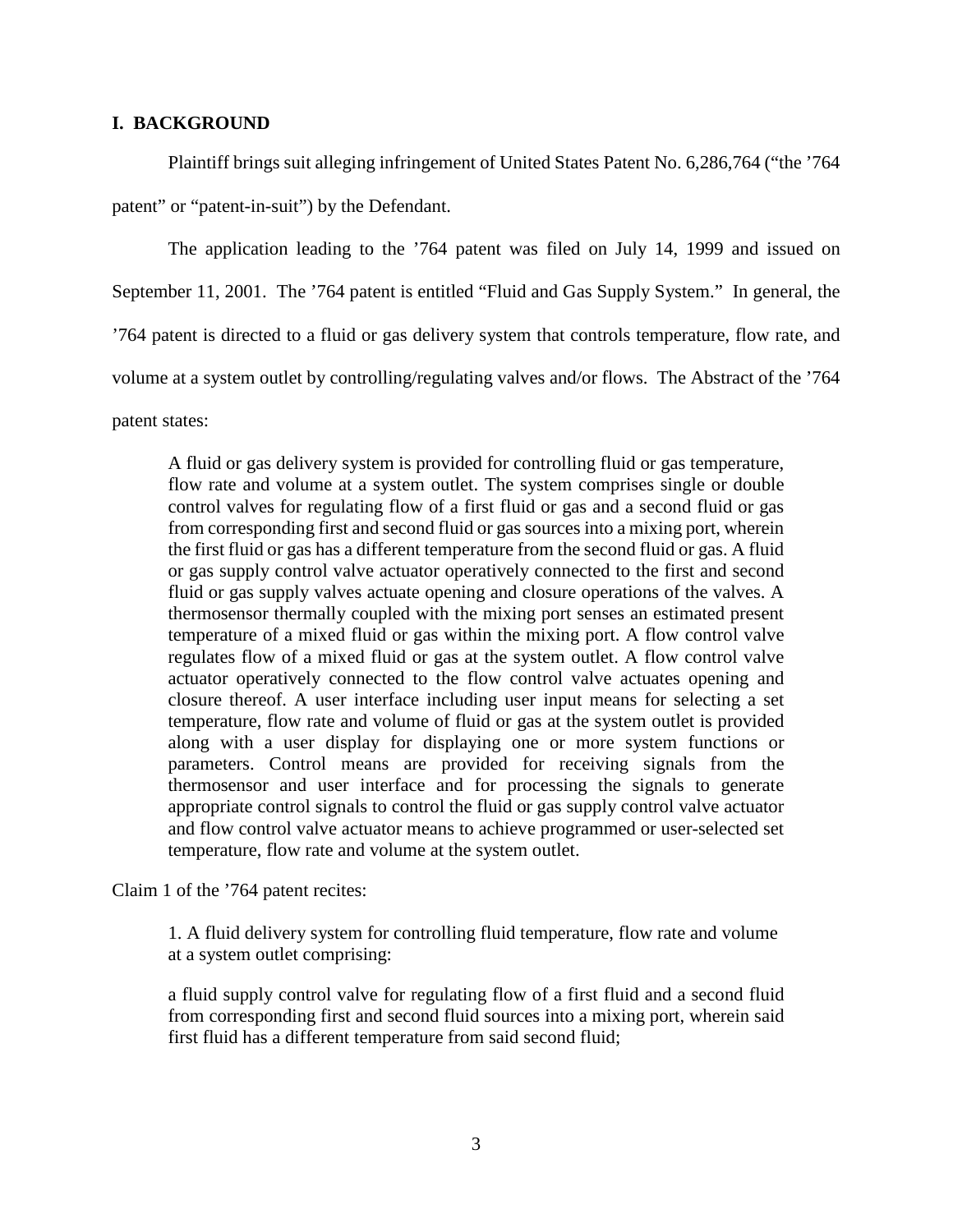## I. BACKGROUND

Plaintiff brings suit alleging infringement of United States Patent No. 6,286,764 ("the '764 patent" or "patent-in-suit") by the Defendant.

The application leading to the '764 patent was filed on July 14, 1999 and issued on September 11, 2001. The '764 patent is entitled "Fluid and Gas Supply System." In general, the '764 patent is directed to a fluid or gas delivery system that controls temperature, flow rate, and volume at a system outlet by controlling/regulating valves and/or flows. The Abstract of the '764 patent states:

> A fluid or gas delivery system is provided for controlling fluid or gas temperature, flow rate and volume at a system outlet. The system comprises single or double control valves for regulating flow of a first fluid or gas and a second fluid or gas from corresponding first and second fluid or gas sources into a mixing port, wherein the first fluid or gas has a different temperature from the second fluid or gas. A fluid or gas supply control valve actuator operatively connected to the first and second fluid or gas supply valves actuate opening and closure operations of the valves. A thermosensor thermally coupled with the mixing port senses an estimated present temperature of a mixed fluid or gas within the mixing port. A flow control valve regulates flow of a mixed fluid or gas at the system outlet. A flow control valve actuator operatively connected to the flow control valve actuates opening and closure thereof. A user interface including user input means for selecting a set temperature, flow rate and volume of fluid or gas at the system outlet is provided along with a user display for displaying one or more system functions or parameters. Control means are provided for receiving signals from the thermosensor and user interface and for processing the signals to generate appropriate control signals to control the fluid or gas supply control valve actuator and flow control valve actuator means to achieve programmed or user-selected set temperature, flow rate and volume at the system outlet.

Claim 1 of the '764 patent recites:

> 1. A fluid delivery system for controlling fluid temperature, flow rate and volume at a system outlet comprising:
>
> a fluid supply control valve for regulating flow of a first fluid and a second fluid from corresponding first and second fluid sources into a mixing port, wherein said first fluid has a different temperature from said second fluid;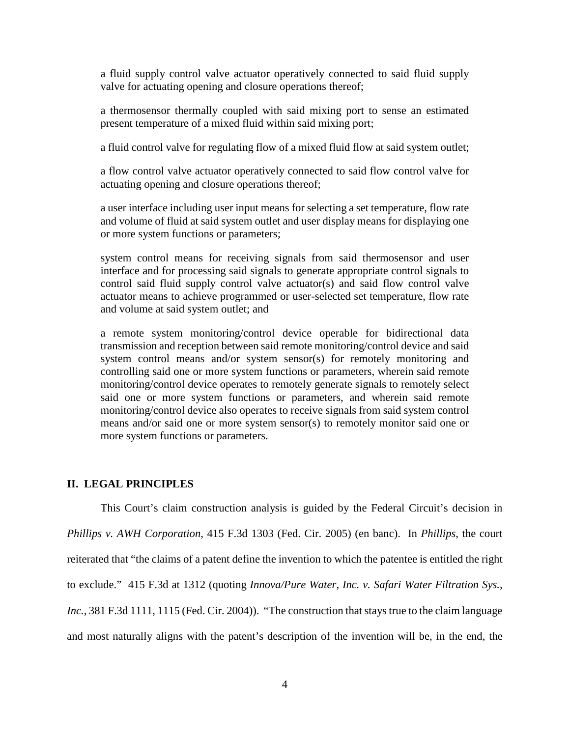> a fluid supply control valve actuator operatively connected to said fluid supply valve for actuating opening and closure operations thereof;
>
> a thermosensor thermally coupled with said mixing port to sense an estimated present temperature of a mixed fluid within said mixing port;
>
> a fluid control valve for regulating flow of a mixed fluid flow at said system outlet;
>
> a flow control valve actuator operatively connected to said flow control valve for actuating opening and closure operations thereof;
>
> a user interface including user input means for selecting a set temperature, flow rate and volume of fluid at said system outlet and user display means for displaying one or more system functions or parameters;
>
> system control means for receiving signals from said thermosensor and user interface and for processing said signals to generate appropriate control signals to control said fluid supply control valve actuator(s) and said flow control valve actuator means to achieve programmed or user-selected set temperature, flow rate and volume at said system outlet; and
>
> a remote system monitoring/control device operable for bidirectional data transmission and reception between said remote monitoring/control device and said system control means and/or system sensor(s) for remotely monitoring and controlling said one or more system functions or parameters, wherein said remote monitoring/control device operates to remotely generate signals to remotely select said one or more system functions or parameters, and wherein said remote monitoring/control device also operates to receive signals from said system control means and/or said one or more system sensor(s) to remotely monitor said one or more system functions or parameters.

## II. LEGAL PRINCIPLES

This Court's claim construction analysis is guided by the Federal Circuit's decision in *Phillips v. AWH Corporation*, 415 F.3d 1303 (Fed. Cir. 2005) (en banc). In *Phillips*, the court reiterated that "the claims of a patent define the invention to which the patentee is entitled the right to exclude." 415 F.3d at 1312 (quoting *Innova/Pure Water, Inc. v. Safari Water Filtration Sys., Inc.*, 381 F.3d 1111, 1115 (Fed. Cir. 2004)). "The construction that stays true to the claim language and most naturally aligns with the patent's description of the invention will be, in the end, the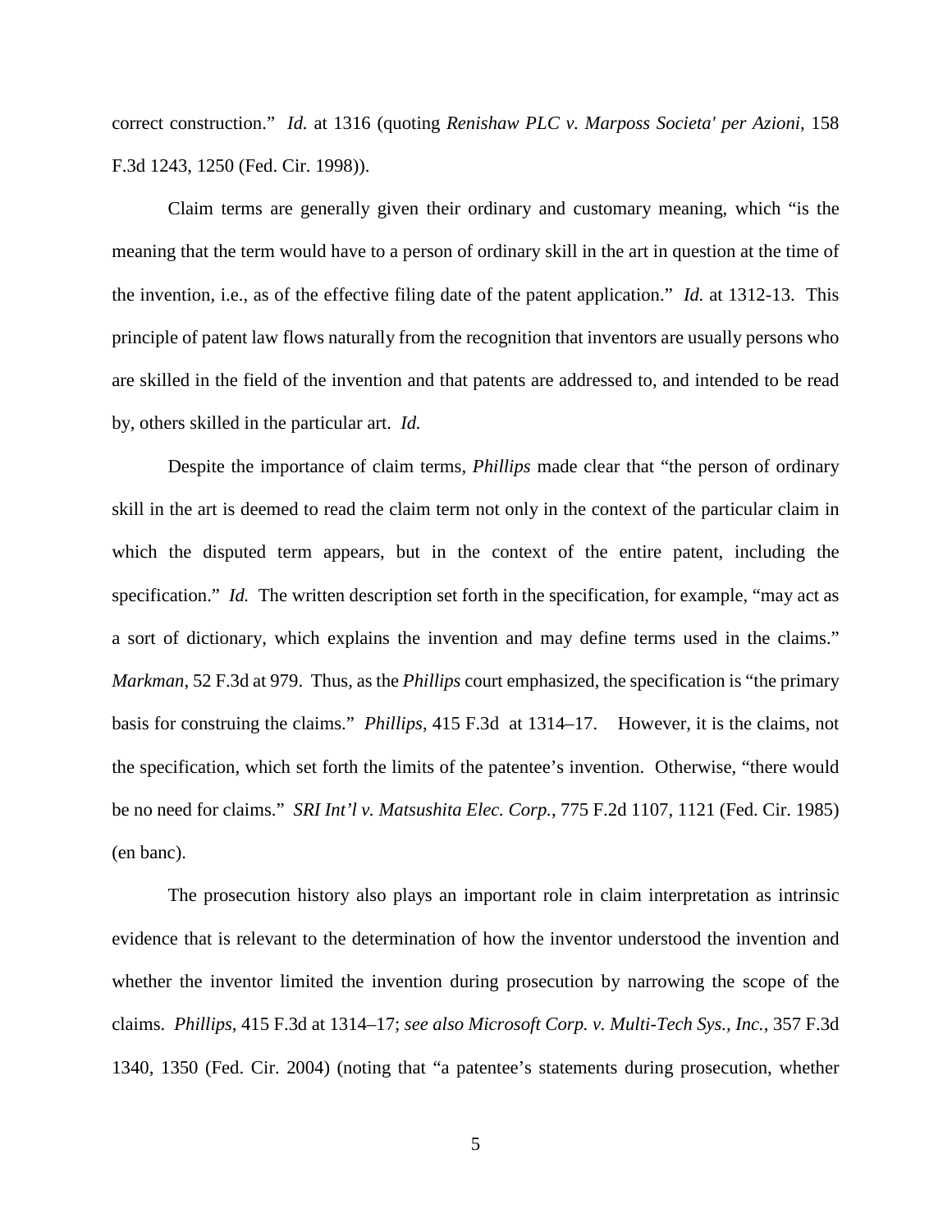correct construction." *Id.* at 1316 (quoting *Renishaw PLC v. Marposs Societa' per Azioni*, 158 F.3d 1243, 1250 (Fed. Cir. 1998)).

Claim terms are generally given their ordinary and customary meaning, which "is the meaning that the term would have to a person of ordinary skill in the art in question at the time of the invention, i.e., as of the effective filing date of the patent application." *Id.* at 1312-13. This principle of patent law flows naturally from the recognition that inventors are usually persons who are skilled in the field of the invention and that patents are addressed to, and intended to be read by, others skilled in the particular art. *Id.*

Despite the importance of claim terms, *Phillips* made clear that "the person of ordinary skill in the art is deemed to read the claim term not only in the context of the particular claim in which the disputed term appears, but in the context of the entire patent, including the specification." *Id.* The written description set forth in the specification, for example, "may act as a sort of dictionary, which explains the invention and may define terms used in the claims." *Markman*, 52 F.3d at 979. Thus, as the *Phillips* court emphasized, the specification is "the primary basis for construing the claims." *Phillips*, 415 F.3d at 1314–17. However, it is the claims, not the specification, which set forth the limits of the patentee's invention. Otherwise, "there would be no need for claims." *SRI Int'l v. Matsushita Elec. Corp.*, 775 F.2d 1107, 1121 (Fed. Cir. 1985) (en banc).

The prosecution history also plays an important role in claim interpretation as intrinsic evidence that is relevant to the determination of how the inventor understood the invention and whether the inventor limited the invention during prosecution by narrowing the scope of the claims. *Phillips*, 415 F.3d at 1314–17; *see also Microsoft Corp. v. Multi-Tech Sys., Inc.*, 357 F.3d 1340, 1350 (Fed. Cir. 2004) (noting that "a patentee's statements during prosecution, whether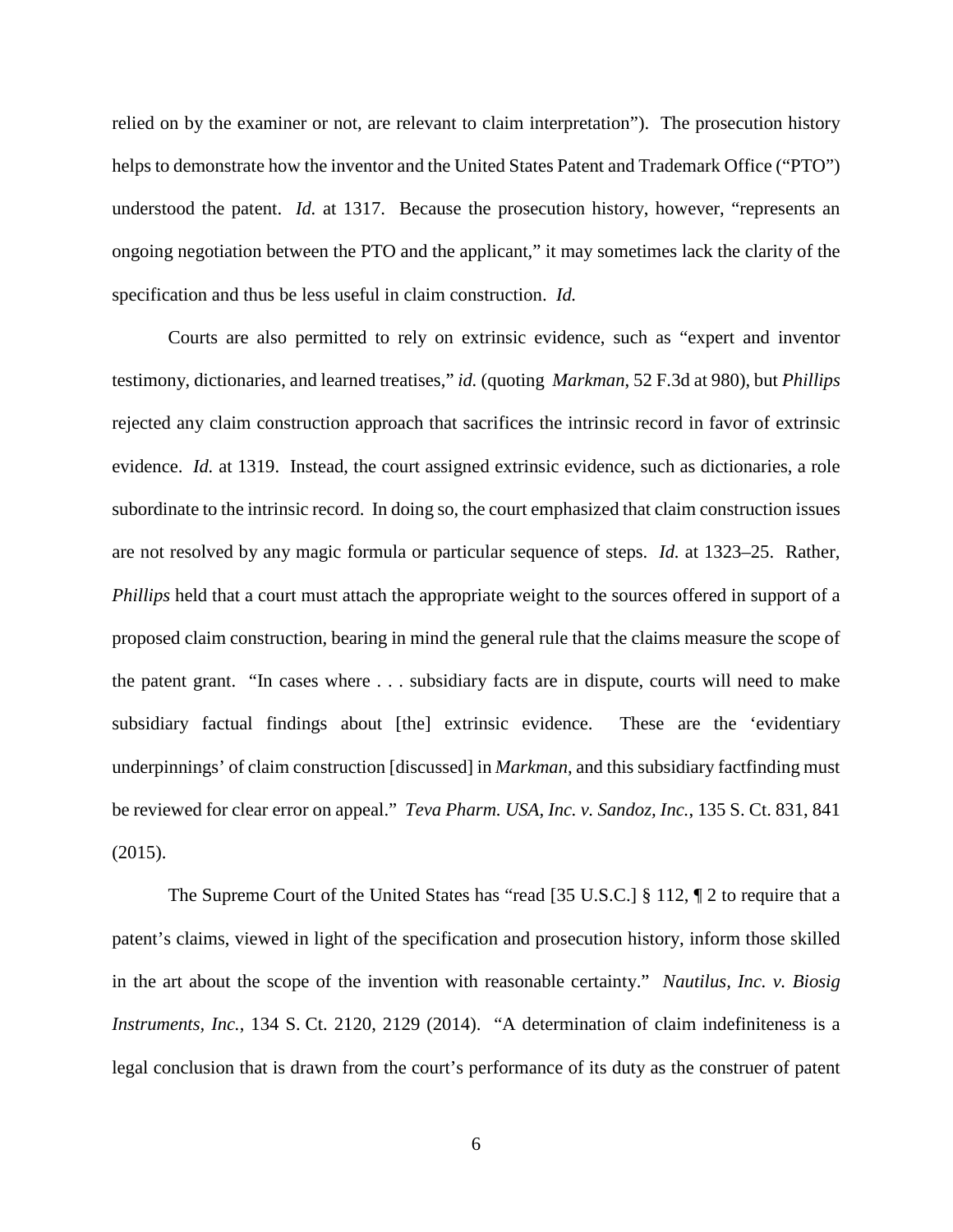relied on by the examiner or not, are relevant to claim interpretation"). The prosecution history helps to demonstrate how the inventor and the United States Patent and Trademark Office ("PTO") understood the patent. *Id.* at 1317. Because the prosecution history, however, "represents an ongoing negotiation between the PTO and the applicant," it may sometimes lack the clarity of the specification and thus be less useful in claim construction. *Id.*

Courts are also permitted to rely on extrinsic evidence, such as "expert and inventor testimony, dictionaries, and learned treatises," *id.* (quoting *Markman*, 52 F.3d at 980), but *Phillips* rejected any claim construction approach that sacrifices the intrinsic record in favor of extrinsic evidence. *Id.* at 1319. Instead, the court assigned extrinsic evidence, such as dictionaries, a role subordinate to the intrinsic record. In doing so, the court emphasized that claim construction issues are not resolved by any magic formula or particular sequence of steps. *Id.* at 1323–25. Rather, *Phillips* held that a court must attach the appropriate weight to the sources offered in support of a proposed claim construction, bearing in mind the general rule that the claims measure the scope of the patent grant. "In cases where . . . subsidiary facts are in dispute, courts will need to make subsidiary factual findings about [the] extrinsic evidence. These are the 'evidentiary underpinnings' of claim construction [discussed] in *Markman*, and this subsidiary factfinding must be reviewed for clear error on appeal." *Teva Pharm. USA, Inc. v. Sandoz, Inc.*, 135 S. Ct. 831, 841 (2015).

The Supreme Court of the United States has "read [35 U.S.C.] § 112, ¶ 2 to require that a patent's claims, viewed in light of the specification and prosecution history, inform those skilled in the art about the scope of the invention with reasonable certainty." *Nautilus, Inc. v. Biosig Instruments, Inc.*, 134 S. Ct. 2120, 2129 (2014). "A determination of claim indefiniteness is a legal conclusion that is drawn from the court's performance of its duty as the construer of patent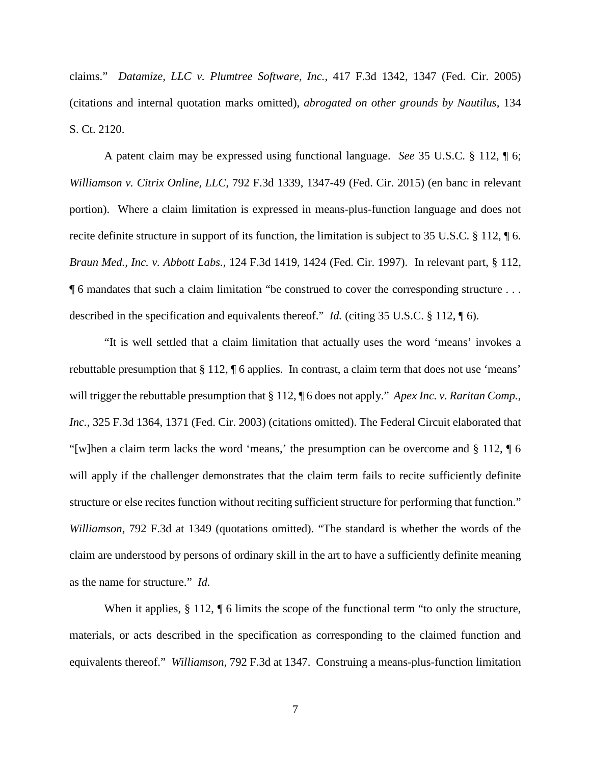claims." *Datamize, LLC v. Plumtree Software, Inc.*, 417 F.3d 1342, 1347 (Fed. Cir. 2005) (citations and internal quotation marks omitted), *abrogated on other grounds by Nautilus*, 134 S. Ct. 2120.

A patent claim may be expressed using functional language. *See* 35 U.S.C. § 112, ¶ 6; *Williamson v. Citrix Online, LLC*, 792 F.3d 1339, 1347-49 (Fed. Cir. 2015) (en banc in relevant portion). Where a claim limitation is expressed in means-plus-function language and does not recite definite structure in support of its function, the limitation is subject to 35 U.S.C. § 112, ¶ 6. *Braun Med., Inc. v. Abbott Labs.*, 124 F.3d 1419, 1424 (Fed. Cir. 1997). In relevant part, § 112, ¶ 6 mandates that such a claim limitation "be construed to cover the corresponding structure . . . described in the specification and equivalents thereof." *Id.* (citing 35 U.S.C. § 112, ¶ 6).

"It is well settled that a claim limitation that actually uses the word 'means' invokes a rebuttable presumption that § 112, ¶ 6 applies. In contrast, a claim term that does not use 'means' will trigger the rebuttable presumption that § 112, ¶ 6 does not apply." *Apex Inc. v. Raritan Comp., Inc.*, 325 F.3d 1364, 1371 (Fed. Cir. 2003) (citations omitted). The Federal Circuit elaborated that "[w]hen a claim term lacks the word 'means,' the presumption can be overcome and § 112, ¶ 6 will apply if the challenger demonstrates that the claim term fails to recite sufficiently definite structure or else recites function without reciting sufficient structure for performing that function." *Williamson*, 792 F.3d at 1349 (quotations omitted). "The standard is whether the words of the claim are understood by persons of ordinary skill in the art to have a sufficiently definite meaning as the name for structure." *Id.*

When it applies, § 112, ¶ 6 limits the scope of the functional term "to only the structure, materials, or acts described in the specification as corresponding to the claimed function and equivalents thereof." *Williamson*, 792 F.3d at 1347. Construing a means-plus-function limitation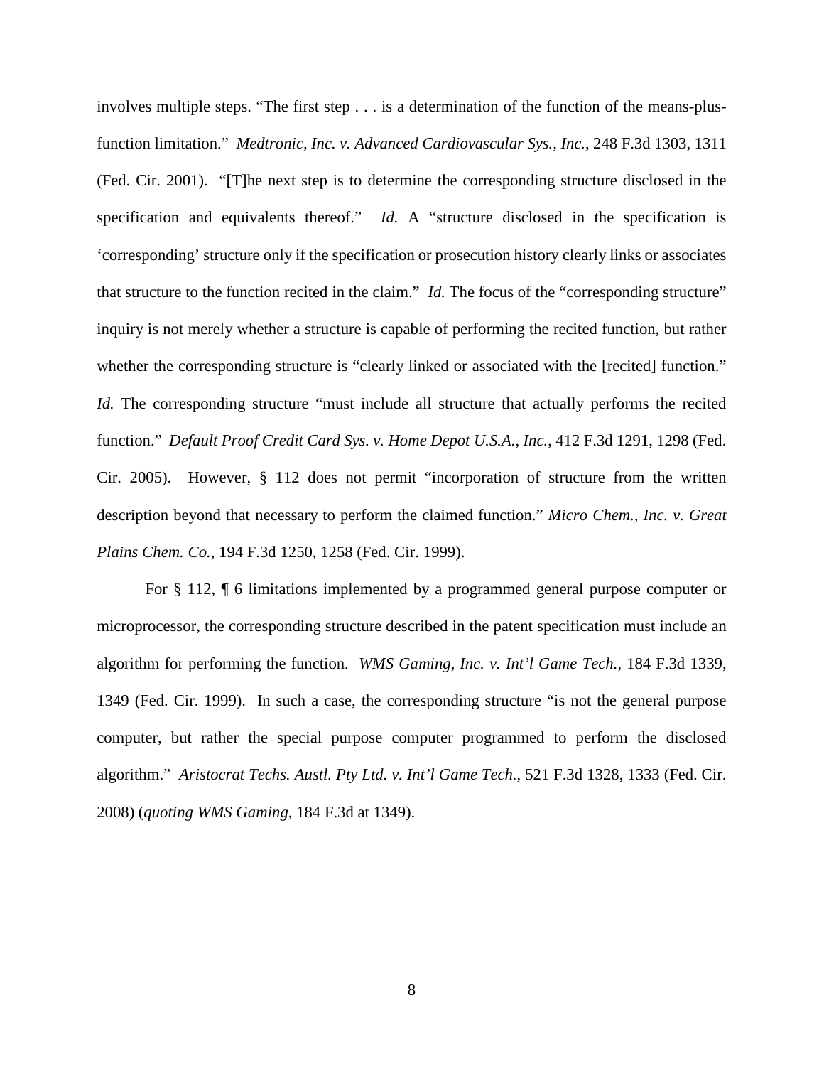involves multiple steps. "The first step . . . is a determination of the function of the means-plus-function limitation." *Medtronic, Inc. v. Advanced Cardiovascular Sys., Inc.*, 248 F.3d 1303, 1311 (Fed. Cir. 2001). "[T]he next step is to determine the corresponding structure disclosed in the specification and equivalents thereof." *Id.* A "structure disclosed in the specification is 'corresponding' structure only if the specification or prosecution history clearly links or associates that structure to the function recited in the claim." *Id.* The focus of the "corresponding structure" inquiry is not merely whether a structure is capable of performing the recited function, but rather whether the corresponding structure is "clearly linked or associated with the [recited] function." *Id.* The corresponding structure "must include all structure that actually performs the recited function." *Default Proof Credit Card Sys. v. Home Depot U.S.A., Inc.*, 412 F.3d 1291, 1298 (Fed. Cir. 2005). However, § 112 does not permit "incorporation of structure from the written description beyond that necessary to perform the claimed function." *Micro Chem., Inc. v. Great Plains Chem. Co.*, 194 F.3d 1250, 1258 (Fed. Cir. 1999).

For § 112, ¶ 6 limitations implemented by a programmed general purpose computer or microprocessor, the corresponding structure described in the patent specification must include an algorithm for performing the function. *WMS Gaming, Inc. v. Int'l Game Tech.*, 184 F.3d 1339, 1349 (Fed. Cir. 1999). In such a case, the corresponding structure "is not the general purpose computer, but rather the special purpose computer programmed to perform the disclosed algorithm." *Aristocrat Techs. Austl. Pty Ltd. v. Int'l Game Tech.*, 521 F.3d 1328, 1333 (Fed. Cir. 2008) (*quoting WMS Gaming*, 184 F.3d at 1349).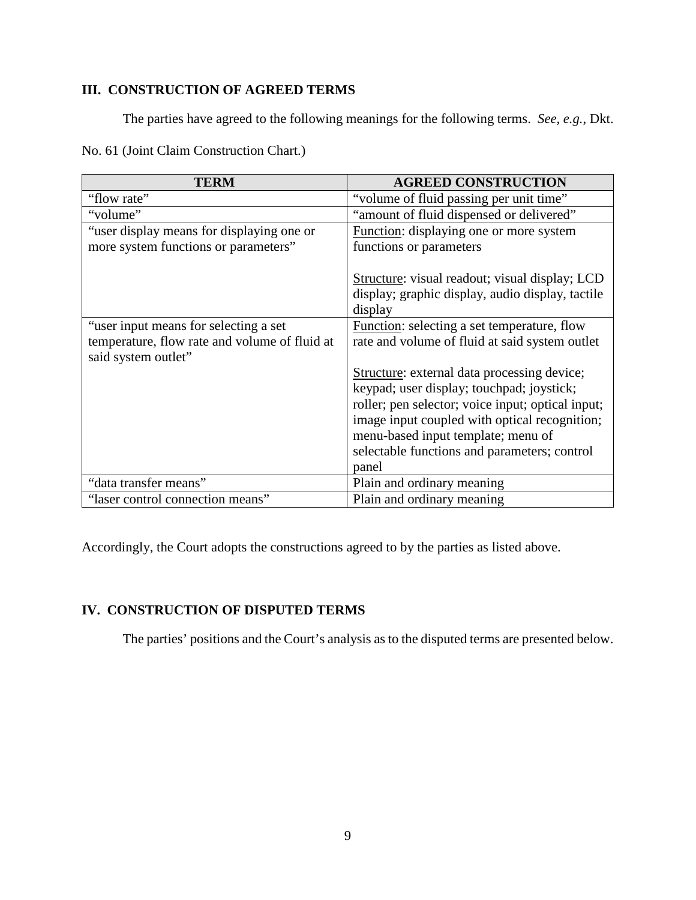## III. CONSTRUCTION OF AGREED TERMS

The parties have agreed to the following meanings for the following terms. *See, e.g.*, Dkt. No. 61 (Joint Claim Construction Chart.)

| TERM | AGREED CONSTRUCTION |
|---|---|
| "flow rate" | "volume of fluid passing per unit time" |
| "volume" | "amount of fluid dispensed or delivered" |
| "user display means for displaying one or more system functions or parameters" | <u>Function</u>: displaying one or more system functions or parameters<br><br><u>Structure</u>: visual readout; visual display; LCD display; graphic display, audio display, tactile display |
| "user input means for selecting a set temperature, flow rate and volume of fluid at said system outlet" | <u>Function</u>: selecting a set temperature, flow rate and volume of fluid at said system outlet<br><br><u>Structure</u>: external data processing device; keypad; user display; touchpad; joystick; roller; pen selector; voice input; optical input; image input coupled with optical recognition; menu-based input template; menu of selectable functions and parameters; control panel |
| "data transfer means" | Plain and ordinary meaning |
| "laser control connection means" | Plain and ordinary meaning |

Accordingly, the Court adopts the constructions agreed to by the parties as listed above.

## IV. CONSTRUCTION OF DISPUTED TERMS

The parties' positions and the Court's analysis as to the disputed terms are presented below.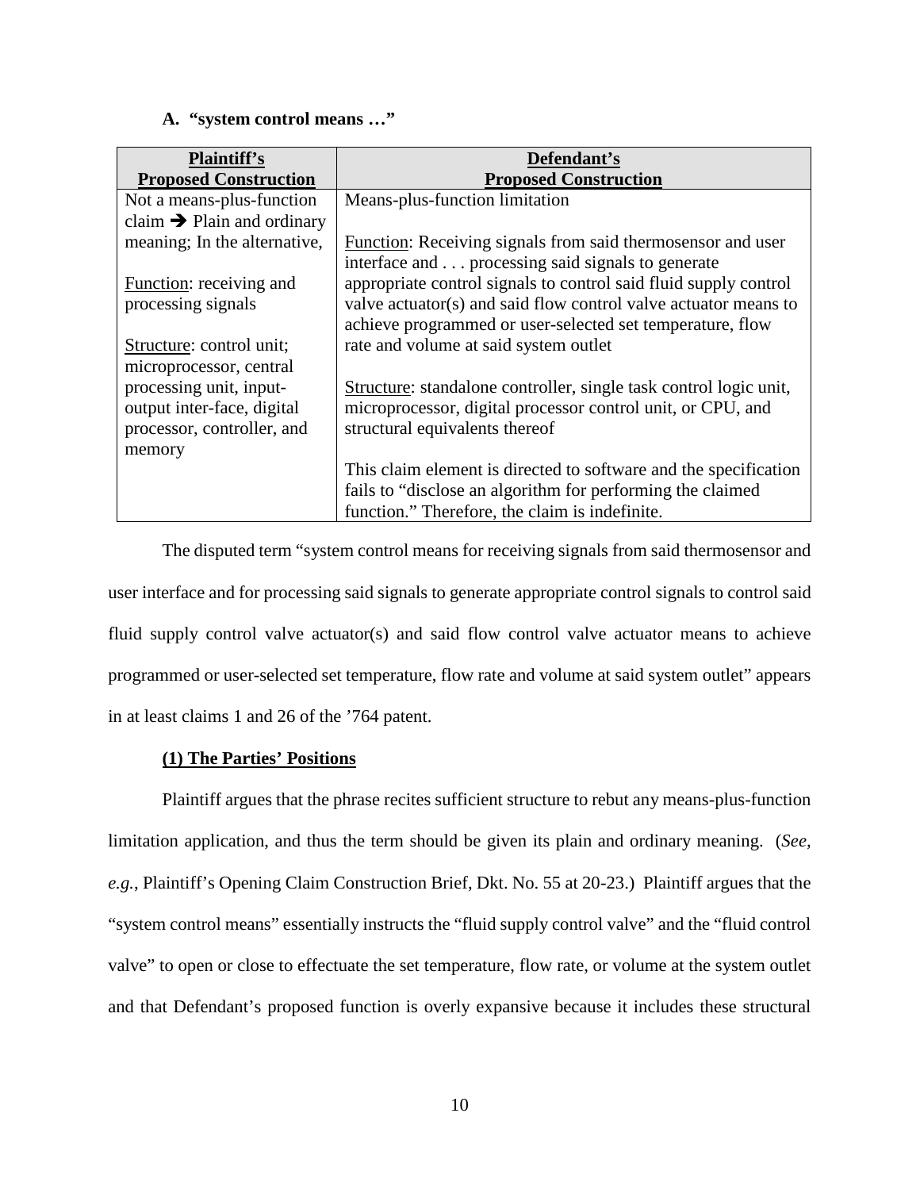### A. "system control means …"

| Plaintiff's Proposed Construction | Defendant's Proposed Construction |
|---|---|
| Not a means-plus-function claim ➔ Plain and ordinary meaning; In the alternative,<br><br>Function: receiving and processing signals<br><br>Structure: control unit; microprocessor, central processing unit, input-output inter-face, digital processor, controller, and memory | Means-plus-function limitation<br><br>Function: Receiving signals from said thermosensor and user interface and . . . processing said signals to generate appropriate control signals to control said fluid supply control valve actuator(s) and said flow control valve actuator means to achieve programmed or user-selected set temperature, flow rate and volume at said system outlet<br><br>Structure: standalone controller, single task control logic unit, microprocessor, digital processor control unit, or CPU, and structural equivalents thereof<br><br>This claim element is directed to software and the specification fails to "disclose an algorithm for performing the claimed function." Therefore, the claim is indefinite. |

The disputed term "system control means for receiving signals from said thermosensor and user interface and for processing said signals to generate appropriate control signals to control said fluid supply control valve actuator(s) and said flow control valve actuator means to achieve programmed or user-selected set temperature, flow rate and volume at said system outlet" appears in at least claims 1 and 26 of the '764 patent.

#### (1) The Parties' Positions

Plaintiff argues that the phrase recites sufficient structure to rebut any means-plus-function limitation application, and thus the term should be given its plain and ordinary meaning. (*See, e.g.*, Plaintiff's Opening Claim Construction Brief, Dkt. No. 55 at 20-23.) Plaintiff argues that the "system control means" essentially instructs the "fluid supply control valve" and the "fluid control valve" to open or close to effectuate the set temperature, flow rate, or volume at the system outlet and that Defendant's proposed function is overly expansive because it includes these structural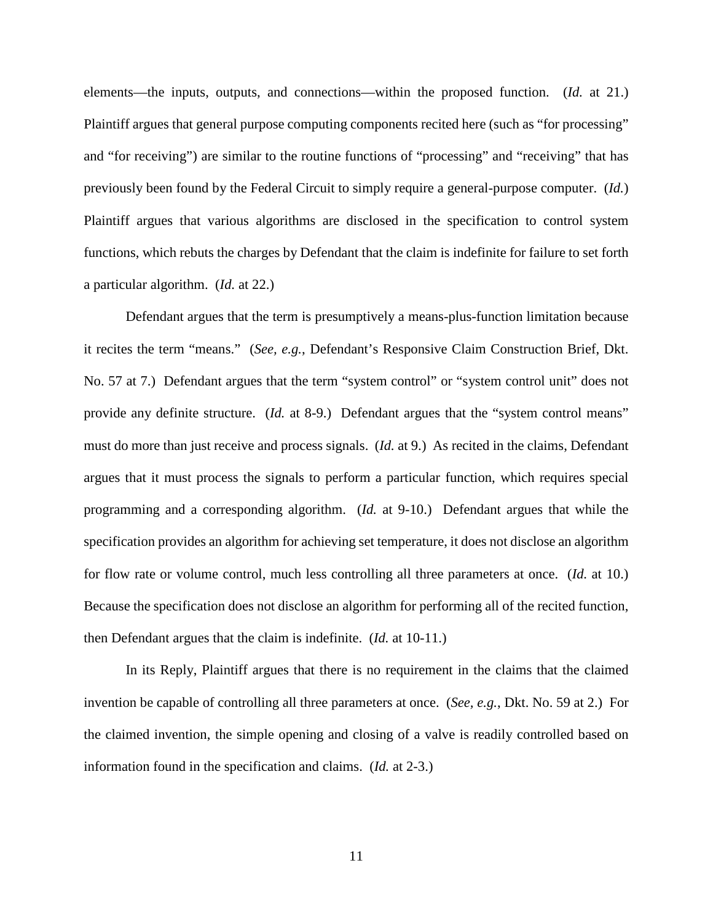elements—the inputs, outputs, and connections—within the proposed function. (*Id.* at 21.) Plaintiff argues that general purpose computing components recited here (such as "for processing" and "for receiving") are similar to the routine functions of "processing" and "receiving" that has previously been found by the Federal Circuit to simply require a general-purpose computer. (*Id.*) Plaintiff argues that various algorithms are disclosed in the specification to control system functions, which rebuts the charges by Defendant that the claim is indefinite for failure to set forth a particular algorithm. (*Id.* at 22.)

Defendant argues that the term is presumptively a means-plus-function limitation because it recites the term "means." (*See, e.g.*, Defendant's Responsive Claim Construction Brief, Dkt. No. 57 at 7.) Defendant argues that the term "system control" or "system control unit" does not provide any definite structure. (*Id.* at 8-9.) Defendant argues that the "system control means" must do more than just receive and process signals. (*Id.* at 9.) As recited in the claims, Defendant argues that it must process the signals to perform a particular function, which requires special programming and a corresponding algorithm. (*Id.* at 9-10.) Defendant argues that while the specification provides an algorithm for achieving set temperature, it does not disclose an algorithm for flow rate or volume control, much less controlling all three parameters at once. (*Id.* at 10.) Because the specification does not disclose an algorithm for performing all of the recited function, then Defendant argues that the claim is indefinite. (*Id.* at 10-11.)

In its Reply, Plaintiff argues that there is no requirement in the claims that the claimed invention be capable of controlling all three parameters at once. (*See, e.g.*, Dkt. No. 59 at 2.) For the claimed invention, the simple opening and closing of a valve is readily controlled based on information found in the specification and claims. (*Id.* at 2-3.)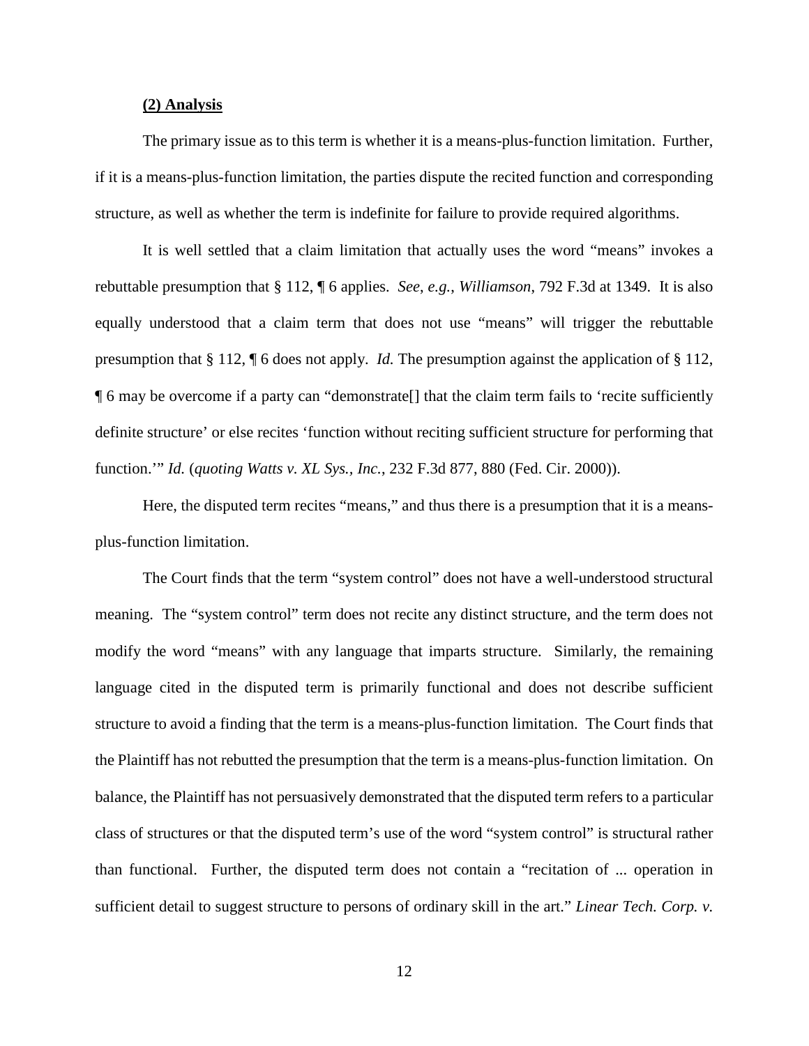**(2) Analysis**

The primary issue as to this term is whether it is a means-plus-function limitation. Further, if it is a means-plus-function limitation, the parties dispute the recited function and corresponding structure, as well as whether the term is indefinite for failure to provide required algorithms.

It is well settled that a claim limitation that actually uses the word "means" invokes a rebuttable presumption that § 112, ¶ 6 applies. *See*, *e.g.*, *Williamson*, 792 F.3d at 1349. It is also equally understood that a claim term that does not use "means" will trigger the rebuttable presumption that § 112, ¶ 6 does not apply. *Id.* The presumption against the application of § 112, ¶ 6 may be overcome if a party can "demonstrate[] that the claim term fails to 'recite sufficiently definite structure' or else recites 'function without reciting sufficient structure for performing that function.'" *Id.* (*quoting Watts v. XL Sys., Inc.*, 232 F.3d 877, 880 (Fed. Cir. 2000)).

Here, the disputed term recites "means," and thus there is a presumption that it is a means-plus-function limitation.

The Court finds that the term "system control" does not have a well-understood structural meaning. The "system control" term does not recite any distinct structure, and the term does not modify the word "means" with any language that imparts structure. Similarly, the remaining language cited in the disputed term is primarily functional and does not describe sufficient structure to avoid a finding that the term is a means-plus-function limitation. The Court finds that the Plaintiff has not rebutted the presumption that the term is a means-plus-function limitation. On balance, the Plaintiff has not persuasively demonstrated that the disputed term refers to a particular class of structures or that the disputed term's use of the word "system control" is structural rather than functional. Further, the disputed term does not contain a "recitation of ... operation in sufficient detail to suggest structure to persons of ordinary skill in the art." *Linear Tech. Corp. v.*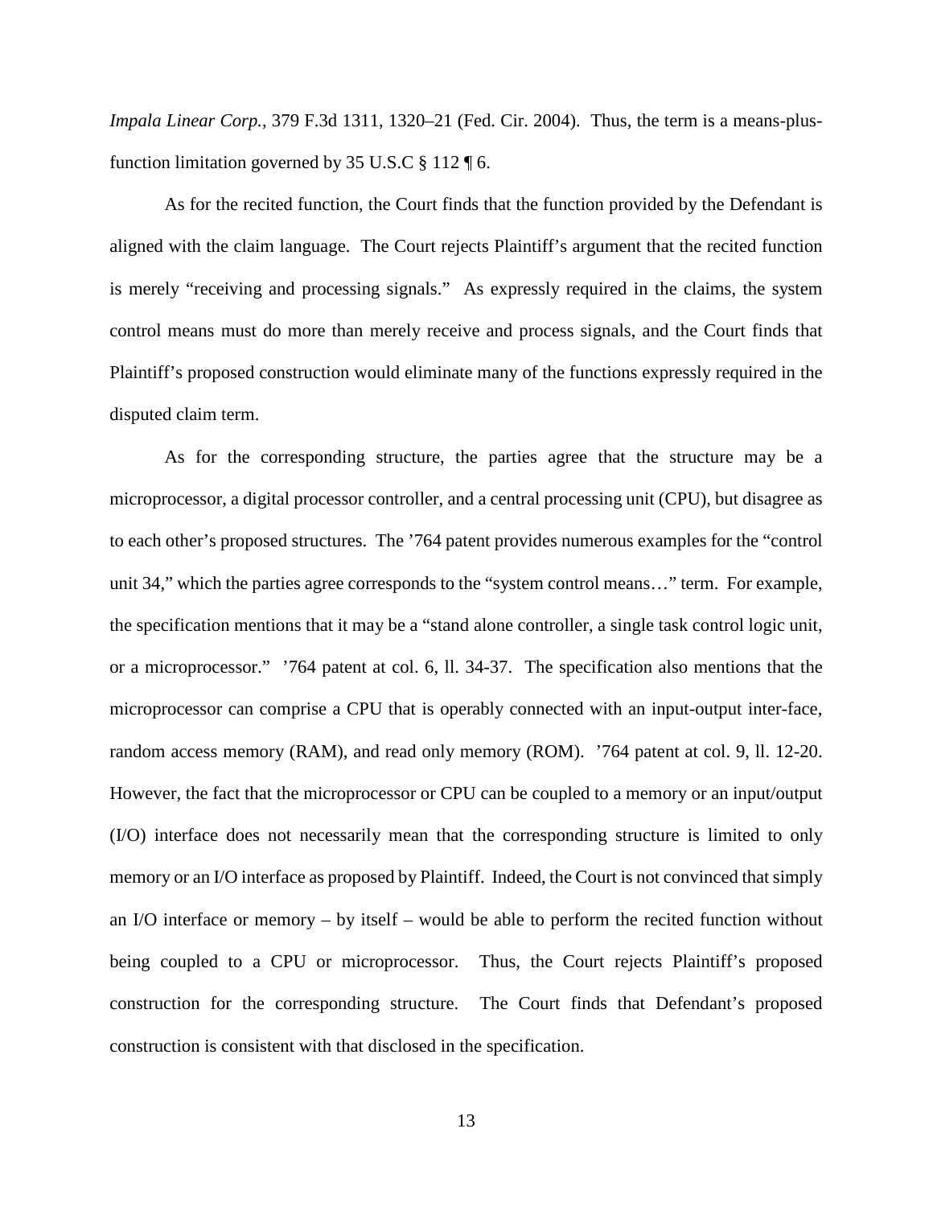*Impala Linear Corp.*, 379 F.3d 1311, 1320–21 (Fed. Cir. 2004). Thus, the term is a means-plus-function limitation governed by 35 U.S.C § 112 ¶ 6.

As for the recited function, the Court finds that the function provided by the Defendant is aligned with the claim language. The Court rejects Plaintiff's argument that the recited function is merely "receiving and processing signals." As expressly required in the claims, the system control means must do more than merely receive and process signals, and the Court finds that Plaintiff's proposed construction would eliminate many of the functions expressly required in the disputed claim term.

As for the corresponding structure, the parties agree that the structure may be a microprocessor, a digital processor controller, and a central processing unit (CPU), but disagree as to each other's proposed structures. The '764 patent provides numerous examples for the "control unit 34," which the parties agree corresponds to the "system control means…" term. For example, the specification mentions that it may be a "stand alone controller, a single task control logic unit, or a microprocessor." '764 patent at col. 6, ll. 34-37. The specification also mentions that the microprocessor can comprise a CPU that is operably connected with an input-output inter-face, random access memory (RAM), and read only memory (ROM). '764 patent at col. 9, ll. 12-20. However, the fact that the microprocessor or CPU can be coupled to a memory or an input/output (I/O) interface does not necessarily mean that the corresponding structure is limited to only memory or an I/O interface as proposed by Plaintiff. Indeed, the Court is not convinced that simply an I/O interface or memory – by itself – would be able to perform the recited function without being coupled to a CPU or microprocessor. Thus, the Court rejects Plaintiff's proposed construction for the corresponding structure. The Court finds that Defendant's proposed construction is consistent with that disclosed in the specification.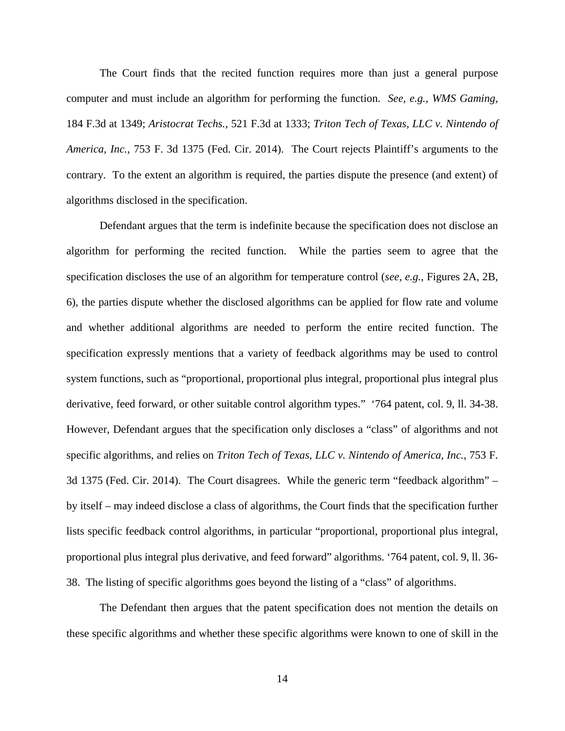The Court finds that the recited function requires more than just a general purpose computer and must include an algorithm for performing the function. *See, e.g., WMS Gaming*, 184 F.3d at 1349; *Aristocrat Techs.*, 521 F.3d at 1333; *Triton Tech of Texas, LLC v. Nintendo of America, Inc.*, 753 F. 3d 1375 (Fed. Cir. 2014). The Court rejects Plaintiff's arguments to the contrary. To the extent an algorithm is required, the parties dispute the presence (and extent) of algorithms disclosed in the specification.

Defendant argues that the term is indefinite because the specification does not disclose an algorithm for performing the recited function. While the parties seem to agree that the specification discloses the use of an algorithm for temperature control (*see, e.g.*, Figures 2A, 2B, 6), the parties dispute whether the disclosed algorithms can be applied for flow rate and volume and whether additional algorithms are needed to perform the entire recited function. The specification expressly mentions that a variety of feedback algorithms may be used to control system functions, such as "proportional, proportional plus integral, proportional plus integral plus derivative, feed forward, or other suitable control algorithm types." '764 patent, col. 9, ll. 34-38. However, Defendant argues that the specification only discloses a "class" of algorithms and not specific algorithms, and relies on *Triton Tech of Texas, LLC v. Nintendo of America, Inc.*, 753 F. 3d 1375 (Fed. Cir. 2014). The Court disagrees. While the generic term "feedback algorithm" – by itself – may indeed disclose a class of algorithms, the Court finds that the specification further lists specific feedback control algorithms, in particular "proportional, proportional plus integral, proportional plus integral plus derivative, and feed forward" algorithms. '764 patent, col. 9, ll. 36-38. The listing of specific algorithms goes beyond the listing of a "class" of algorithms.

The Defendant then argues that the patent specification does not mention the details on these specific algorithms and whether these specific algorithms were known to one of skill in the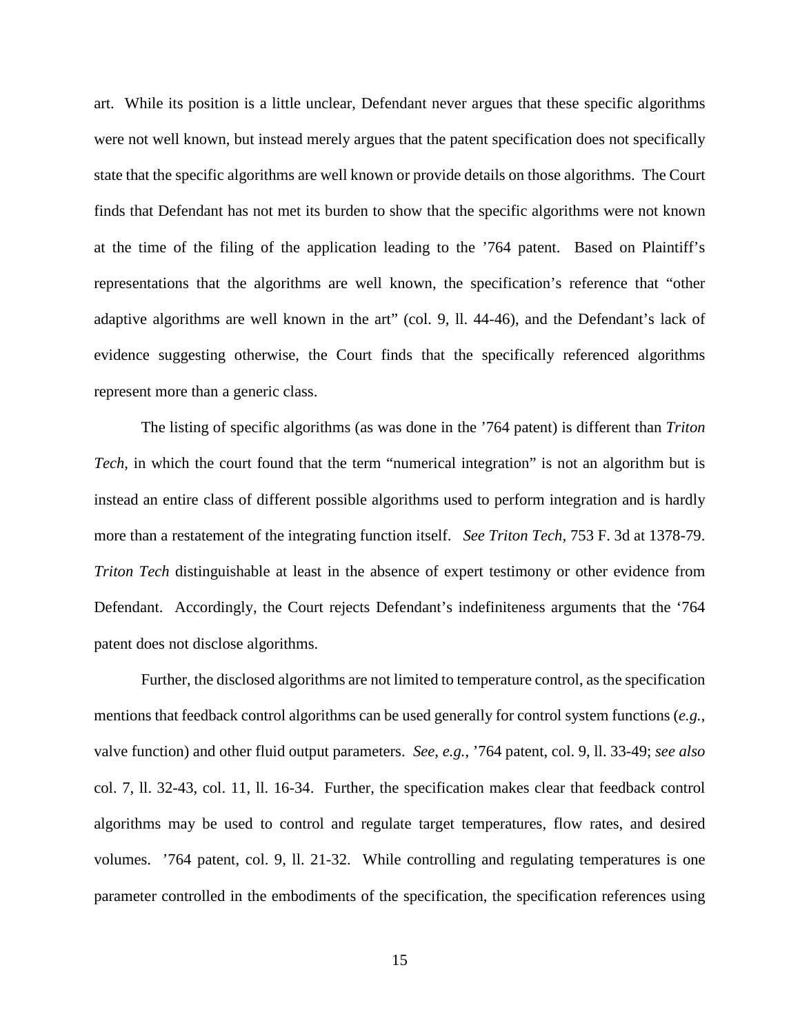art. While its position is a little unclear, Defendant never argues that these specific algorithms were not well known, but instead merely argues that the patent specification does not specifically state that the specific algorithms are well known or provide details on those algorithms. The Court finds that Defendant has not met its burden to show that the specific algorithms were not known at the time of the filing of the application leading to the ’764 patent. Based on Plaintiff’s representations that the algorithms are well known, the specification’s reference that “other adaptive algorithms are well known in the art” (col. 9, ll. 44-46), and the Defendant’s lack of evidence suggesting otherwise, the Court finds that the specifically referenced algorithms represent more than a generic class.

The listing of specific algorithms (as was done in the ’764 patent) is different than *Triton Tech*, in which the court found that the term “numerical integration” is not an algorithm but is instead an entire class of different possible algorithms used to perform integration and is hardly more than a restatement of the integrating function itself. *See Triton Tech,* 753 F. 3d at 1378-79. *Triton Tech* distinguishable at least in the absence of expert testimony or other evidence from Defendant. Accordingly, the Court rejects Defendant’s indefiniteness arguments that the ‘764 patent does not disclose algorithms.

Further, the disclosed algorithms are not limited to temperature control, as the specification mentions that feedback control algorithms can be used generally for control system functions (*e.g.*, valve function) and other fluid output parameters. *See, e.g.*, ’764 patent, col. 9, ll. 33-49; *see also* col. 7, ll. 32-43, col. 11, ll. 16-34. Further, the specification makes clear that feedback control algorithms may be used to control and regulate target temperatures, flow rates, and desired volumes. ’764 patent, col. 9, ll. 21-32. While controlling and regulating temperatures is one parameter controlled in the embodiments of the specification, the specification references using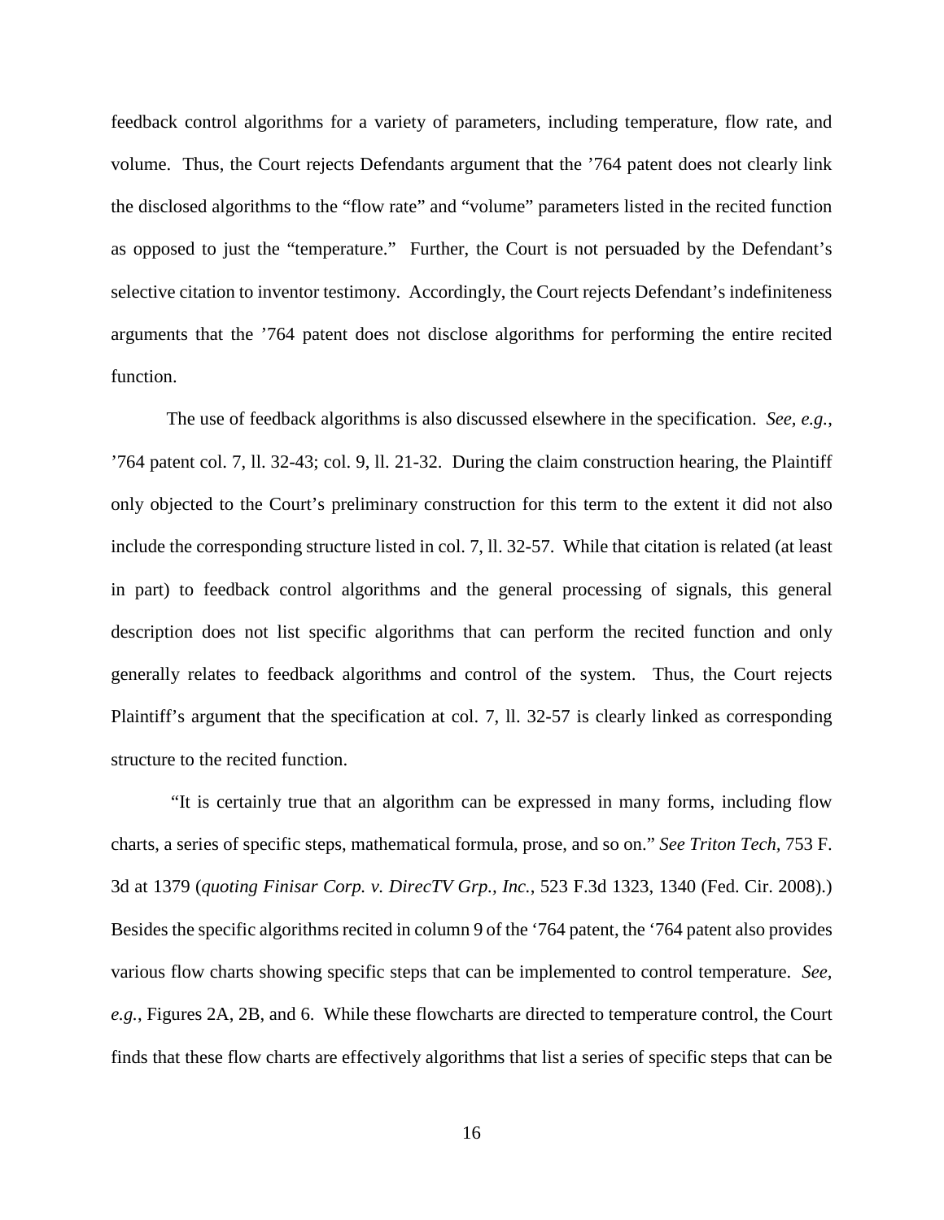feedback control algorithms for a variety of parameters, including temperature, flow rate, and volume. Thus, the Court rejects Defendants argument that the '764 patent does not clearly link the disclosed algorithms to the "flow rate" and "volume" parameters listed in the recited function as opposed to just the "temperature." Further, the Court is not persuaded by the Defendant's selective citation to inventor testimony. Accordingly, the Court rejects Defendant's indefiniteness arguments that the '764 patent does not disclose algorithms for performing the entire recited function.

The use of feedback algorithms is also discussed elsewhere in the specification. *See, e.g.*, '764 patent col. 7, ll. 32-43; col. 9, ll. 21-32. During the claim construction hearing, the Plaintiff only objected to the Court's preliminary construction for this term to the extent it did not also include the corresponding structure listed in col. 7, ll. 32-57. While that citation is related (at least in part) to feedback control algorithms and the general processing of signals, this general description does not list specific algorithms that can perform the recited function and only generally relates to feedback algorithms and control of the system. Thus, the Court rejects Plaintiff's argument that the specification at col. 7, ll. 32-57 is clearly linked as corresponding structure to the recited function.

"It is certainly true that an algorithm can be expressed in many forms, including flow charts, a series of specific steps, mathematical formula, prose, and so on." *See Triton Tech*, 753 F. 3d at 1379 (*quoting Finisar Corp. v. DirecTV Grp., Inc.*, 523 F.3d 1323, 1340 (Fed. Cir. 2008).) Besides the specific algorithms recited in column 9 of the '764 patent, the '764 patent also provides various flow charts showing specific steps that can be implemented to control temperature. *See, e.g.*, Figures 2A, 2B, and 6. While these flowcharts are directed to temperature control, the Court finds that these flow charts are effectively algorithms that list a series of specific steps that can be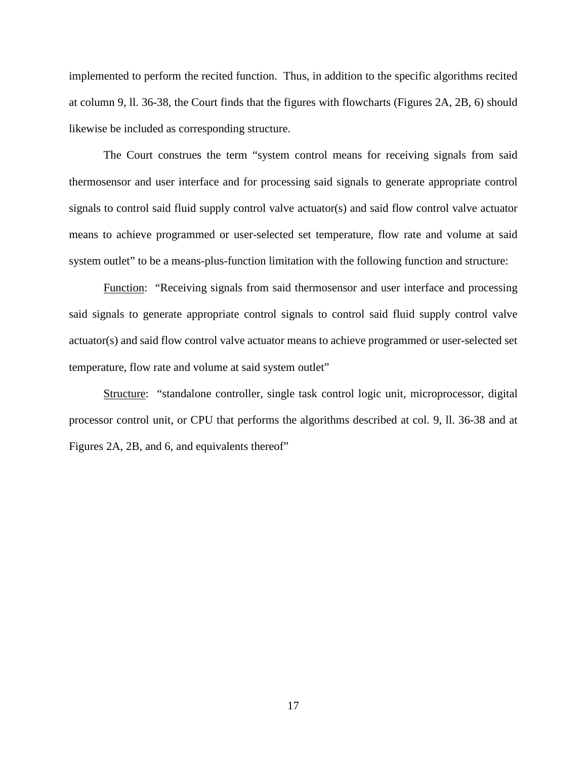implemented to perform the recited function. Thus, in addition to the specific algorithms recited at column 9, ll. 36-38, the Court finds that the figures with flowcharts (Figures 2A, 2B, 6) should likewise be included as corresponding structure.

The Court construes the term "system control means for receiving signals from said thermosensor and user interface and for processing said signals to generate appropriate control signals to control said fluid supply control valve actuator(s) and said flow control valve actuator means to achieve programmed or user-selected set temperature, flow rate and volume at said system outlet" to be a means-plus-function limitation with the following function and structure:

<u>Function</u>: "Receiving signals from said thermosensor and user interface and processing said signals to generate appropriate control signals to control said fluid supply control valve actuator(s) and said flow control valve actuator means to achieve programmed or user-selected set temperature, flow rate and volume at said system outlet"

<u>Structure</u>: "standalone controller, single task control logic unit, microprocessor, digital processor control unit, or CPU that performs the algorithms described at col. 9, ll. 36-38 and at Figures 2A, 2B, and 6, and equivalents thereof"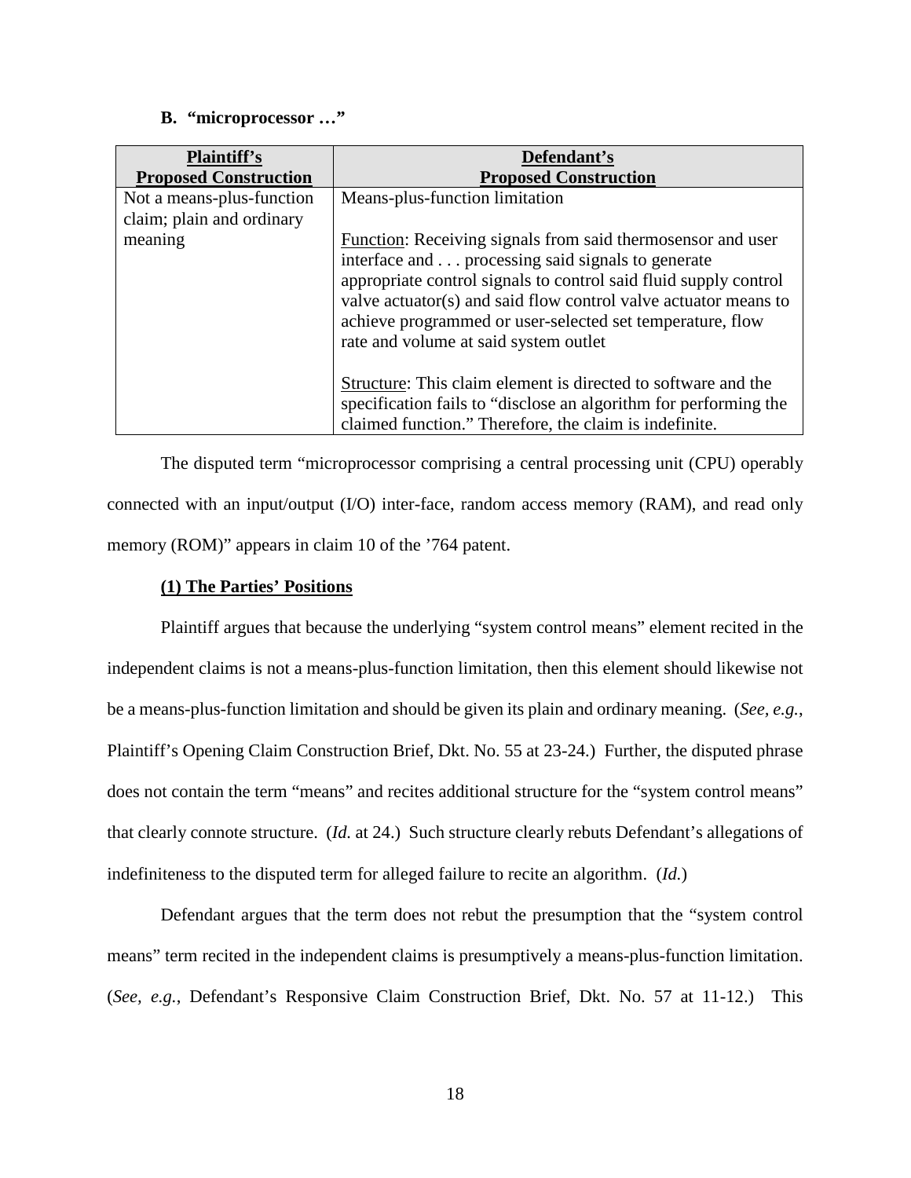### B. "microprocessor …"

| **Plaintiff's Proposed Construction** | **Defendant's Proposed Construction** |
|---|---|
| Not a means-plus-function claim; plain and ordinary meaning | Means-plus-function limitation<br><br>Function: Receiving signals from said thermosensor and user interface and . . . processing said signals to generate appropriate control signals to control said fluid supply control valve actuator(s) and said flow control valve actuator means to achieve programmed or user-selected set temperature, flow rate and volume at said system outlet<br><br>Structure: This claim element is directed to software and the specification fails to "disclose an algorithm for performing the claimed function." Therefore, the claim is indefinite. |

The disputed term "microprocessor comprising a central processing unit (CPU) operably connected with an input/output (I/O) inter-face, random access memory (RAM), and read only memory (ROM)" appears in claim 10 of the '764 patent.

**(1) The Parties' Positions**

Plaintiff argues that because the underlying "system control means" element recited in the independent claims is not a means-plus-function limitation, then this element should likewise not be a means-plus-function limitation and should be given its plain and ordinary meaning. (*See, e.g.*, Plaintiff's Opening Claim Construction Brief, Dkt. No. 55 at 23-24.) Further, the disputed phrase does not contain the term "means" and recites additional structure for the "system control means" that clearly connote structure. (*Id.* at 24.) Such structure clearly rebuts Defendant's allegations of indefiniteness to the disputed term for alleged failure to recite an algorithm. (*Id.*)

Defendant argues that the term does not rebut the presumption that the "system control means" term recited in the independent claims is presumptively a means-plus-function limitation. (*See, e.g.*, Defendant's Responsive Claim Construction Brief, Dkt. No. 57 at 11-12.) This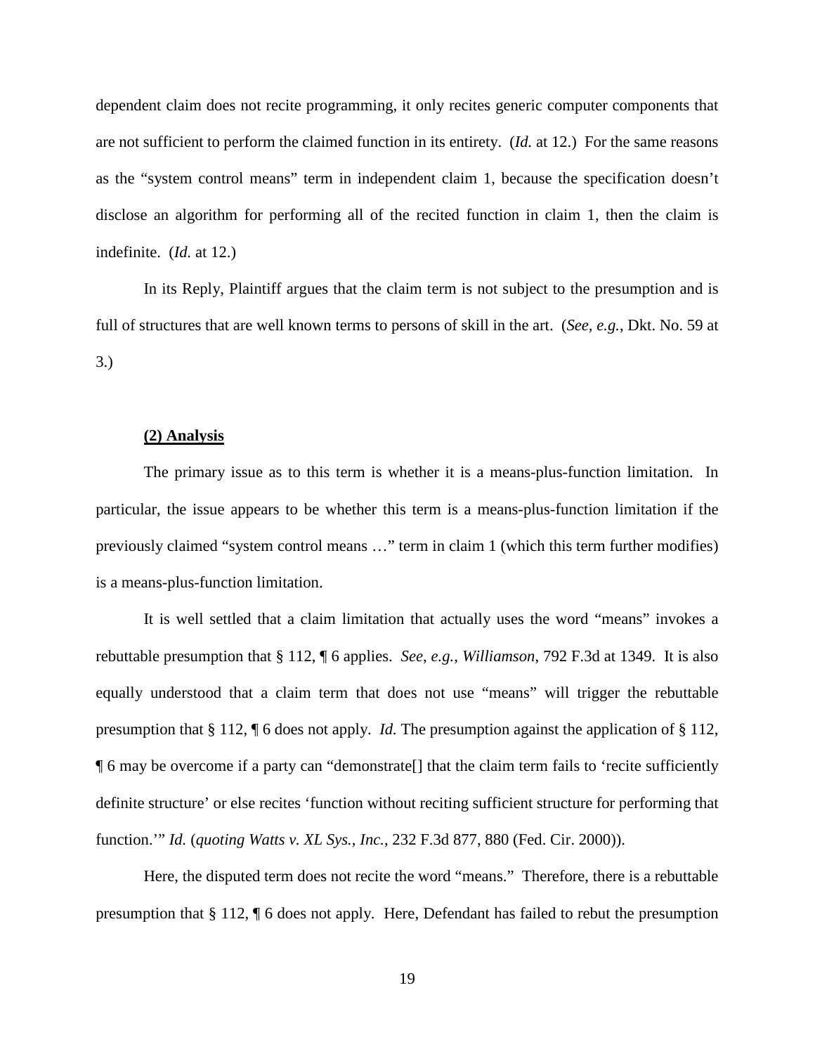dependent claim does not recite programming, it only recites generic computer components that are not sufficient to perform the claimed function in its entirety. (*Id.* at 12.) For the same reasons as the "system control means" term in independent claim 1, because the specification doesn't disclose an algorithm for performing all of the recited function in claim 1, then the claim is indefinite. (*Id.* at 12.)

In its Reply, Plaintiff argues that the claim term is not subject to the presumption and is full of structures that are well known terms to persons of skill in the art. (*See, e.g.*, Dkt. No. 59 at 3.)

**(2) Analysis**

The primary issue as to this term is whether it is a means-plus-function limitation. In particular, the issue appears to be whether this term is a means-plus-function limitation if the previously claimed "system control means …" term in claim 1 (which this term further modifies) is a means-plus-function limitation.

It is well settled that a claim limitation that actually uses the word "means" invokes a rebuttable presumption that § 112, ¶ 6 applies. *See, e.g.*, *Williamson*, 792 F.3d at 1349. It is also equally understood that a claim term that does not use "means" will trigger the rebuttable presumption that § 112, ¶ 6 does not apply. *Id.* The presumption against the application of § 112, ¶ 6 may be overcome if a party can "demonstrate[] that the claim term fails to 'recite sufficiently definite structure' or else recites 'function without reciting sufficient structure for performing that function.'" *Id.* (*quoting Watts v. XL Sys., Inc.*, 232 F.3d 877, 880 (Fed. Cir. 2000)).

Here, the disputed term does not recite the word "means." Therefore, there is a rebuttable presumption that § 112, ¶ 6 does not apply. Here, Defendant has failed to rebut the presumption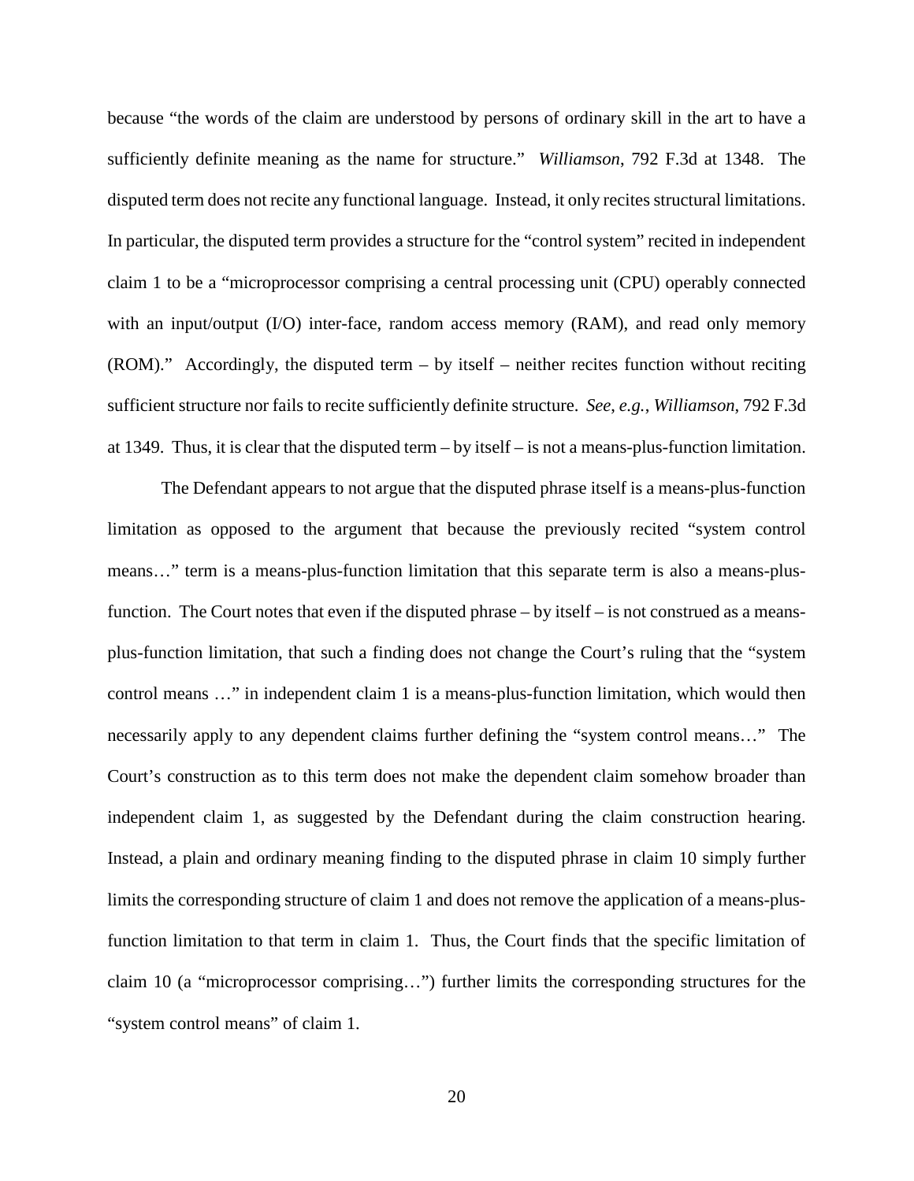because "the words of the claim are understood by persons of ordinary skill in the art to have a sufficiently definite meaning as the name for structure." *Williamson*, 792 F.3d at 1348. The disputed term does not recite any functional language. Instead, it only recites structural limitations. In particular, the disputed term provides a structure for the "control system" recited in independent claim 1 to be a "microprocessor comprising a central processing unit (CPU) operably connected with an input/output (I/O) inter-face, random access memory (RAM), and read only memory (ROM)." Accordingly, the disputed term – by itself – neither recites function without reciting sufficient structure nor fails to recite sufficiently definite structure. *See*, *e.g.*, *Williamson*, 792 F.3d at 1349. Thus, it is clear that the disputed term – by itself – is not a means-plus-function limitation.

The Defendant appears to not argue that the disputed phrase itself is a means-plus-function limitation as opposed to the argument that because the previously recited "system control means…" term is a means-plus-function limitation that this separate term is also a means-plus-function. The Court notes that even if the disputed phrase – by itself – is not construed as a means-plus-function limitation, that such a finding does not change the Court's ruling that the "system control means …" in independent claim 1 is a means-plus-function limitation, which would then necessarily apply to any dependent claims further defining the "system control means…" The Court's construction as to this term does not make the dependent claim somehow broader than independent claim 1, as suggested by the Defendant during the claim construction hearing. Instead, a plain and ordinary meaning finding to the disputed phrase in claim 10 simply further limits the corresponding structure of claim 1 and does not remove the application of a means-plus-function limitation to that term in claim 1. Thus, the Court finds that the specific limitation of claim 10 (a "microprocessor comprising…") further limits the corresponding structures for the "system control means" of claim 1.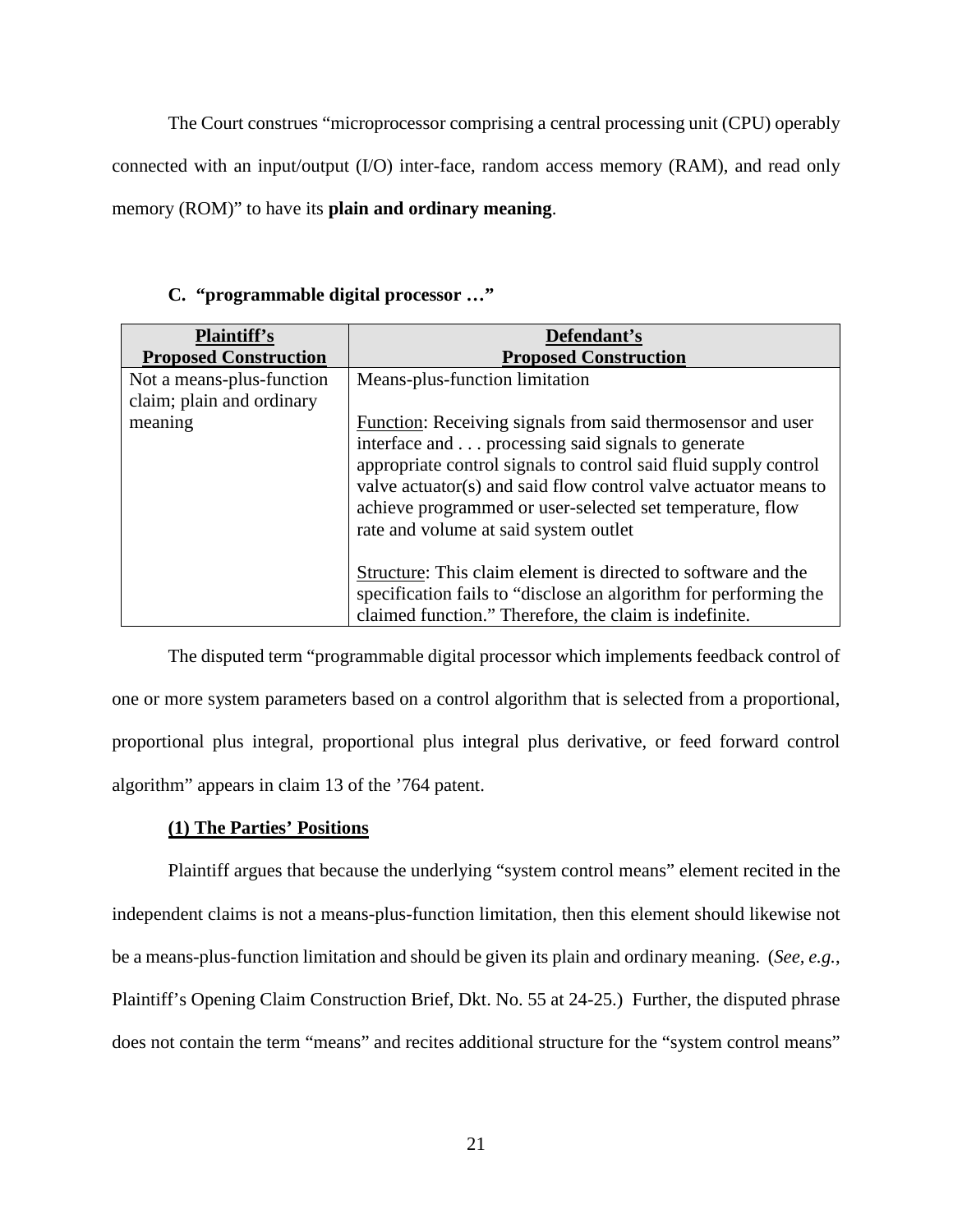The Court construes "microprocessor comprising a central processing unit (CPU) operably connected with an input/output (I/O) inter-face, random access memory (RAM), and read only memory (ROM)" to have its **plain and ordinary meaning**.

### C. "programmable digital processor …"

| Plaintiff's Proposed Construction | Defendant's Proposed Construction |
|---|---|
| Not a means-plus-function claim; plain and ordinary meaning | Means-plus-function limitation<br><br>Function: Receiving signals from said thermosensor and user interface and . . . processing said signals to generate appropriate control signals to control said fluid supply control valve actuator(s) and said flow control valve actuator means to achieve programmed or user-selected set temperature, flow rate and volume at said system outlet<br><br>Structure: This claim element is directed to software and the specification fails to "disclose an algorithm for performing the claimed function." Therefore, the claim is indefinite. |

The disputed term "programmable digital processor which implements feedback control of one or more system parameters based on a control algorithm that is selected from a proportional, proportional plus integral, proportional plus integral plus derivative, or feed forward control algorithm" appears in claim 13 of the '764 patent.

**(1) The Parties' Positions**

Plaintiff argues that because the underlying "system control means" element recited in the independent claims is not a means-plus-function limitation, then this element should likewise not be a means-plus-function limitation and should be given its plain and ordinary meaning. (*See, e.g.*, Plaintiff's Opening Claim Construction Brief, Dkt. No. 55 at 24-25.) Further, the disputed phrase does not contain the term "means" and recites additional structure for the "system control means"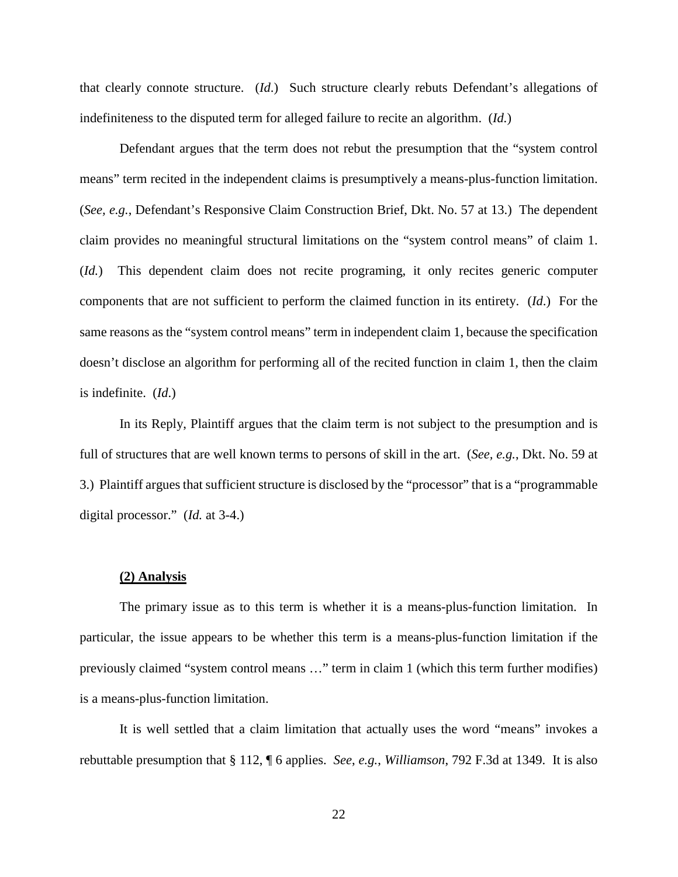that clearly connote structure. (*Id.*) Such structure clearly rebuts Defendant's allegations of indefiniteness to the disputed term for alleged failure to recite an algorithm. (*Id.*)

Defendant argues that the term does not rebut the presumption that the "system control means" term recited in the independent claims is presumptively a means-plus-function limitation. (*See, e.g.*, Defendant's Responsive Claim Construction Brief, Dkt. No. 57 at 13.) The dependent claim provides no meaningful structural limitations on the "system control means" of claim 1. (*Id.*) This dependent claim does not recite programing, it only recites generic computer components that are not sufficient to perform the claimed function in its entirety. (*Id.*) For the same reasons as the "system control means" term in independent claim 1, because the specification doesn't disclose an algorithm for performing all of the recited function in claim 1, then the claim is indefinite. (*Id.*)

In its Reply, Plaintiff argues that the claim term is not subject to the presumption and is full of structures that are well known terms to persons of skill in the art. (*See, e.g.*, Dkt. No. 59 at 3.) Plaintiff argues that sufficient structure is disclosed by the "processor" that is a "programmable digital processor." (*Id.* at 3-4.)

**(2) Analysis**

The primary issue as to this term is whether it is a means-plus-function limitation. In particular, the issue appears to be whether this term is a means-plus-function limitation if the previously claimed "system control means …" term in claim 1 (which this term further modifies) is a means-plus-function limitation.

It is well settled that a claim limitation that actually uses the word "means" invokes a rebuttable presumption that § 112, ¶ 6 applies. *See*, *e.g.*, *Williamson*, 792 F.3d at 1349. It is also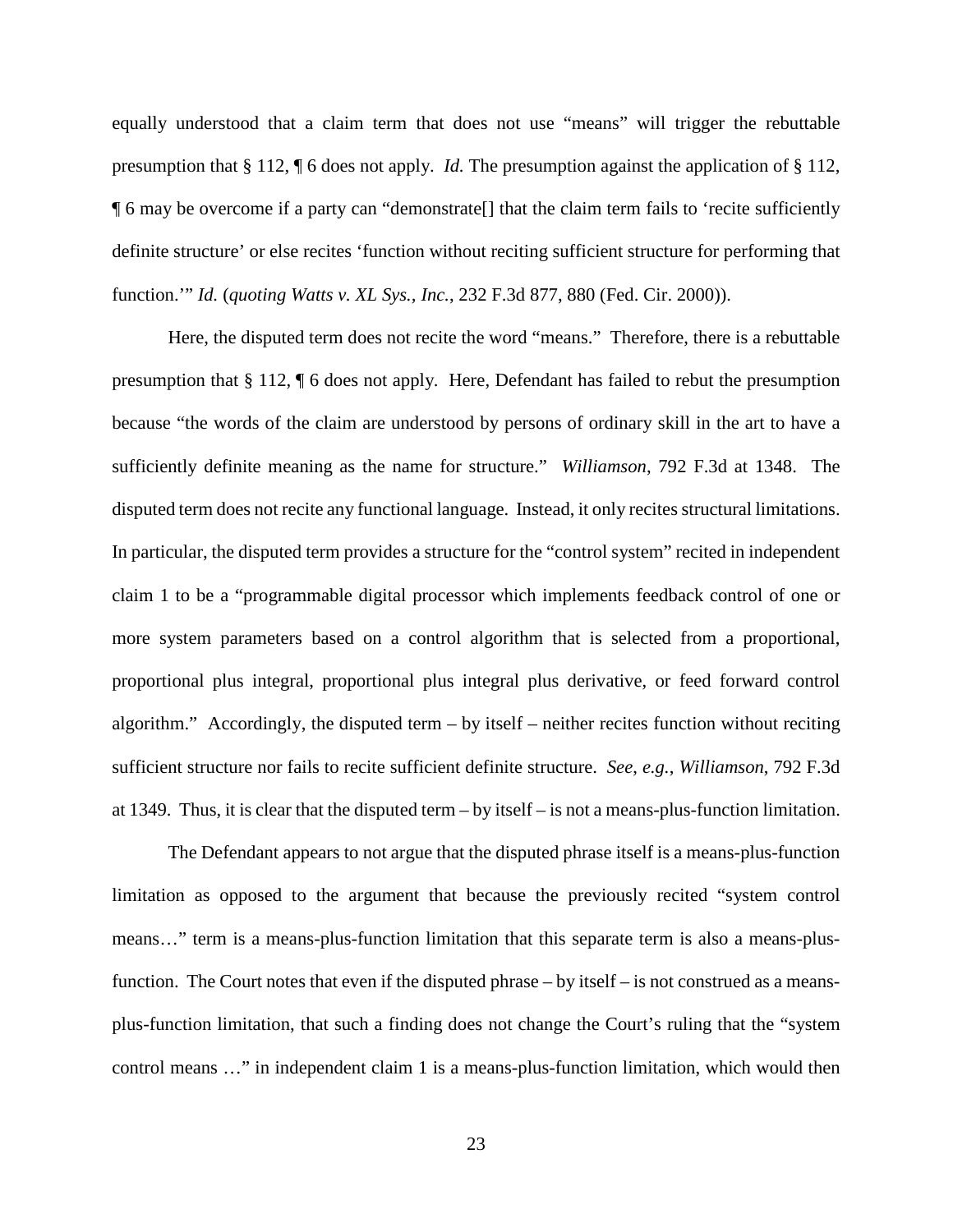equally understood that a claim term that does not use "means" will trigger the rebuttable presumption that § 112, ¶ 6 does not apply. *Id.* The presumption against the application of § 112, ¶ 6 may be overcome if a party can "demonstrate[] that the claim term fails to 'recite sufficiently definite structure' or else recites 'function without reciting sufficient structure for performing that function.'" *Id.* (*quoting Watts v. XL Sys., Inc.*, 232 F.3d 877, 880 (Fed. Cir. 2000)).

Here, the disputed term does not recite the word "means." Therefore, there is a rebuttable presumption that § 112, ¶ 6 does not apply. Here, Defendant has failed to rebut the presumption because "the words of the claim are understood by persons of ordinary skill in the art to have a sufficiently definite meaning as the name for structure." *Williamson*, 792 F.3d at 1348. The disputed term does not recite any functional language. Instead, it only recites structural limitations. In particular, the disputed term provides a structure for the "control system" recited in independent claim 1 to be a "programmable digital processor which implements feedback control of one or more system parameters based on a control algorithm that is selected from a proportional, proportional plus integral, proportional plus integral plus derivative, or feed forward control algorithm." Accordingly, the disputed term – by itself – neither recites function without reciting sufficient structure nor fails to recite sufficient definite structure. *See, e.g.*, *Williamson*, 792 F.3d at 1349. Thus, it is clear that the disputed term – by itself – is not a means-plus-function limitation.

The Defendant appears to not argue that the disputed phrase itself is a means-plus-function limitation as opposed to the argument that because the previously recited "system control means…" term is a means-plus-function limitation that this separate term is also a means-plus-function. The Court notes that even if the disputed phrase – by itself – is not construed as a means-plus-function limitation, that such a finding does not change the Court's ruling that the "system control means …" in independent claim 1 is a means-plus-function limitation, which would then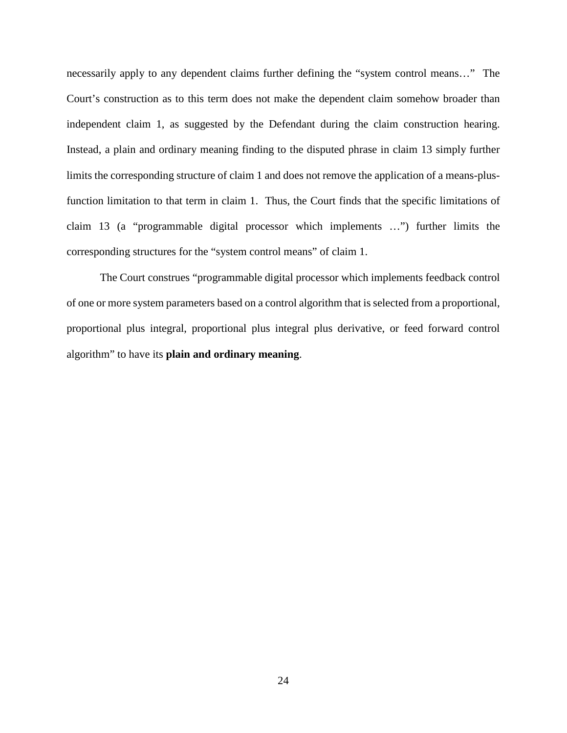necessarily apply to any dependent claims further defining the "system control means…" The Court's construction as to this term does not make the dependent claim somehow broader than independent claim 1, as suggested by the Defendant during the claim construction hearing. Instead, a plain and ordinary meaning finding to the disputed phrase in claim 13 simply further limits the corresponding structure of claim 1 and does not remove the application of a means-plus-function limitation to that term in claim 1. Thus, the Court finds that the specific limitations of claim 13 (a "programmable digital processor which implements …") further limits the corresponding structures for the "system control means" of claim 1.

The Court construes "programmable digital processor which implements feedback control of one or more system parameters based on a control algorithm that is selected from a proportional, proportional plus integral, proportional plus integral plus derivative, or feed forward control algorithm" to have its **plain and ordinary meaning**.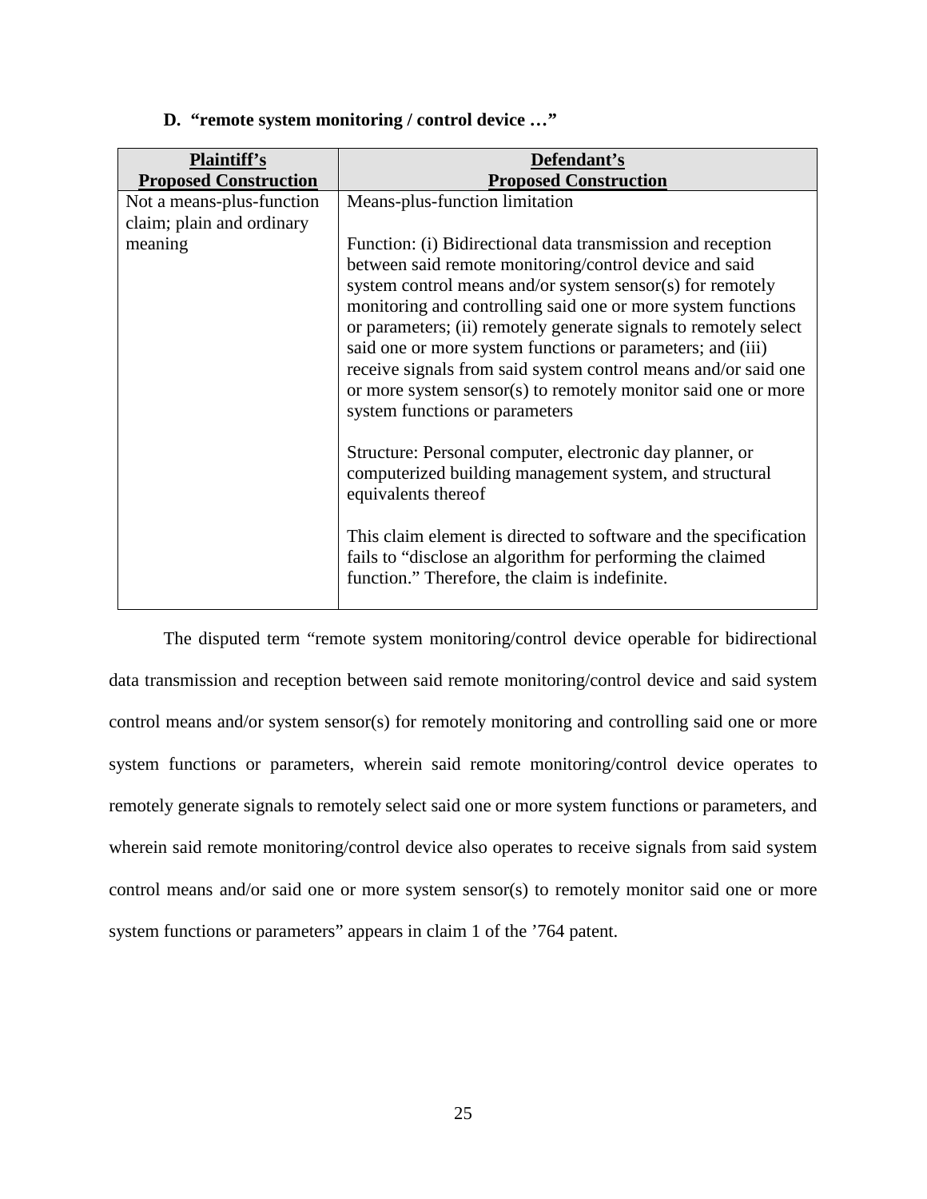### D. "remote system monitoring / control device …"

| Plaintiff's Proposed Construction | Defendant's Proposed Construction |
| --- | --- |
| Not a means-plus-function claim; plain and ordinary meaning | Means-plus-function limitation<br><br>Function: (i) Bidirectional data transmission and reception between said remote monitoring/control device and said system control means and/or system sensor(s) for remotely monitoring and controlling said one or more system functions or parameters; (ii) remotely generate signals to remotely select said one or more system functions or parameters; and (iii) receive signals from said system control means and/or said one or more system sensor(s) to remotely monitor said one or more system functions or parameters<br><br>Structure: Personal computer, electronic day planner, or computerized building management system, and structural equivalents thereof<br><br>This claim element is directed to software and the specification fails to "disclose an algorithm for performing the claimed function." Therefore, the claim is indefinite. |

The disputed term "remote system monitoring/control device operable for bidirectional data transmission and reception between said remote monitoring/control device and said system control means and/or system sensor(s) for remotely monitoring and controlling said one or more system functions or parameters, wherein said remote monitoring/control device operates to remotely generate signals to remotely select said one or more system functions or parameters, and wherein said remote monitoring/control device also operates to receive signals from said system control means and/or said one or more system sensor(s) to remotely monitor said one or more system functions or parameters" appears in claim 1 of the '764 patent.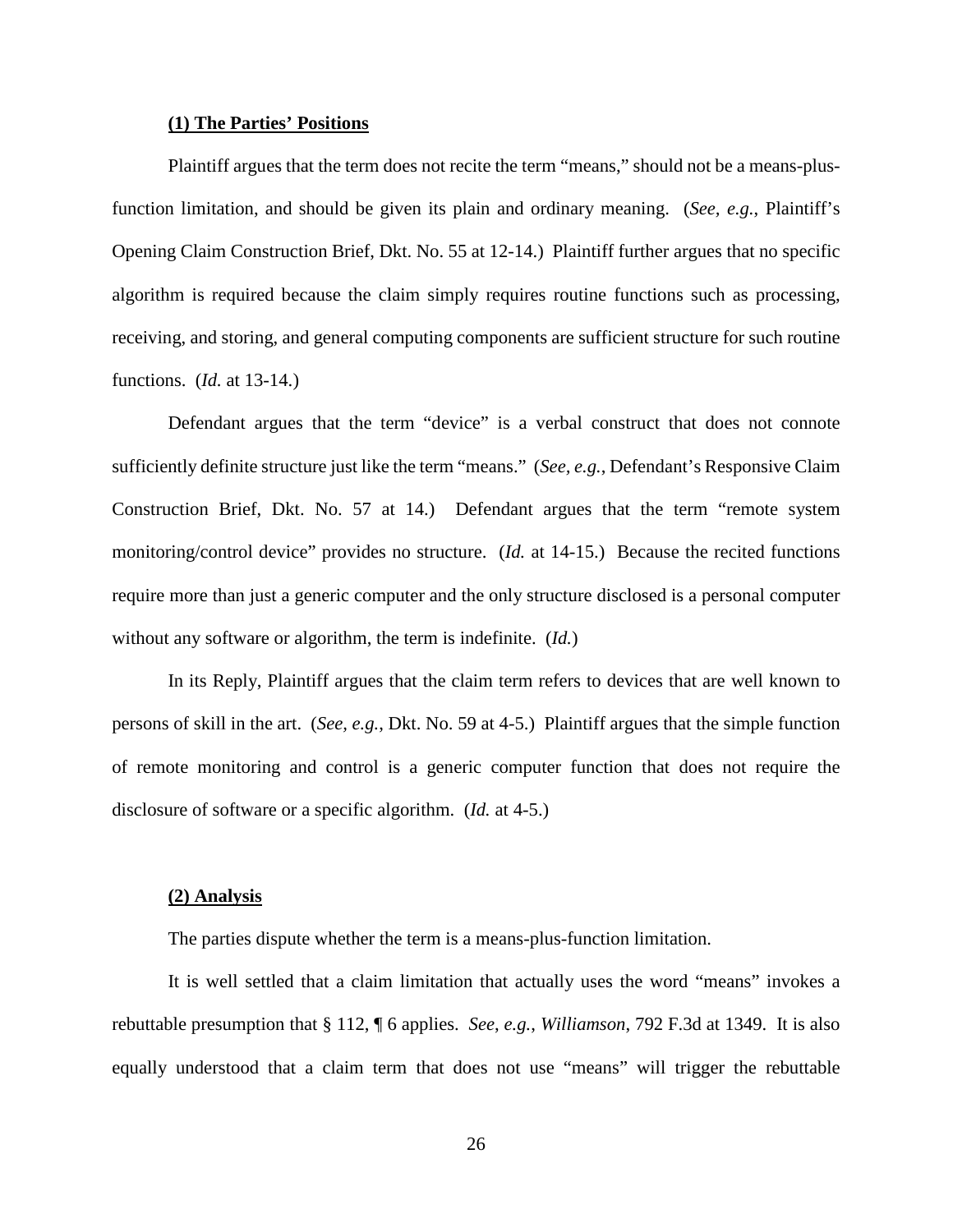**(1) The Parties' Positions**

Plaintiff argues that the term does not recite the term "means," should not be a means-plus-function limitation, and should be given its plain and ordinary meaning. (*See, e.g.*, Plaintiff's Opening Claim Construction Brief, Dkt. No. 55 at 12-14.) Plaintiff further argues that no specific algorithm is required because the claim simply requires routine functions such as processing, receiving, and storing, and general computing components are sufficient structure for such routine functions. (*Id.* at 13-14.)

Defendant argues that the term "device" is a verbal construct that does not connote sufficiently definite structure just like the term "means." (*See, e.g.*, Defendant's Responsive Claim Construction Brief, Dkt. No. 57 at 14.) Defendant argues that the term "remote system monitoring/control device" provides no structure. (*Id.* at 14-15.) Because the recited functions require more than just a generic computer and the only structure disclosed is a personal computer without any software or algorithm, the term is indefinite. (*Id.*)

In its Reply, Plaintiff argues that the claim term refers to devices that are well known to persons of skill in the art. (*See, e.g.*, Dkt. No. 59 at 4-5.) Plaintiff argues that the simple function of remote monitoring and control is a generic computer function that does not require the disclosure of software or a specific algorithm. (*Id.* at 4-5.)

**(2) Analysis**

The parties dispute whether the term is a means-plus-function limitation.

It is well settled that a claim limitation that actually uses the word "means" invokes a rebuttable presumption that § 112, ¶ 6 applies. *See*, *e.g.*, *Williamson*, 792 F.3d at 1349. It is also equally understood that a claim term that does not use "means" will trigger the rebuttable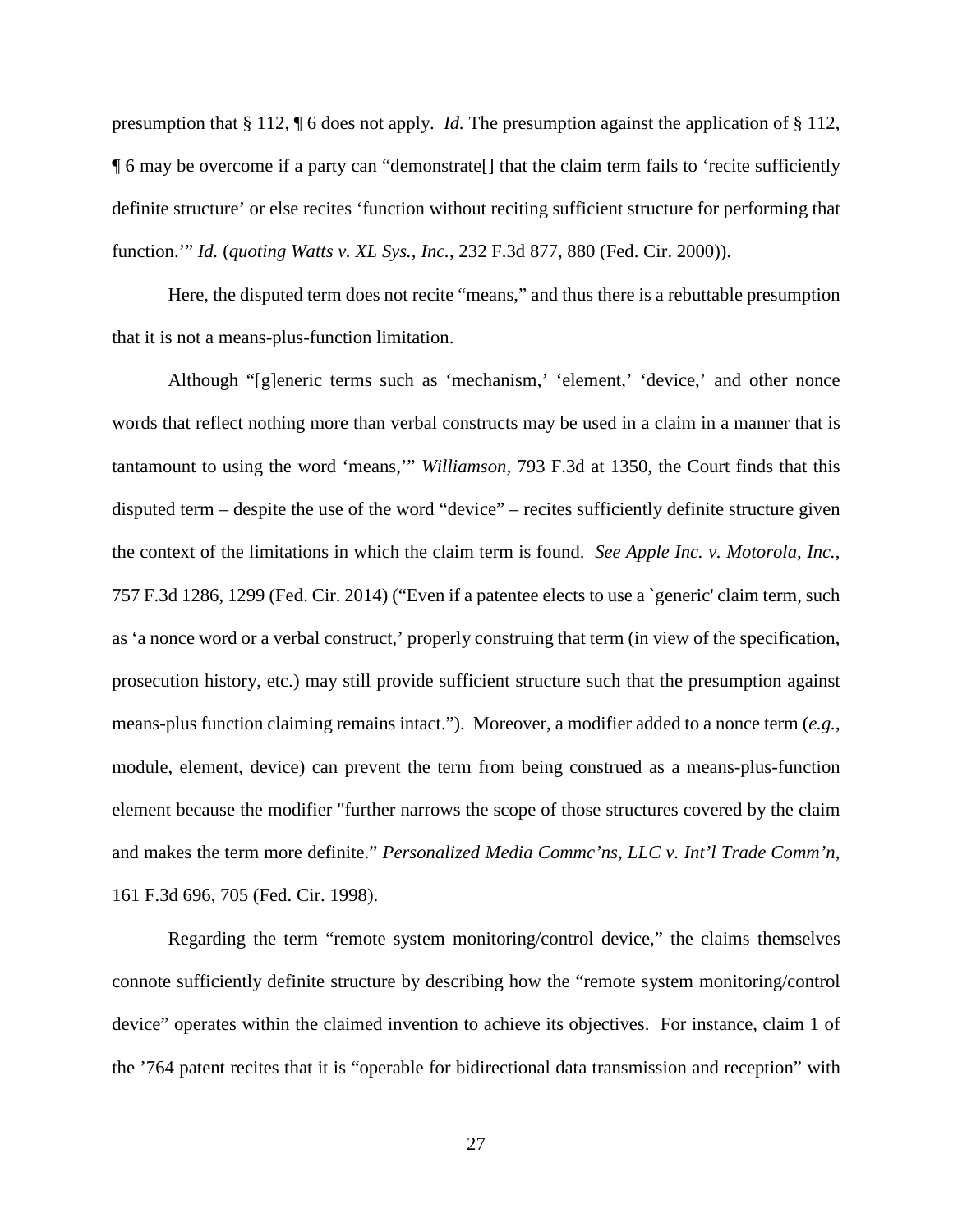presumption that § 112, ¶ 6 does not apply. *Id.* The presumption against the application of § 112, ¶ 6 may be overcome if a party can "demonstrate[] that the claim term fails to 'recite sufficiently definite structure' or else recites 'function without reciting sufficient structure for performing that function.'" *Id.* (*quoting Watts v. XL Sys., Inc.*, 232 F.3d 877, 880 (Fed. Cir. 2000)).

Here, the disputed term does not recite "means," and thus there is a rebuttable presumption that it is not a means-plus-function limitation.

Although "[g]eneric terms such as 'mechanism,' 'element,' 'device,' and other nonce words that reflect nothing more than verbal constructs may be used in a claim in a manner that is tantamount to using the word 'means,'" *Williamson,* 793 F.3d at 1350, the Court finds that this disputed term – despite the use of the word "device" – recites sufficiently definite structure given the context of the limitations in which the claim term is found. *See Apple Inc. v. Motorola, Inc.*, 757 F.3d 1286, 1299 (Fed. Cir. 2014) ("Even if a patentee elects to use a `generic' claim term, such as 'a nonce word or a verbal construct,' properly construing that term (in view of the specification, prosecution history, etc.) may still provide sufficient structure such that the presumption against means-plus function claiming remains intact."). Moreover, a modifier added to a nonce term (*e.g.*, module, element, device) can prevent the term from being construed as a means-plus-function element because the modifier "further narrows the scope of those structures covered by the claim and makes the term more definite." *Personalized Media Commc'ns, LLC v. Int'l Trade Comm'n*, 161 F.3d 696, 705 (Fed. Cir. 1998).

Regarding the term "remote system monitoring/control device," the claims themselves connote sufficiently definite structure by describing how the "remote system monitoring/control device" operates within the claimed invention to achieve its objectives. For instance, claim 1 of the '764 patent recites that it is "operable for bidirectional data transmission and reception" with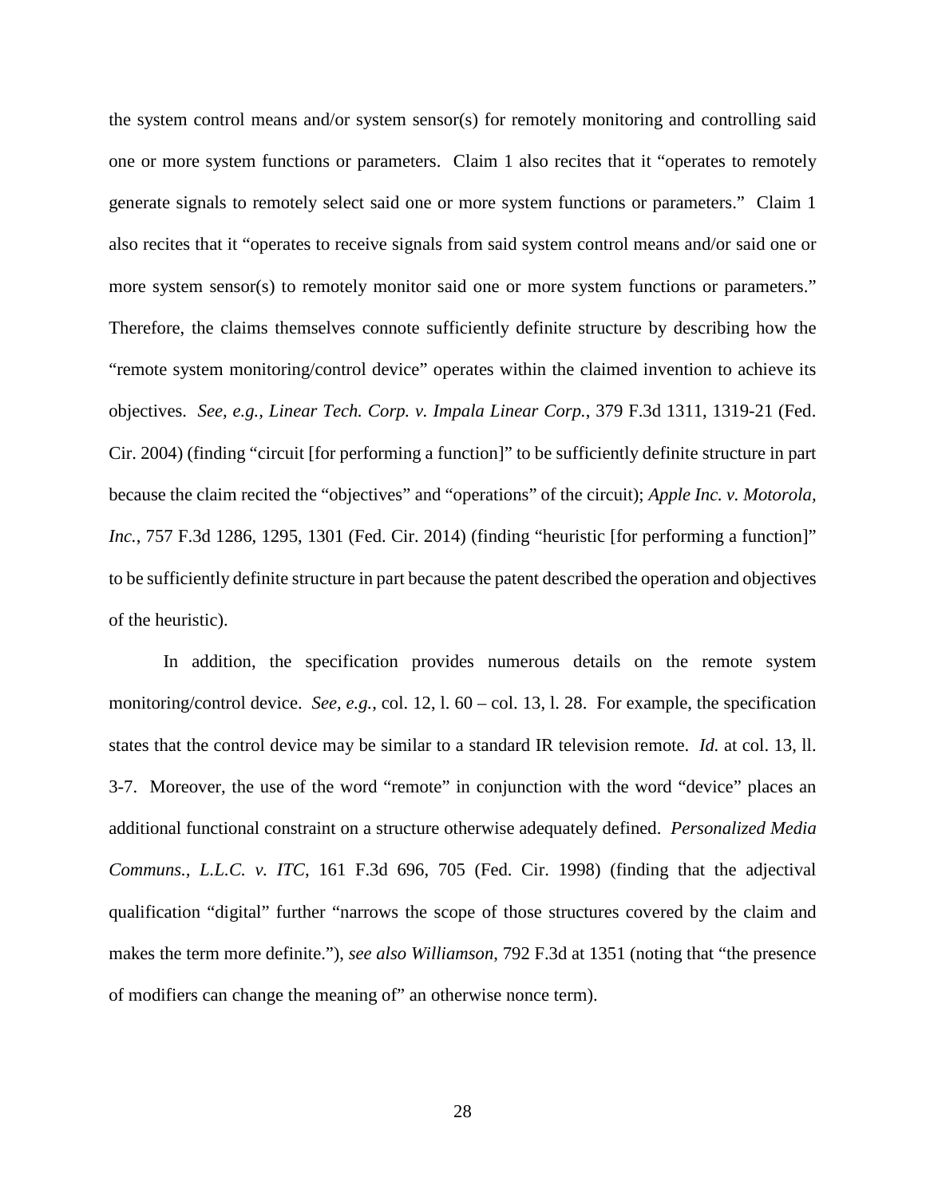the system control means and/or system sensor(s) for remotely monitoring and controlling said one or more system functions or parameters. Claim 1 also recites that it "operates to remotely generate signals to remotely select said one or more system functions or parameters." Claim 1 also recites that it "operates to receive signals from said system control means and/or said one or more system sensor(s) to remotely monitor said one or more system functions or parameters." Therefore, the claims themselves connote sufficiently definite structure by describing how the "remote system monitoring/control device" operates within the claimed invention to achieve its objectives. *See, e.g., Linear Tech. Corp. v. Impala Linear Corp.*, 379 F.3d 1311, 1319-21 (Fed. Cir. 2004) (finding "circuit [for performing a function]" to be sufficiently definite structure in part because the claim recited the "objectives" and "operations" of the circuit); *Apple Inc. v. Motorola, Inc.*, 757 F.3d 1286, 1295, 1301 (Fed. Cir. 2014) (finding "heuristic [for performing a function]" to be sufficiently definite structure in part because the patent described the operation and objectives of the heuristic).

In addition, the specification provides numerous details on the remote system monitoring/control device. *See, e.g.*, col. 12, l. 60 – col. 13, l. 28. For example, the specification states that the control device may be similar to a standard IR television remote. *Id.* at col. 13, ll. 3-7. Moreover, the use of the word "remote" in conjunction with the word "device" places an additional functional constraint on a structure otherwise adequately defined. *Personalized Media Communs., L.L.C. v. ITC*, 161 F.3d 696, 705 (Fed. Cir. 1998) (finding that the adjectival qualification "digital" further "narrows the scope of those structures covered by the claim and makes the term more definite."), *see also Williamson*, 792 F.3d at 1351 (noting that "the presence of modifiers can change the meaning of" an otherwise nonce term).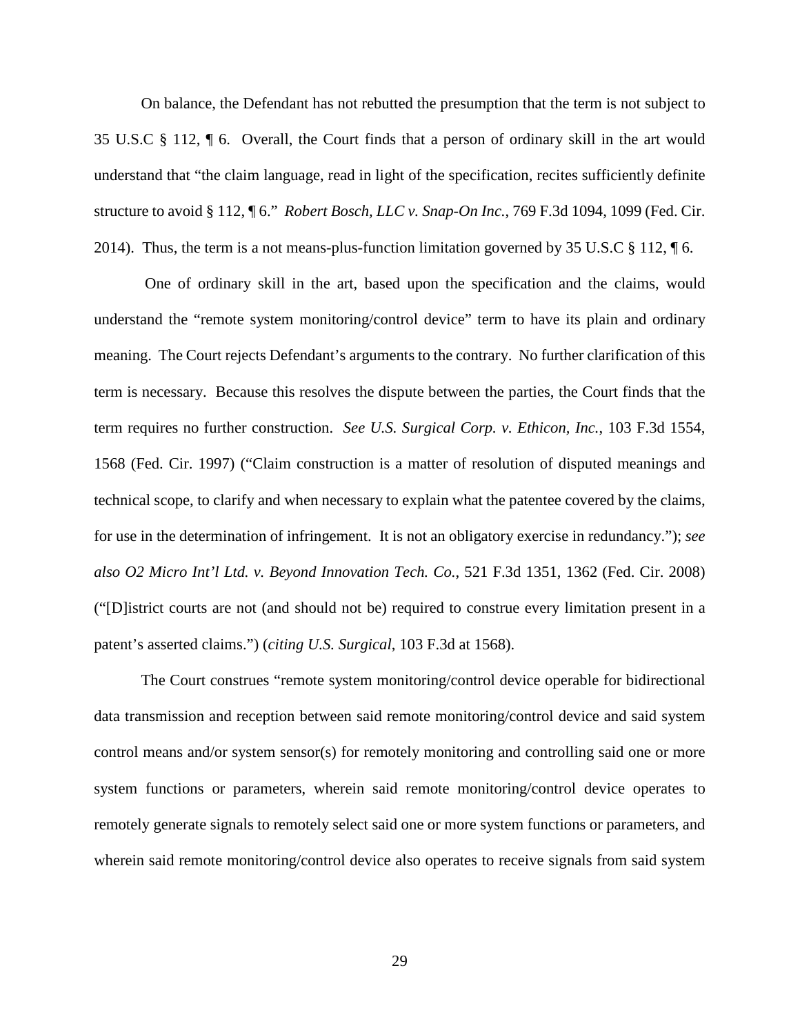On balance, the Defendant has not rebutted the presumption that the term is not subject to 35 U.S.C § 112, ¶ 6. Overall, the Court finds that a person of ordinary skill in the art would understand that "the claim language, read in light of the specification, recites sufficiently definite structure to avoid § 112, ¶ 6." *Robert Bosch, LLC v. Snap-On Inc.*, 769 F.3d 1094, 1099 (Fed. Cir. 2014). Thus, the term is a not means-plus-function limitation governed by 35 U.S.C § 112, ¶ 6.

One of ordinary skill in the art, based upon the specification and the claims, would understand the "remote system monitoring/control device" term to have its plain and ordinary meaning. The Court rejects Defendant's arguments to the contrary. No further clarification of this term is necessary. Because this resolves the dispute between the parties, the Court finds that the term requires no further construction. *See U.S. Surgical Corp. v. Ethicon, Inc.*, 103 F.3d 1554, 1568 (Fed. Cir. 1997) ("Claim construction is a matter of resolution of disputed meanings and technical scope, to clarify and when necessary to explain what the patentee covered by the claims, for use in the determination of infringement. It is not an obligatory exercise in redundancy."); *see also O2 Micro Int'l Ltd. v. Beyond Innovation Tech. Co.*, 521 F.3d 1351, 1362 (Fed. Cir. 2008) ("[D]istrict courts are not (and should not be) required to construe every limitation present in a patent's asserted claims.") (*citing U.S. Surgical*, 103 F.3d at 1568).

The Court construes "remote system monitoring/control device operable for bidirectional data transmission and reception between said remote monitoring/control device and said system control means and/or system sensor(s) for remotely monitoring and controlling said one or more system functions or parameters, wherein said remote monitoring/control device operates to remotely generate signals to remotely select said one or more system functions or parameters, and wherein said remote monitoring/control device also operates to receive signals from said system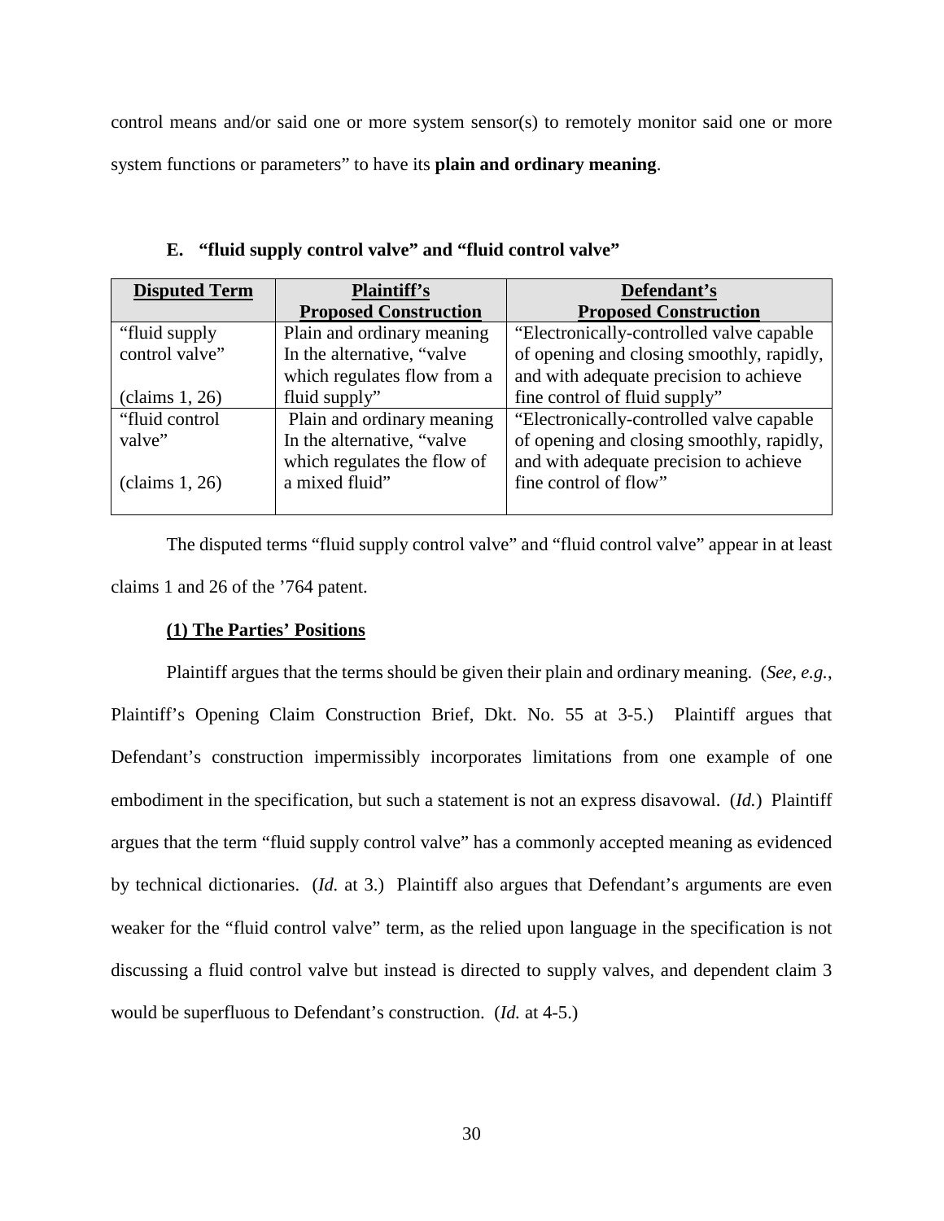control means and/or said one or more system sensor(s) to remotely monitor said one or more system functions or parameters" to have its **plain and ordinary meaning**.

### E. "fluid supply control valve" and "fluid control valve"

| Disputed Term | Plaintiff's Proposed Construction | Defendant's Proposed Construction |
|---|---|---|
| "fluid supply control valve"<br><br>(claims 1, 26) | Plain and ordinary meaning<br>In the alternative, "valve which regulates flow from a fluid supply" | "Electronically-controlled valve capable of opening and closing smoothly, rapidly, and with adequate precision to achieve fine control of fluid supply" |
| "fluid control valve"<br><br>(claims 1, 26) | Plain and ordinary meaning<br>In the alternative, "valve which regulates the flow of a mixed fluid" | "Electronically-controlled valve capable of opening and closing smoothly, rapidly, and with adequate precision to achieve fine control of flow" |

The disputed terms "fluid supply control valve" and "fluid control valve" appear in at least claims 1 and 26 of the '764 patent.

#### (1) The Parties' Positions

Plaintiff argues that the terms should be given their plain and ordinary meaning. (*See, e.g.*, Plaintiff's Opening Claim Construction Brief, Dkt. No. 55 at 3-5.) Plaintiff argues that Defendant's construction impermissibly incorporates limitations from one example of one embodiment in the specification, but such a statement is not an express disavowal. (*Id.*) Plaintiff argues that the term "fluid supply control valve" has a commonly accepted meaning as evidenced by technical dictionaries. (*Id.* at 3.) Plaintiff also argues that Defendant's arguments are even weaker for the "fluid control valve" term, as the relied upon language in the specification is not discussing a fluid control valve but instead is directed to supply valves, and dependent claim 3 would be superfluous to Defendant's construction. (*Id.* at 4-5.)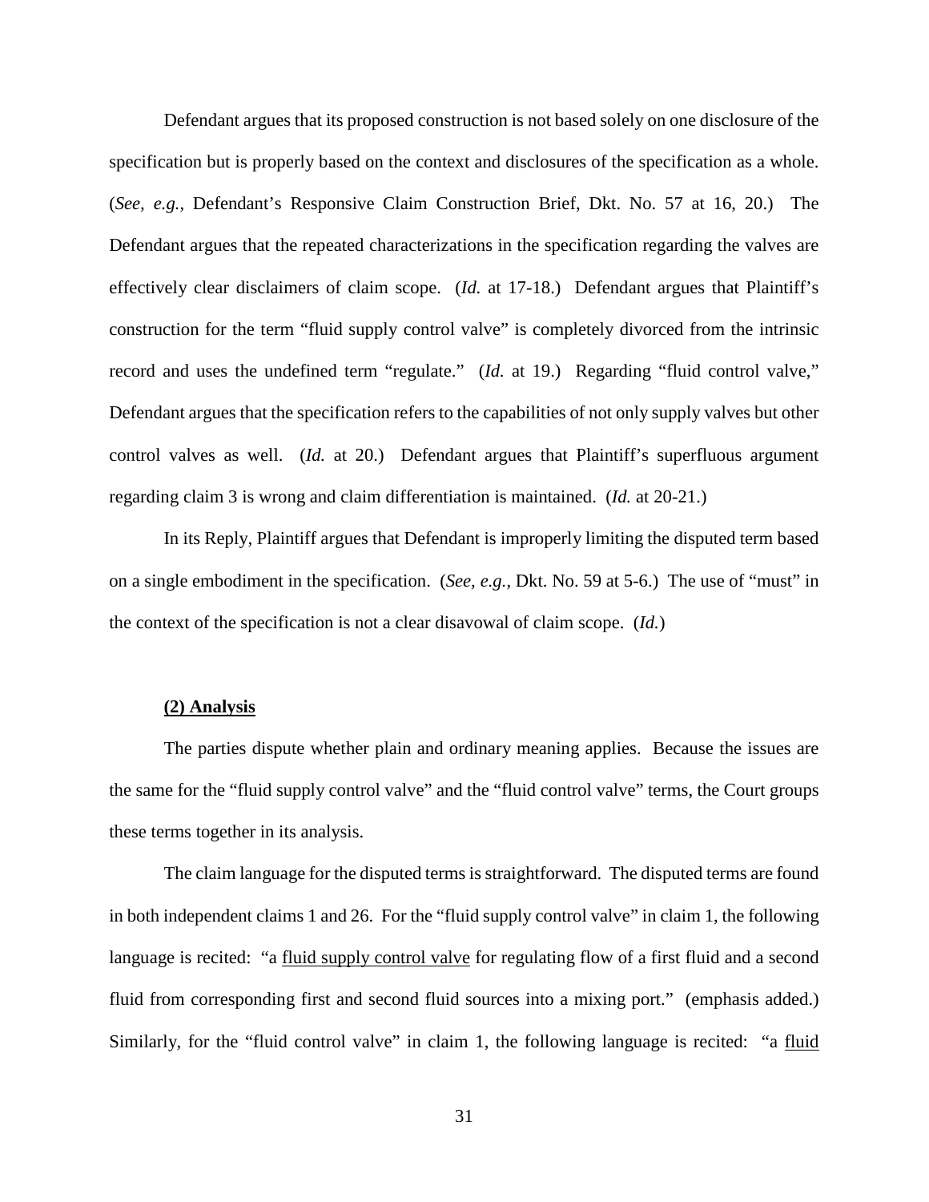Defendant argues that its proposed construction is not based solely on one disclosure of the specification but is properly based on the context and disclosures of the specification as a whole. (*See, e.g.*, Defendant's Responsive Claim Construction Brief, Dkt. No. 57 at 16, 20.) The Defendant argues that the repeated characterizations in the specification regarding the valves are effectively clear disclaimers of claim scope. (*Id.* at 17-18.) Defendant argues that Plaintiff's construction for the term "fluid supply control valve" is completely divorced from the intrinsic record and uses the undefined term "regulate." (*Id.* at 19.) Regarding "fluid control valve," Defendant argues that the specification refers to the capabilities of not only supply valves but other control valves as well. (*Id.* at 20.) Defendant argues that Plaintiff's superfluous argument regarding claim 3 is wrong and claim differentiation is maintained. (*Id.* at 20-21.)

In its Reply, Plaintiff argues that Defendant is improperly limiting the disputed term based on a single embodiment in the specification. (*See, e.g.*, Dkt. No. 59 at 5-6.) The use of "must" in the context of the specification is not a clear disavowal of claim scope. (*Id.*)

**(2) Analysis**

The parties dispute whether plain and ordinary meaning applies. Because the issues are the same for the "fluid supply control valve" and the "fluid control valve" terms, the Court groups these terms together in its analysis.

The claim language for the disputed terms is straightforward. The disputed terms are found in both independent claims 1 and 26. For the "fluid supply control valve" in claim 1, the following language is recited: "a <u>fluid supply control valve</u> for regulating flow of a first fluid and a second fluid from corresponding first and second fluid sources into a mixing port." (emphasis added.) Similarly, for the "fluid control valve" in claim 1, the following language is recited: "a <u>fluid</u>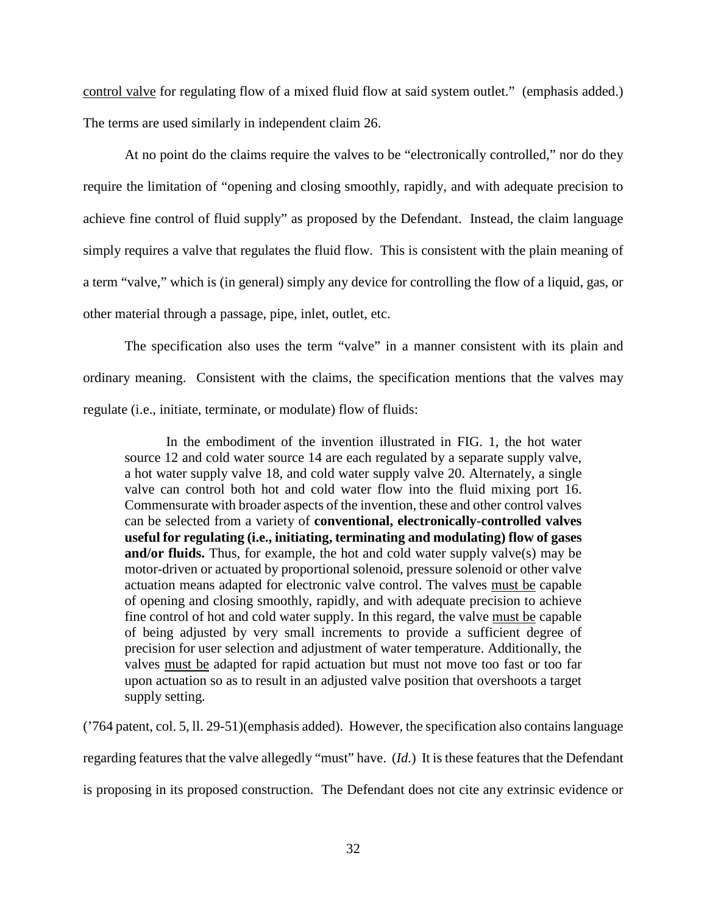control valve for regulating flow of a mixed fluid flow at said system outlet." (emphasis added.) The terms are used similarly in independent claim 26.

At no point do the claims require the valves to be "electronically controlled," nor do they require the limitation of "opening and closing smoothly, rapidly, and with adequate precision to achieve fine control of fluid supply" as proposed by the Defendant. Instead, the claim language simply requires a valve that regulates the fluid flow. This is consistent with the plain meaning of a term "valve," which is (in general) simply any device for controlling the flow of a liquid, gas, or other material through a passage, pipe, inlet, outlet, etc.

The specification also uses the term "valve" in a manner consistent with its plain and ordinary meaning. Consistent with the claims, the specification mentions that the valves may regulate (i.e., initiate, terminate, or modulate) flow of fluids:

> In the embodiment of the invention illustrated in FIG. 1, the hot water source 12 and cold water source 14 are each regulated by a separate supply valve, a hot water supply valve 18, and cold water supply valve 20. Alternately, a single valve can control both hot and cold water flow into the fluid mixing port 16. Commensurate with broader aspects of the invention, these and other control valves can be selected from a variety of **conventional, electronically-controlled valves useful for regulating (i.e., initiating, terminating and modulating) flow of gases and/or fluids.** Thus, for example, the hot and cold water supply valve(s) may be motor-driven or actuated by proportional solenoid, pressure solenoid or other valve actuation means adapted for electronic valve control. The valves must be capable of opening and closing smoothly, rapidly, and with adequate precision to achieve fine control of hot and cold water supply. In this regard, the valve must be capable of being adjusted by very small increments to provide a sufficient degree of precision for user selection and adjustment of water temperature. Additionally, the valves must be adapted for rapid actuation but must not move too fast or too far upon actuation so as to result in an adjusted valve position that overshoots a target supply setting.

('764 patent, col. 5, ll. 29-51)(emphasis added). However, the specification also contains language regarding features that the valve allegedly "must" have. (*Id.*) It is these features that the Defendant is proposing in its proposed construction. The Defendant does not cite any extrinsic evidence or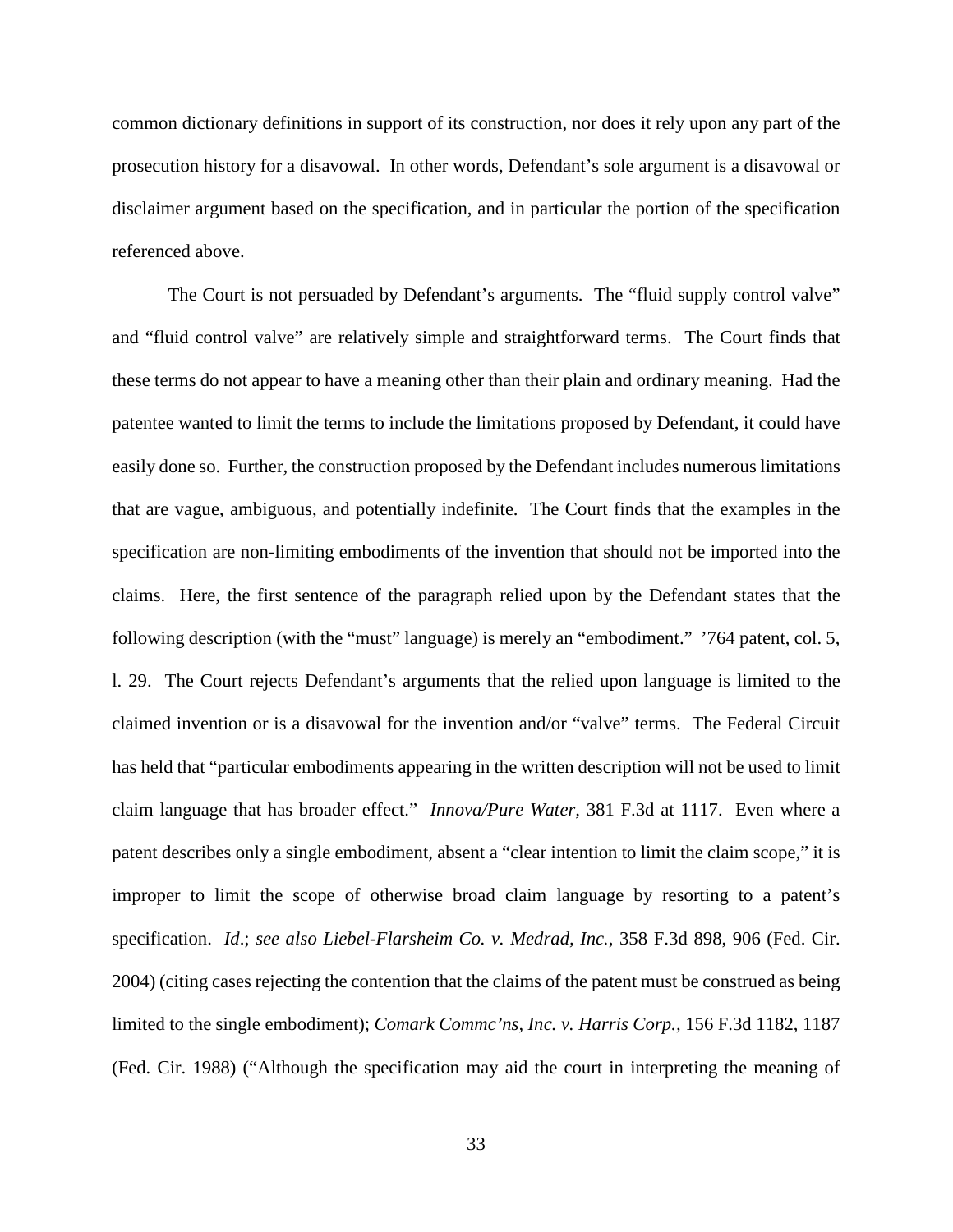common dictionary definitions in support of its construction, nor does it rely upon any part of the prosecution history for a disavowal. In other words, Defendant's sole argument is a disavowal or disclaimer argument based on the specification, and in particular the portion of the specification referenced above.

The Court is not persuaded by Defendant's arguments. The "fluid supply control valve" and "fluid control valve" are relatively simple and straightforward terms. The Court finds that these terms do not appear to have a meaning other than their plain and ordinary meaning. Had the patentee wanted to limit the terms to include the limitations proposed by Defendant, it could have easily done so. Further, the construction proposed by the Defendant includes numerous limitations that are vague, ambiguous, and potentially indefinite. The Court finds that the examples in the specification are non-limiting embodiments of the invention that should not be imported into the claims. Here, the first sentence of the paragraph relied upon by the Defendant states that the following description (with the "must" language) is merely an "embodiment." '764 patent, col. 5, l. 29. The Court rejects Defendant's arguments that the relied upon language is limited to the claimed invention or is a disavowal for the invention and/or "valve" terms. The Federal Circuit has held that "particular embodiments appearing in the written description will not be used to limit claim language that has broader effect." *Innova/Pure Water*, 381 F.3d at 1117. Even where a patent describes only a single embodiment, absent a "clear intention to limit the claim scope," it is improper to limit the scope of otherwise broad claim language by resorting to a patent's specification. *Id*.; *see also Liebel-Flarsheim Co. v. Medrad, Inc.*, 358 F.3d 898, 906 (Fed. Cir. 2004) (citing cases rejecting the contention that the claims of the patent must be construed as being limited to the single embodiment); *Comark Commc'ns, Inc. v. Harris Corp.*, 156 F.3d 1182, 1187 (Fed. Cir. 1988) ("Although the specification may aid the court in interpreting the meaning of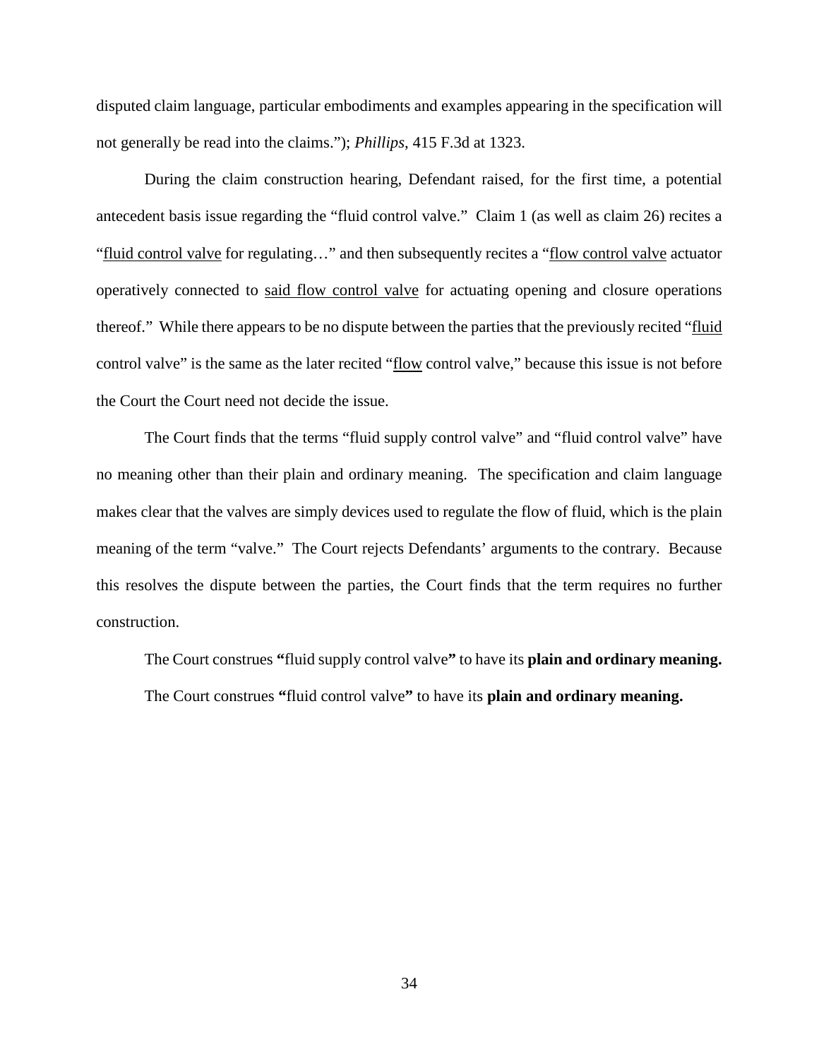disputed claim language, particular embodiments and examples appearing in the specification will not generally be read into the claims."); *Phillips*, 415 F.3d at 1323.

During the claim construction hearing, Defendant raised, for the first time, a potential antecedent basis issue regarding the "fluid control valve." Claim 1 (as well as claim 26) recites a "<u>fluid control valve</u> for regulating…" and then subsequently recites a "<u>flow control valve</u> actuator operatively connected to <u>said flow control valve</u> for actuating opening and closure operations thereof." While there appears to be no dispute between the parties that the previously recited "<u>fluid</u> control valve" is the same as the later recited "<u>flow</u> control valve," because this issue is not before the Court the Court need not decide the issue.

The Court finds that the terms "fluid supply control valve" and "fluid control valve" have no meaning other than their plain and ordinary meaning. The specification and claim language makes clear that the valves are simply devices used to regulate the flow of fluid, which is the plain meaning of the term "valve." The Court rejects Defendants' arguments to the contrary. Because this resolves the dispute between the parties, the Court finds that the term requires no further construction.

The Court construes **"**fluid supply control valve**"** to have its **plain and ordinary meaning.**

The Court construes **"**fluid control valve**"** to have its **plain and ordinary meaning.**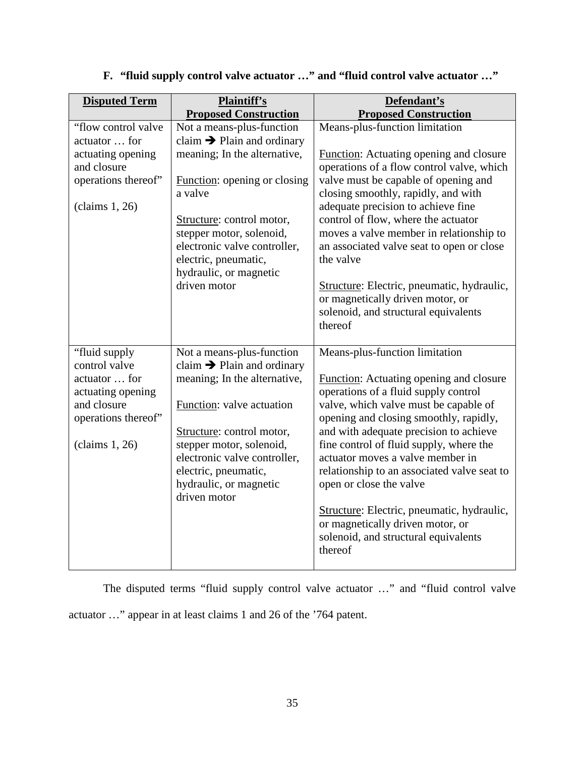### F. "fluid supply control valve actuator …" and "fluid control valve actuator …"

| Disputed Term | Plaintiff's Proposed Construction | Defendant's Proposed Construction |
|---|---|---|
| "flow control valve actuator … for actuating opening and closure operations thereof"<br><br>(claims 1, 26) | Not a means-plus-function claim ➔ Plain and ordinary meaning; In the alternative,<br><br>Function: opening or closing a valve<br><br>Structure: control motor, stepper motor, solenoid, electronic valve controller, electric, pneumatic, hydraulic, or magnetic driven motor | Means-plus-function limitation<br><br>Function: Actuating opening and closure operations of a flow control valve, which valve must be capable of opening and closing smoothly, rapidly, and with adequate precision to achieve fine control of flow, where the actuator moves a valve member in relationship to an associated valve seat to open or close the valve<br><br>Structure: Electric, pneumatic, hydraulic, or magnetically driven motor, or solenoid, and structural equivalents thereof |
| "fluid supply control valve actuator … for actuating opening and closure operations thereof"<br><br>(claims 1, 26) | Not a means-plus-function claim ➔ Plain and ordinary meaning; In the alternative,<br><br>Function: valve actuation<br><br>Structure: control motor, stepper motor, solenoid, electronic valve controller, electric, pneumatic, hydraulic, or magnetic driven motor | Means-plus-function limitation<br><br>Function: Actuating opening and closure operations of a fluid supply control valve, which valve must be capable of opening and closing smoothly, rapidly, and with adequate precision to achieve fine control of fluid supply, where the actuator moves a valve member in relationship to an associated valve seat to open or close the valve<br><br>Structure: Electric, pneumatic, hydraulic, or magnetically driven motor, or solenoid, and structural equivalents thereof |

The disputed terms "fluid supply control valve actuator …" and "fluid control valve actuator …" appear in at least claims 1 and 26 of the '764 patent.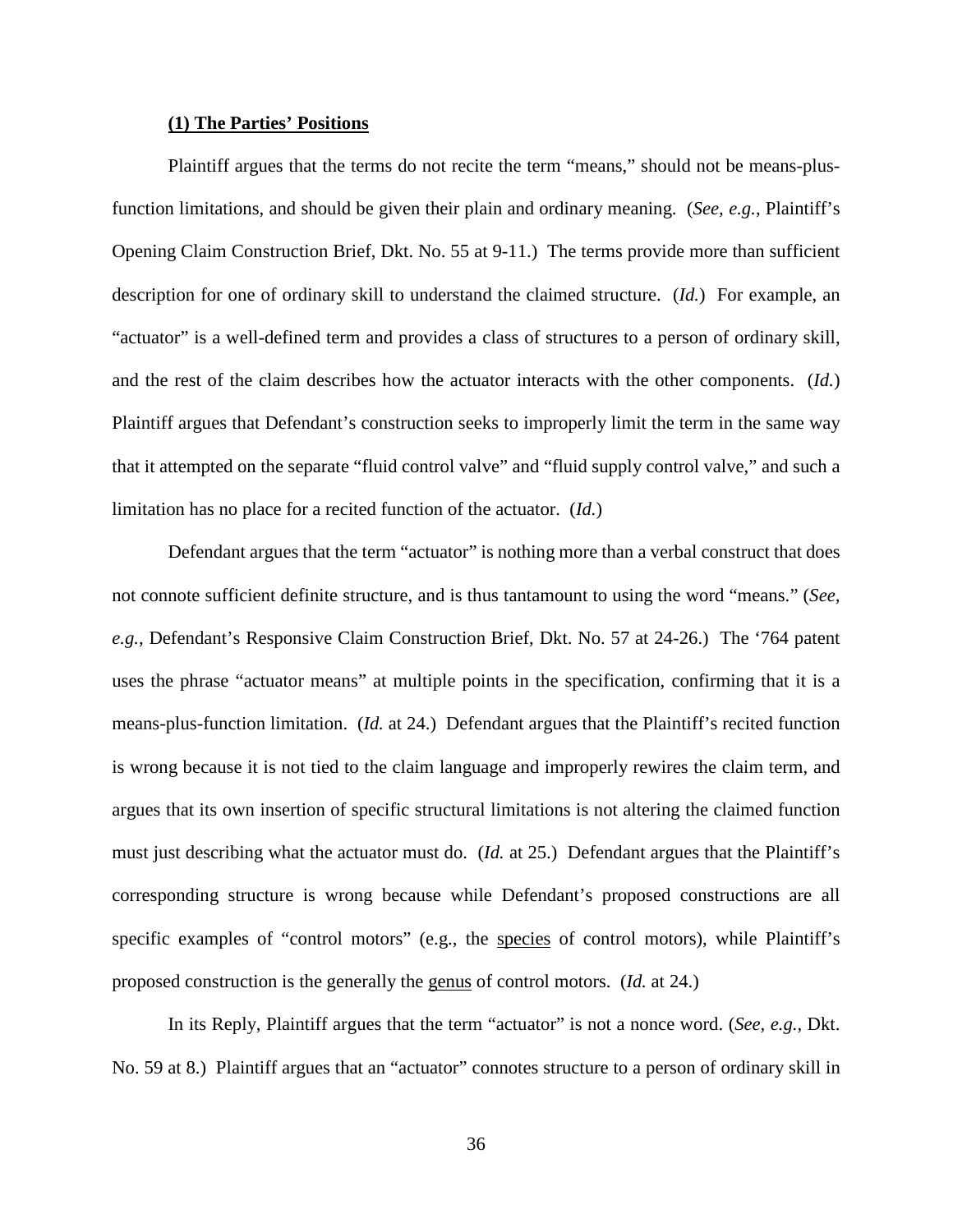**(1) The Parties' Positions**

Plaintiff argues that the terms do not recite the term "means," should not be means-plus-function limitations, and should be given their plain and ordinary meaning. (*See, e.g.*, Plaintiff's Opening Claim Construction Brief, Dkt. No. 55 at 9-11.) The terms provide more than sufficient description for one of ordinary skill to understand the claimed structure. (*Id.*) For example, an "actuator" is a well-defined term and provides a class of structures to a person of ordinary skill, and the rest of the claim describes how the actuator interacts with the other components. (*Id.*) Plaintiff argues that Defendant's construction seeks to improperly limit the term in the same way that it attempted on the separate "fluid control valve" and "fluid supply control valve," and such a limitation has no place for a recited function of the actuator. (*Id.*)

Defendant argues that the term "actuator" is nothing more than a verbal construct that does not connote sufficient definite structure, and is thus tantamount to using the word "means." (*See, e.g.*, Defendant's Responsive Claim Construction Brief, Dkt. No. 57 at 24-26.) The '764 patent uses the phrase "actuator means" at multiple points in the specification, confirming that it is a means-plus-function limitation. (*Id.* at 24.) Defendant argues that the Plaintiff's recited function is wrong because it is not tied to the claim language and improperly rewires the claim term, and argues that its own insertion of specific structural limitations is not altering the claimed function must just describing what the actuator must do. (*Id.* at 25.) Defendant argues that the Plaintiff's corresponding structure is wrong because while Defendant's proposed constructions are all specific examples of "control motors" (e.g., the <u>species</u> of control motors), while Plaintiff's proposed construction is the generally the <u>genus</u> of control motors. (*Id.* at 24.)

In its Reply, Plaintiff argues that the term "actuator" is not a nonce word. (*See, e.g.*, Dkt. No. 59 at 8.) Plaintiff argues that an "actuator" connotes structure to a person of ordinary skill in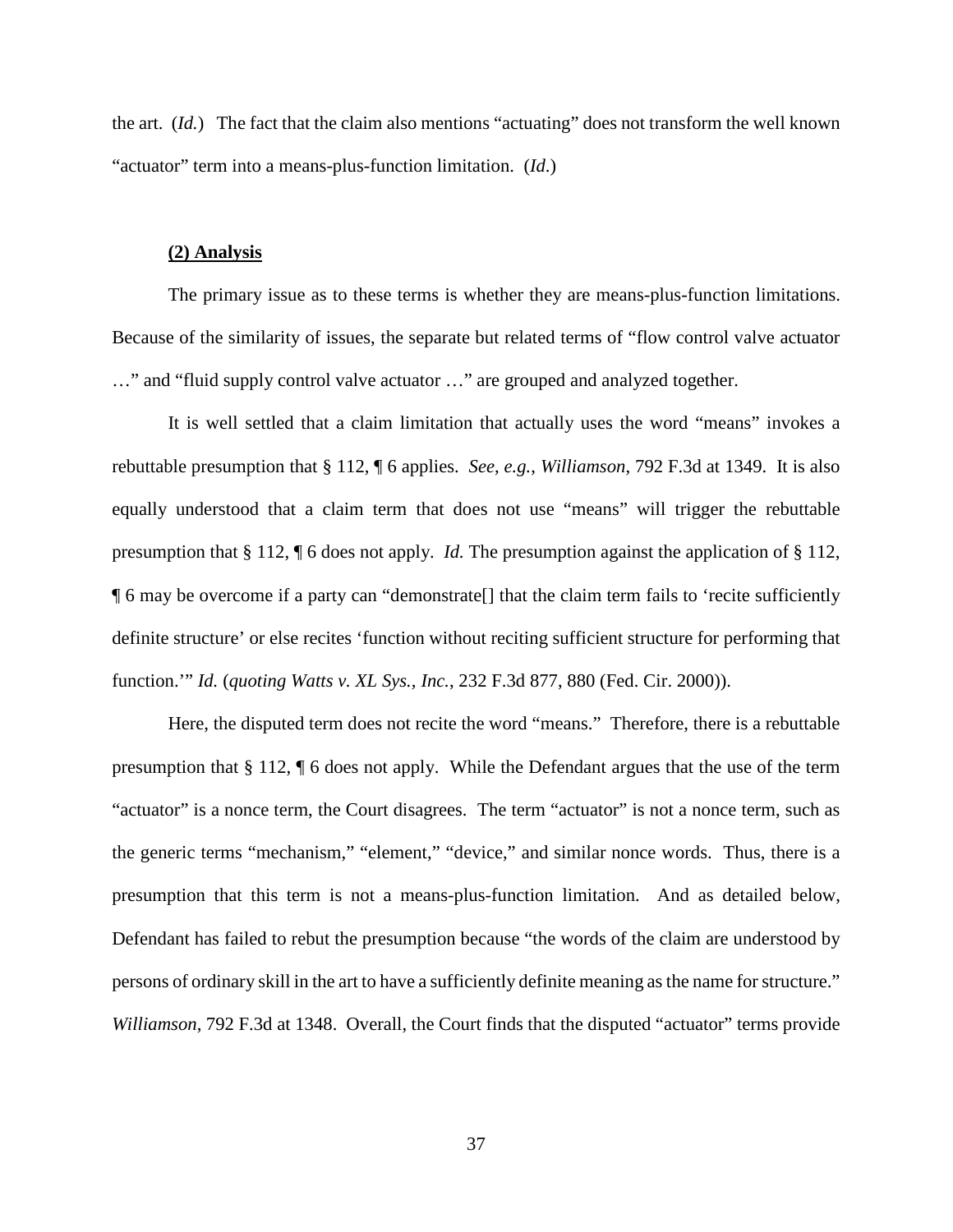the art. (*Id.*) The fact that the claim also mentions "actuating" does not transform the well known "actuator" term into a means-plus-function limitation. (*Id*.)

**(2) Analysis**

The primary issue as to these terms is whether they are means-plus-function limitations. Because of the similarity of issues, the separate but related terms of "flow control valve actuator …" and "fluid supply control valve actuator …" are grouped and analyzed together.

It is well settled that a claim limitation that actually uses the word "means" invokes a rebuttable presumption that § 112, ¶ 6 applies. *See, e.g.*, *Williamson*, 792 F.3d at 1349. It is also equally understood that a claim term that does not use "means" will trigger the rebuttable presumption that § 112, ¶ 6 does not apply. *Id.* The presumption against the application of § 112, ¶ 6 may be overcome if a party can "demonstrate[] that the claim term fails to 'recite sufficiently definite structure' or else recites 'function without reciting sufficient structure for performing that function.'" *Id.* (*quoting Watts v. XL Sys., Inc.*, 232 F.3d 877, 880 (Fed. Cir. 2000)).

Here, the disputed term does not recite the word "means." Therefore, there is a rebuttable presumption that § 112, ¶ 6 does not apply. While the Defendant argues that the use of the term "actuator" is a nonce term, the Court disagrees. The term "actuator" is not a nonce term, such as the generic terms "mechanism," "element," "device," and similar nonce words. Thus, there is a presumption that this term is not a means-plus-function limitation. And as detailed below, Defendant has failed to rebut the presumption because "the words of the claim are understood by persons of ordinary skill in the art to have a sufficiently definite meaning as the name for structure." *Williamson*, 792 F.3d at 1348. Overall, the Court finds that the disputed "actuator" terms provide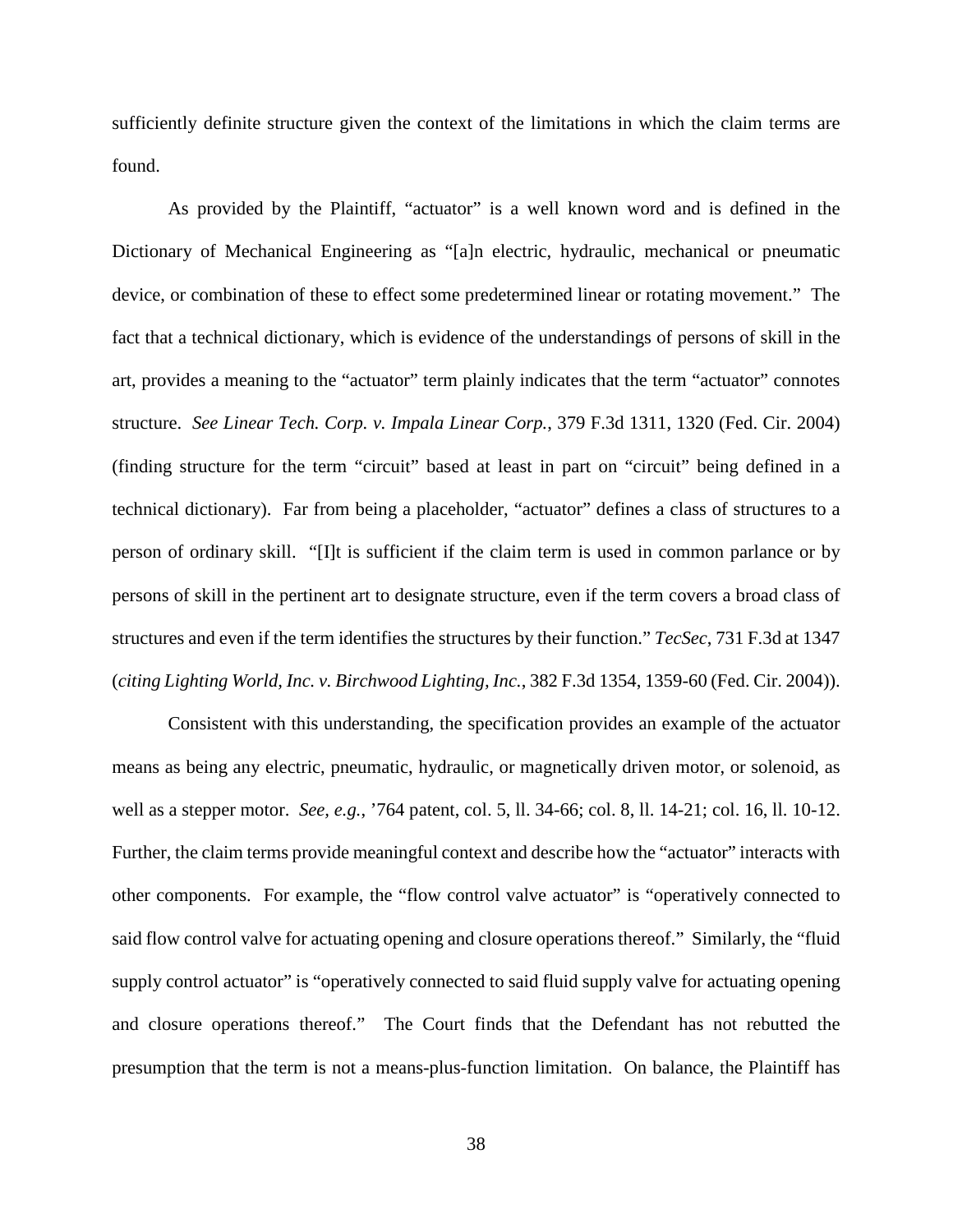sufficiently definite structure given the context of the limitations in which the claim terms are found.

As provided by the Plaintiff, "actuator" is a well known word and is defined in the Dictionary of Mechanical Engineering as "[a]n electric, hydraulic, mechanical or pneumatic device, or combination of these to effect some predetermined linear or rotating movement." The fact that a technical dictionary, which is evidence of the understandings of persons of skill in the art, provides a meaning to the "actuator" term plainly indicates that the term "actuator" connotes structure. *See Linear Tech. Corp. v. Impala Linear Corp.*, 379 F.3d 1311, 1320 (Fed. Cir. 2004) (finding structure for the term "circuit" based at least in part on "circuit" being defined in a technical dictionary). Far from being a placeholder, "actuator" defines a class of structures to a person of ordinary skill. "[I]t is sufficient if the claim term is used in common parlance or by persons of skill in the pertinent art to designate structure, even if the term covers a broad class of structures and even if the term identifies the structures by their function." *TecSec*, 731 F.3d at 1347 (*citing Lighting World, Inc. v. Birchwood Lighting, Inc.*, 382 F.3d 1354, 1359-60 (Fed. Cir. 2004)).

Consistent with this understanding, the specification provides an example of the actuator means as being any electric, pneumatic, hydraulic, or magnetically driven motor, or solenoid, as well as a stepper motor. *See, e.g.*, '764 patent, col. 5, ll. 34-66; col. 8, ll. 14-21; col. 16, ll. 10-12. Further, the claim terms provide meaningful context and describe how the "actuator" interacts with other components. For example, the "flow control valve actuator" is "operatively connected to said flow control valve for actuating opening and closure operations thereof." Similarly, the "fluid supply control actuator" is "operatively connected to said fluid supply valve for actuating opening and closure operations thereof." The Court finds that the Defendant has not rebutted the presumption that the term is not a means-plus-function limitation. On balance, the Plaintiff has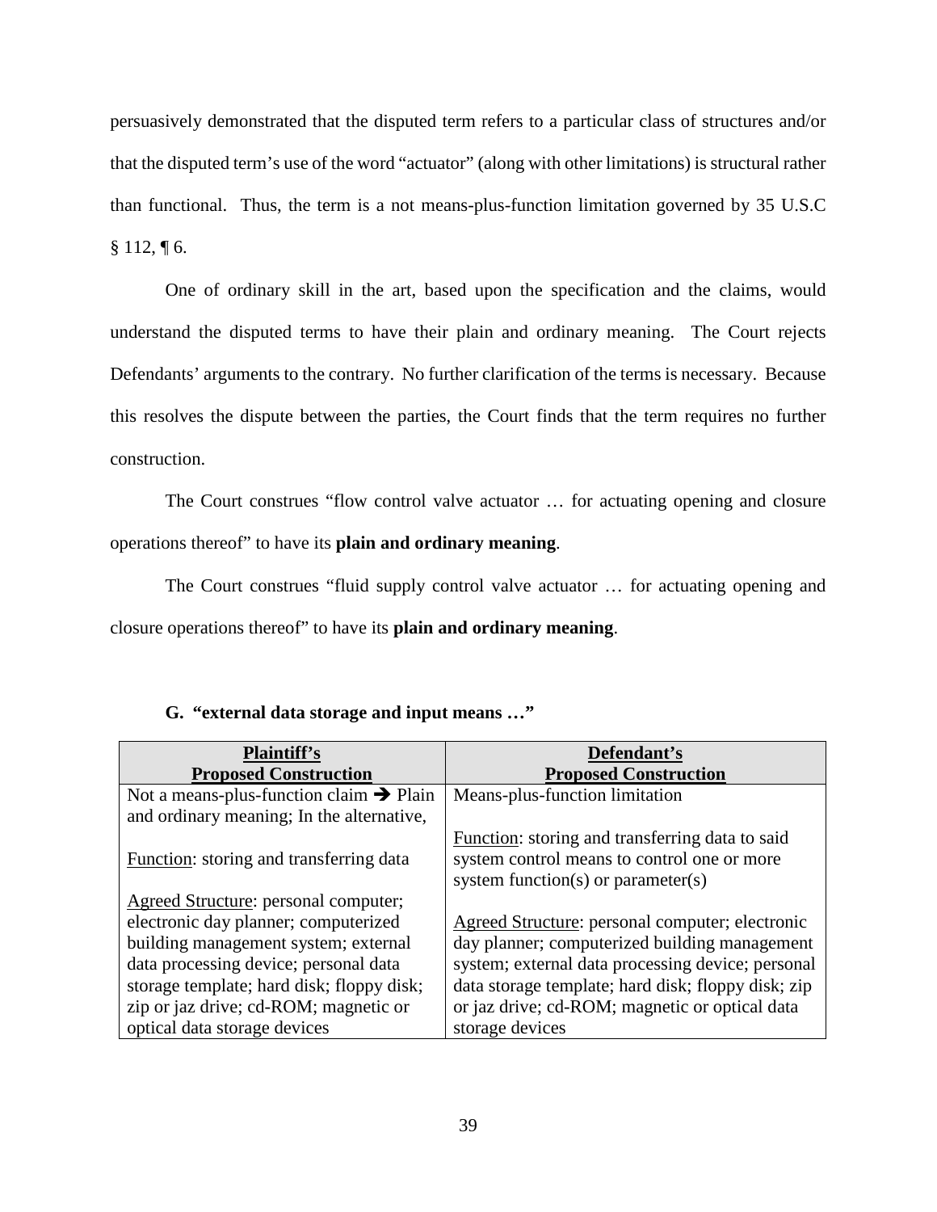persuasively demonstrated that the disputed term refers to a particular class of structures and/or that the disputed term's use of the word "actuator" (along with other limitations) is structural rather than functional. Thus, the term is a not means-plus-function limitation governed by 35 U.S.C § 112, ¶ 6.

One of ordinary skill in the art, based upon the specification and the claims, would understand the disputed terms to have their plain and ordinary meaning. The Court rejects Defendants' arguments to the contrary. No further clarification of the terms is necessary. Because this resolves the dispute between the parties, the Court finds that the term requires no further construction.

The Court construes "flow control valve actuator … for actuating opening and closure operations thereof" to have its **plain and ordinary meaning**.

The Court construes "fluid supply control valve actuator … for actuating opening and closure operations thereof" to have its **plain and ordinary meaning**.

### G. "external data storage and input means …"

| Plaintiff's Proposed Construction | Defendant's Proposed Construction |
|---|---|
| Not a means-plus-function claim ➔ Plain and ordinary meaning; In the alternative,<br><br>Function: storing and transferring data<br><br>Agreed Structure: personal computer; electronic day planner; computerized building management system; external data processing device; personal data storage template; hard disk; floppy disk; zip or jaz drive; cd-ROM; magnetic or optical data storage devices | Means-plus-function limitation<br><br>Function: storing and transferring data to said system control means to control one or more system function(s) or parameter(s)<br><br>Agreed Structure: personal computer; electronic day planner; computerized building management system; external data processing device; personal data storage template; hard disk; floppy disk; zip or jaz drive; cd-ROM; magnetic or optical data storage devices |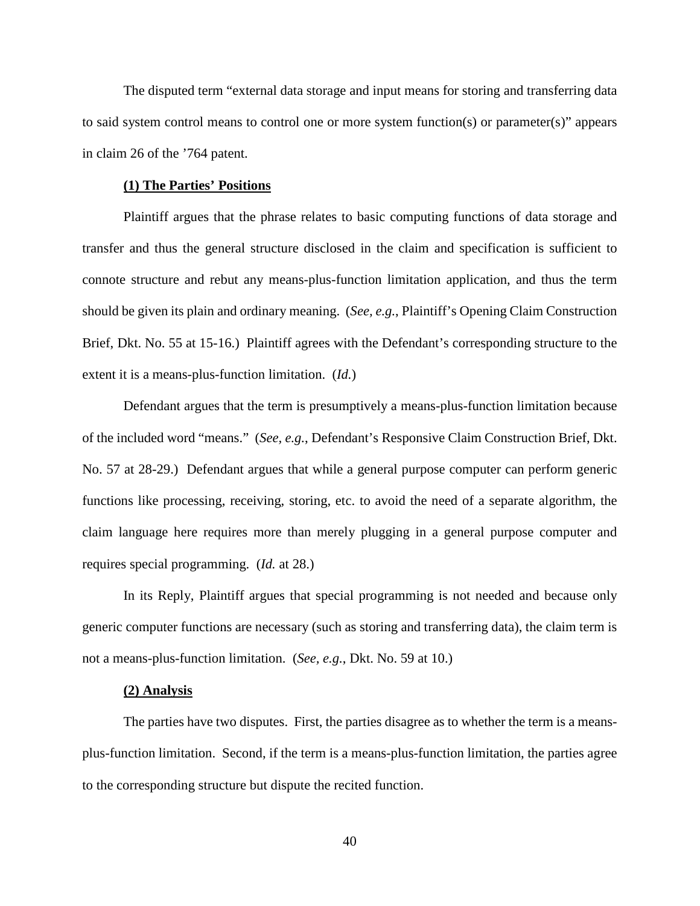The disputed term "external data storage and input means for storing and transferring data to said system control means to control one or more system function(s) or parameter(s)" appears in claim 26 of the '764 patent.

**(1) The Parties' Positions**

Plaintiff argues that the phrase relates to basic computing functions of data storage and transfer and thus the general structure disclosed in the claim and specification is sufficient to connote structure and rebut any means-plus-function limitation application, and thus the term should be given its plain and ordinary meaning. (*See, e.g.*, Plaintiff's Opening Claim Construction Brief, Dkt. No. 55 at 15-16.) Plaintiff agrees with the Defendant's corresponding structure to the extent it is a means-plus-function limitation. (*Id.*)

Defendant argues that the term is presumptively a means-plus-function limitation because of the included word "means." (*See, e.g.*, Defendant's Responsive Claim Construction Brief, Dkt. No. 57 at 28-29.) Defendant argues that while a general purpose computer can perform generic functions like processing, receiving, storing, etc. to avoid the need of a separate algorithm, the claim language here requires more than merely plugging in a general purpose computer and requires special programming. (*Id.* at 28.)

In its Reply, Plaintiff argues that special programming is not needed and because only generic computer functions are necessary (such as storing and transferring data), the claim term is not a means-plus-function limitation. (*See, e.g.*, Dkt. No. 59 at 10.)

**(2) Analysis**

The parties have two disputes. First, the parties disagree as to whether the term is a means-plus-function limitation. Second, if the term is a means-plus-function limitation, the parties agree to the corresponding structure but dispute the recited function.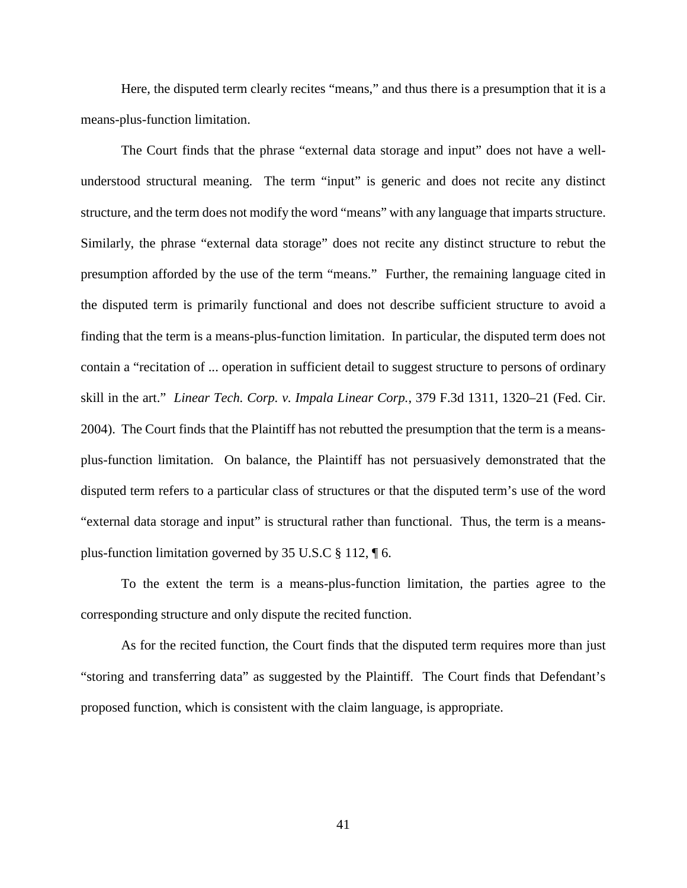Here, the disputed term clearly recites "means," and thus there is a presumption that it is a means-plus-function limitation.

The Court finds that the phrase "external data storage and input" does not have a well-understood structural meaning. The term "input" is generic and does not recite any distinct structure, and the term does not modify the word "means" with any language that imparts structure. Similarly, the phrase "external data storage" does not recite any distinct structure to rebut the presumption afforded by the use of the term "means." Further, the remaining language cited in the disputed term is primarily functional and does not describe sufficient structure to avoid a finding that the term is a means-plus-function limitation. In particular, the disputed term does not contain a "recitation of ... operation in sufficient detail to suggest structure to persons of ordinary skill in the art." *Linear Tech. Corp. v. Impala Linear Corp.*, 379 F.3d 1311, 1320–21 (Fed. Cir. 2004). The Court finds that the Plaintiff has not rebutted the presumption that the term is a means-plus-function limitation. On balance, the Plaintiff has not persuasively demonstrated that the disputed term refers to a particular class of structures or that the disputed term's use of the word "external data storage and input" is structural rather than functional. Thus, the term is a means-plus-function limitation governed by 35 U.S.C § 112, ¶ 6.

To the extent the term is a means-plus-function limitation, the parties agree to the corresponding structure and only dispute the recited function.

As for the recited function, the Court finds that the disputed term requires more than just "storing and transferring data" as suggested by the Plaintiff. The Court finds that Defendant's proposed function, which is consistent with the claim language, is appropriate.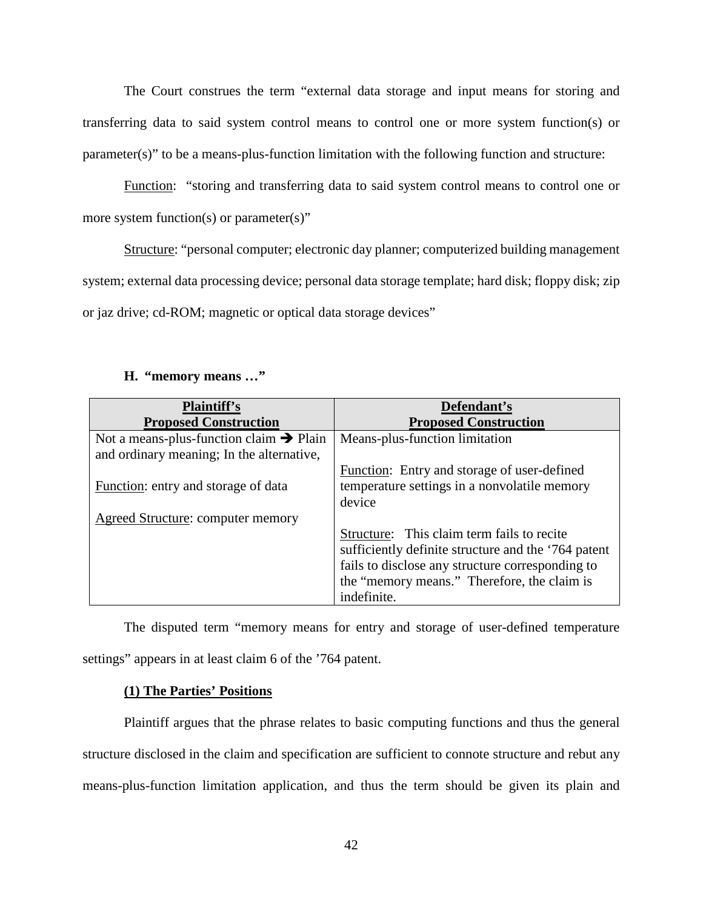The Court construes the term "external data storage and input means for storing and transferring data to said system control means to control one or more system function(s) or parameter(s)" to be a means-plus-function limitation with the following function and structure:

Function: "storing and transferring data to said system control means to control one or more system function(s) or parameter(s)"

Structure: "personal computer; electronic day planner; computerized building management system; external data processing device; personal data storage template; hard disk; floppy disk; zip or jaz drive; cd-ROM; magnetic or optical data storage devices"

**H. "memory means …"**

| **Plaintiff's Proposed Construction** | **Defendant's Proposed Construction** |
|---|---|
| Not a means-plus-function claim ➔ Plain and ordinary meaning; In the alternative,<br><br>Function: entry and storage of data<br><br>Agreed Structure: computer memory | Means-plus-function limitation<br><br>Function: Entry and storage of user-defined temperature settings in a nonvolatile memory device<br><br>Structure: This claim term fails to recite sufficiently definite structure and the '764 patent fails to disclose any structure corresponding to the "memory means." Therefore, the claim is indefinite. |

The disputed term "memory means for entry and storage of user-defined temperature settings" appears in at least claim 6 of the '764 patent.

**(1) The Parties' Positions**

Plaintiff argues that the phrase relates to basic computing functions and thus the general structure disclosed in the claim and specification are sufficient to connote structure and rebut any means-plus-function limitation application, and thus the term should be given its plain and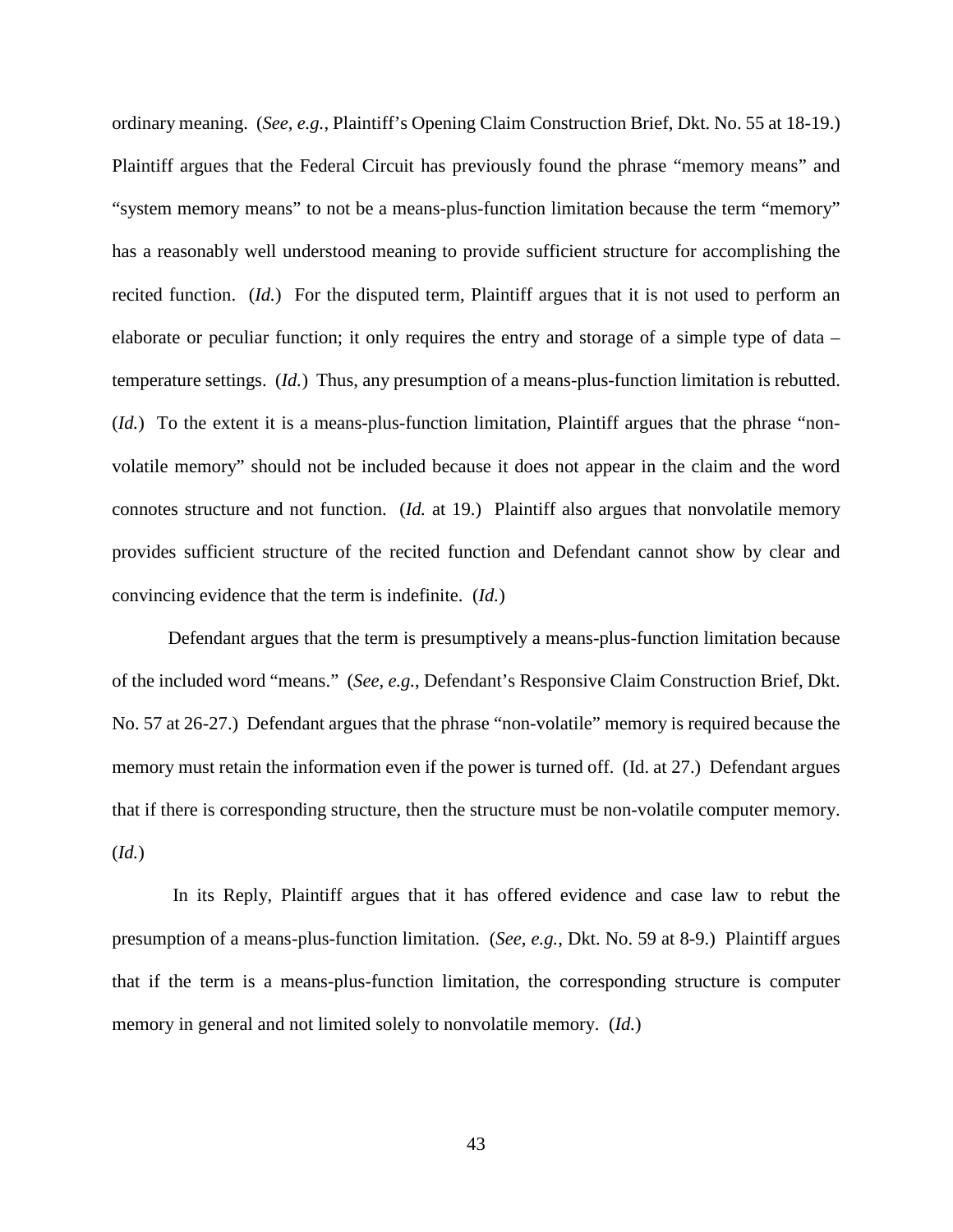ordinary meaning. (*See, e.g.*, Plaintiff's Opening Claim Construction Brief, Dkt. No. 55 at 18-19.) Plaintiff argues that the Federal Circuit has previously found the phrase "memory means" and "system memory means" to not be a means-plus-function limitation because the term "memory" has a reasonably well understood meaning to provide sufficient structure for accomplishing the recited function. (*Id.*) For the disputed term, Plaintiff argues that it is not used to perform an elaborate or peculiar function; it only requires the entry and storage of a simple type of data – temperature settings. (*Id.*) Thus, any presumption of a means-plus-function limitation is rebutted. (*Id.*) To the extent it is a means-plus-function limitation, Plaintiff argues that the phrase "non-volatile memory" should not be included because it does not appear in the claim and the word connotes structure and not function. (*Id.* at 19.) Plaintiff also argues that nonvolatile memory provides sufficient structure of the recited function and Defendant cannot show by clear and convincing evidence that the term is indefinite. (*Id.*)

Defendant argues that the term is presumptively a means-plus-function limitation because of the included word "means." (*See, e.g.*, Defendant's Responsive Claim Construction Brief, Dkt. No. 57 at 26-27.) Defendant argues that the phrase "non-volatile" memory is required because the memory must retain the information even if the power is turned off. (Id. at 27.) Defendant argues that if there is corresponding structure, then the structure must be non-volatile computer memory. (*Id.*)

In its Reply, Plaintiff argues that it has offered evidence and case law to rebut the presumption of a means-plus-function limitation. (*See, e.g.*, Dkt. No. 59 at 8-9.) Plaintiff argues that if the term is a means-plus-function limitation, the corresponding structure is computer memory in general and not limited solely to nonvolatile memory. (*Id.*)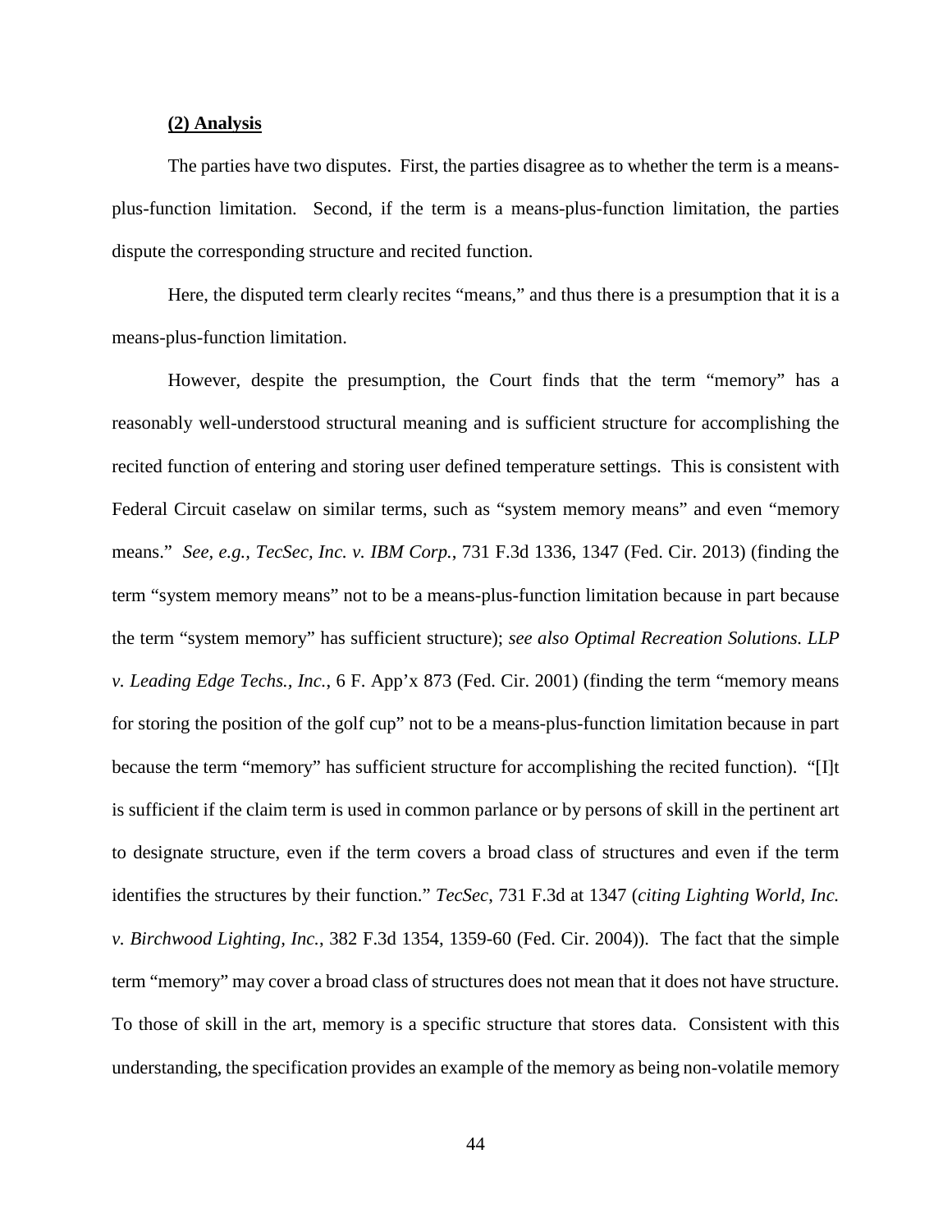**(2) Analysis**

The parties have two disputes. First, the parties disagree as to whether the term is a means-plus-function limitation. Second, if the term is a means-plus-function limitation, the parties dispute the corresponding structure and recited function.

Here, the disputed term clearly recites "means," and thus there is a presumption that it is a means-plus-function limitation.

However, despite the presumption, the Court finds that the term "memory" has a reasonably well-understood structural meaning and is sufficient structure for accomplishing the recited function of entering and storing user defined temperature settings. This is consistent with Federal Circuit caselaw on similar terms, such as "system memory means" and even "memory means." *See, e.g., TecSec, Inc. v. IBM Corp.*, 731 F.3d 1336, 1347 (Fed. Cir. 2013) (finding the term "system memory means" not to be a means-plus-function limitation because in part because the term "system memory" has sufficient structure); *see also Optimal Recreation Solutions. LLP v. Leading Edge Techs., Inc.*, 6 F. App'x 873 (Fed. Cir. 2001) (finding the term "memory means for storing the position of the golf cup" not to be a means-plus-function limitation because in part because the term "memory" has sufficient structure for accomplishing the recited function). "[I]t is sufficient if the claim term is used in common parlance or by persons of skill in the pertinent art to designate structure, even if the term covers a broad class of structures and even if the term identifies the structures by their function." *TecSec*, 731 F.3d at 1347 (*citing Lighting World, Inc. v. Birchwood Lighting, Inc.*, 382 F.3d 1354, 1359-60 (Fed. Cir. 2004)). The fact that the simple term "memory" may cover a broad class of structures does not mean that it does not have structure. To those of skill in the art, memory is a specific structure that stores data. Consistent with this understanding, the specification provides an example of the memory as being non-volatile memory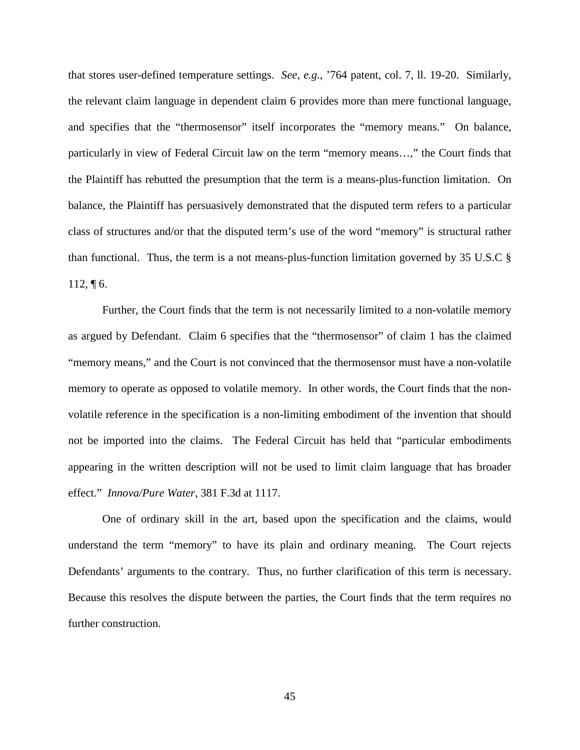that stores user-defined temperature settings. *See, e.g.*, '764 patent, col. 7, ll. 19-20. Similarly, the relevant claim language in dependent claim 6 provides more than mere functional language, and specifies that the "thermosensor" itself incorporates the "memory means." On balance, particularly in view of Federal Circuit law on the term "memory means…," the Court finds that the Plaintiff has rebutted the presumption that the term is a means-plus-function limitation. On balance, the Plaintiff has persuasively demonstrated that the disputed term refers to a particular class of structures and/or that the disputed term's use of the word "memory" is structural rather than functional. Thus, the term is a not means-plus-function limitation governed by 35 U.S.C § 112, ¶ 6.

Further, the Court finds that the term is not necessarily limited to a non-volatile memory as argued by Defendant. Claim 6 specifies that the "thermosensor" of claim 1 has the claimed "memory means," and the Court is not convinced that the thermosensor must have a non-volatile memory to operate as opposed to volatile memory. In other words, the Court finds that the non-volatile reference in the specification is a non-limiting embodiment of the invention that should not be imported into the claims. The Federal Circuit has held that "particular embodiments appearing in the written description will not be used to limit claim language that has broader effect." *Innova/Pure Water*, 381 F.3d at 1117.

One of ordinary skill in the art, based upon the specification and the claims, would understand the term "memory" to have its plain and ordinary meaning. The Court rejects Defendants' arguments to the contrary. Thus, no further clarification of this term is necessary. Because this resolves the dispute between the parties, the Court finds that the term requires no further construction.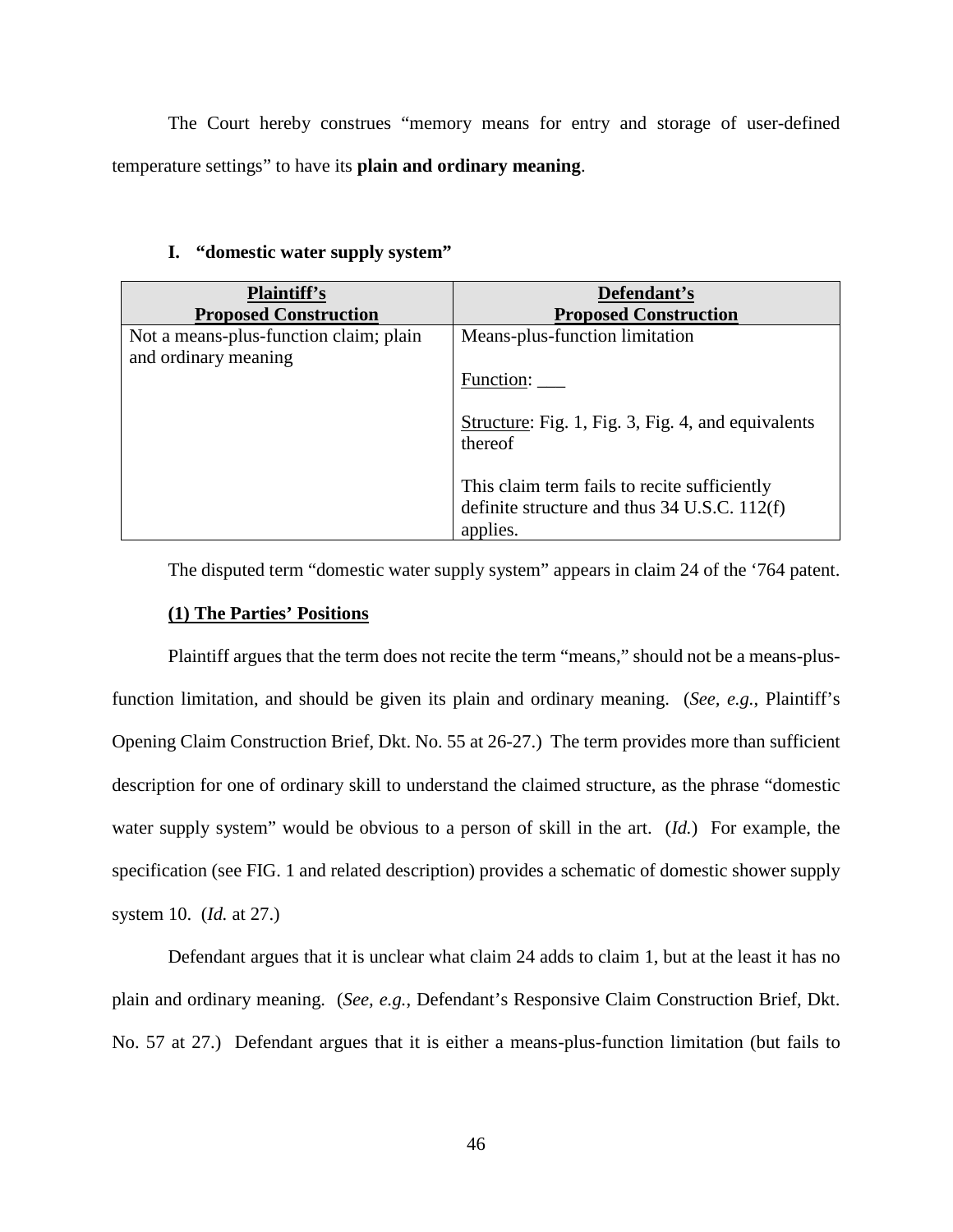The Court hereby construes "memory means for entry and storage of user-defined temperature settings" to have its **plain and ordinary meaning**.

### I. "domestic water supply system"

| Plaintiff's Proposed Construction | Defendant's Proposed Construction |
|---|---|
| Not a means-plus-function claim; plain and ordinary meaning | Means-plus-function limitation<br><br>Function: ___<br><br>Structure: Fig. 1, Fig. 3, Fig. 4, and equivalents thereof<br><br>This claim term fails to recite sufficiently definite structure and thus 34 U.S.C. 112(f) applies. |

The disputed term "domestic water supply system" appears in claim 24 of the '764 patent.

**(1) The Parties' Positions**

Plaintiff argues that the term does not recite the term "means," should not be a means-plus-function limitation, and should be given its plain and ordinary meaning. (*See, e.g.*, Plaintiff's Opening Claim Construction Brief, Dkt. No. 55 at 26-27.) The term provides more than sufficient description for one of ordinary skill to understand the claimed structure, as the phrase "domestic water supply system" would be obvious to a person of skill in the art. (*Id.*) For example, the specification (see FIG. 1 and related description) provides a schematic of domestic shower supply system 10. (*Id.* at 27.)

Defendant argues that it is unclear what claim 24 adds to claim 1, but at the least it has no plain and ordinary meaning. (*See, e.g.*, Defendant's Responsive Claim Construction Brief, Dkt. No. 57 at 27.) Defendant argues that it is either a means-plus-function limitation (but fails to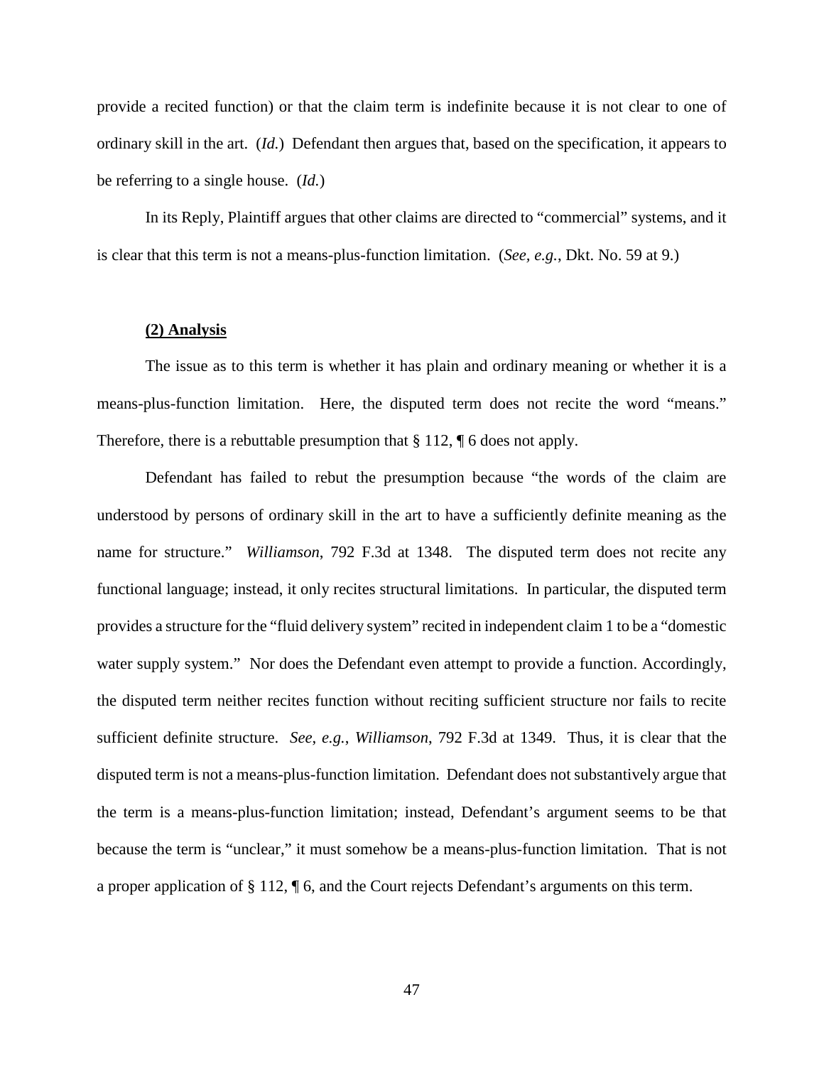provide a recited function) or that the claim term is indefinite because it is not clear to one of ordinary skill in the art. (*Id.*) Defendant then argues that, based on the specification, it appears to be referring to a single house. (*Id.*)

In its Reply, Plaintiff argues that other claims are directed to "commercial" systems, and it is clear that this term is not a means-plus-function limitation. (*See, e.g.*, Dkt. No. 59 at 9.)

**(2) Analysis**

The issue as to this term is whether it has plain and ordinary meaning or whether it is a means-plus-function limitation. Here, the disputed term does not recite the word "means." Therefore, there is a rebuttable presumption that § 112, ¶ 6 does not apply.

Defendant has failed to rebut the presumption because "the words of the claim are understood by persons of ordinary skill in the art to have a sufficiently definite meaning as the name for structure." *Williamson*, 792 F.3d at 1348. The disputed term does not recite any functional language; instead, it only recites structural limitations. In particular, the disputed term provides a structure for the "fluid delivery system" recited in independent claim 1 to be a "domestic water supply system." Nor does the Defendant even attempt to provide a function. Accordingly, the disputed term neither recites function without reciting sufficient structure nor fails to recite sufficient definite structure. *See*, *e.g.*, *Williamson*, 792 F.3d at 1349. Thus, it is clear that the disputed term is not a means-plus-function limitation. Defendant does not substantively argue that the term is a means-plus-function limitation; instead, Defendant's argument seems to be that because the term is "unclear," it must somehow be a means-plus-function limitation. That is not a proper application of § 112, ¶ 6, and the Court rejects Defendant's arguments on this term.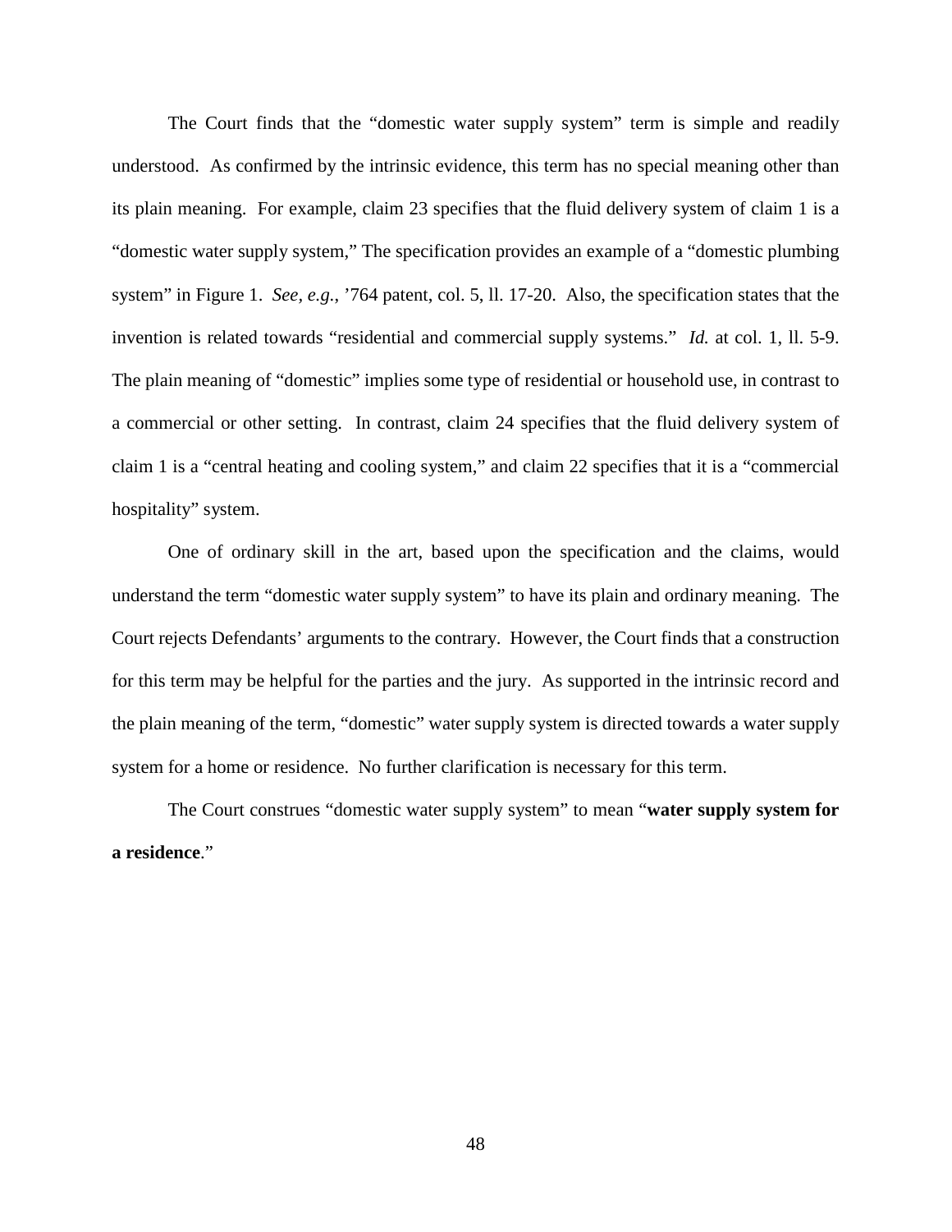The Court finds that the "domestic water supply system" term is simple and readily understood. As confirmed by the intrinsic evidence, this term has no special meaning other than its plain meaning. For example, claim 23 specifies that the fluid delivery system of claim 1 is a "domestic water supply system," The specification provides an example of a "domestic plumbing system" in Figure 1. *See, e.g.*, '764 patent, col. 5, ll. 17-20. Also, the specification states that the invention is related towards "residential and commercial supply systems." *Id.* at col. 1, ll. 5-9. The plain meaning of "domestic" implies some type of residential or household use, in contrast to a commercial or other setting. In contrast, claim 24 specifies that the fluid delivery system of claim 1 is a "central heating and cooling system," and claim 22 specifies that it is a "commercial hospitality" system.

One of ordinary skill in the art, based upon the specification and the claims, would understand the term "domestic water supply system" to have its plain and ordinary meaning. The Court rejects Defendants' arguments to the contrary. However, the Court finds that a construction for this term may be helpful for the parties and the jury. As supported in the intrinsic record and the plain meaning of the term, "domestic" water supply system is directed towards a water supply system for a home or residence. No further clarification is necessary for this term.

The Court construes "domestic water supply system" to mean "**water supply system for a residence**."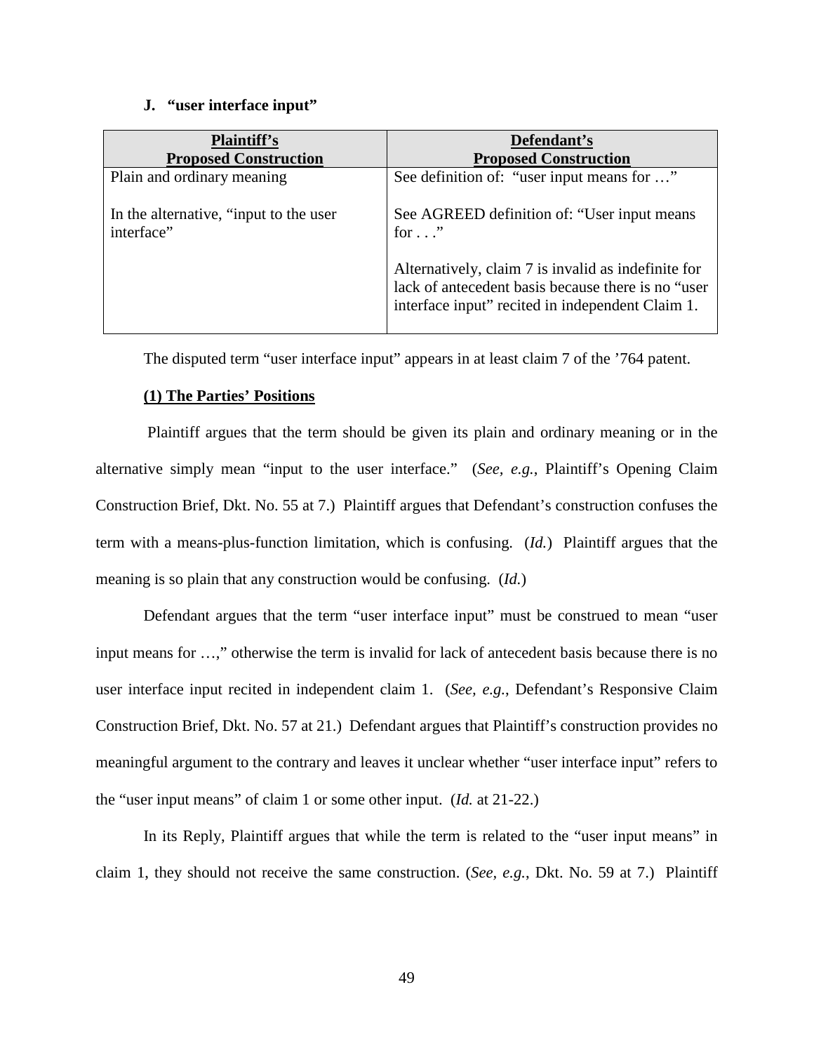### J. "user interface input"

| Plaintiff's Proposed Construction | Defendant's Proposed Construction |
|---|---|
| Plain and ordinary meaning<br><br>In the alternative, "input to the user interface" | See definition of: "user input means for …"<br><br>See AGREED definition of: "User input means for . . ."<br><br>Alternatively, claim 7 is invalid as indefinite for lack of antecedent basis because there is no "user interface input" recited in independent Claim 1. |

The disputed term "user interface input" appears in at least claim 7 of the '764 patent.

**(1) The Parties' Positions**

Plaintiff argues that the term should be given its plain and ordinary meaning or in the alternative simply mean "input to the user interface." (*See, e.g.*, Plaintiff's Opening Claim Construction Brief, Dkt. No. 55 at 7.) Plaintiff argues that Defendant's construction confuses the term with a means-plus-function limitation, which is confusing. (*Id.*) Plaintiff argues that the meaning is so plain that any construction would be confusing. (*Id.*)

Defendant argues that the term "user interface input" must be construed to mean "user input means for …," otherwise the term is invalid for lack of antecedent basis because there is no user interface input recited in independent claim 1. (*See, e.g.*, Defendant's Responsive Claim Construction Brief, Dkt. No. 57 at 21.) Defendant argues that Plaintiff's construction provides no meaningful argument to the contrary and leaves it unclear whether "user interface input" refers to the "user input means" of claim 1 or some other input. (*Id.* at 21-22.)

In its Reply, Plaintiff argues that while the term is related to the "user input means" in claim 1, they should not receive the same construction. (*See, e.g.*, Dkt. No. 59 at 7.) Plaintiff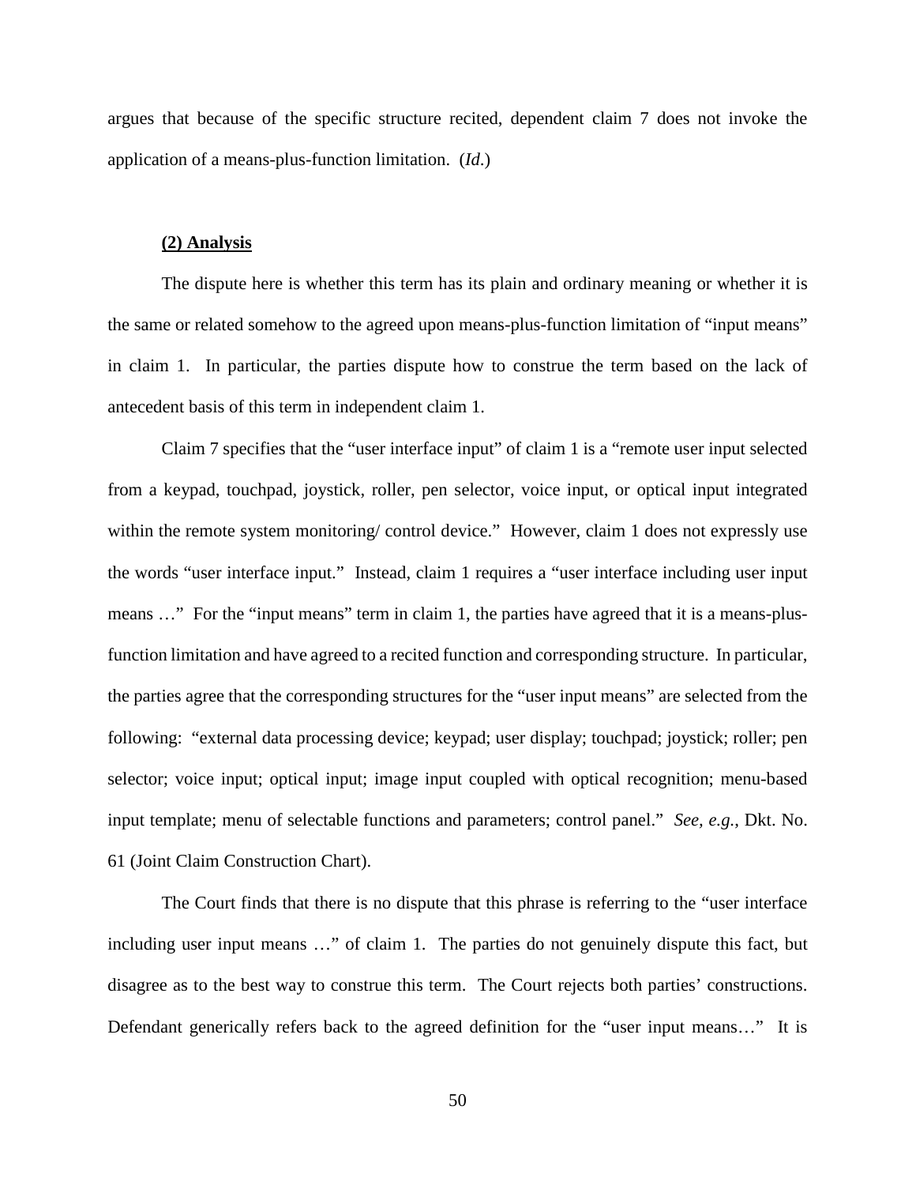argues that because of the specific structure recited, dependent claim 7 does not invoke the application of a means-plus-function limitation. (*Id*.)

**(2) Analysis**

The dispute here is whether this term has its plain and ordinary meaning or whether it is the same or related somehow to the agreed upon means-plus-function limitation of "input means" in claim 1. In particular, the parties dispute how to construe the term based on the lack of antecedent basis of this term in independent claim 1.

Claim 7 specifies that the "user interface input" of claim 1 is a "remote user input selected from a keypad, touchpad, joystick, roller, pen selector, voice input, or optical input integrated within the remote system monitoring/ control device." However, claim 1 does not expressly use the words "user interface input." Instead, claim 1 requires a "user interface including user input means …" For the "input means" term in claim 1, the parties have agreed that it is a means-plus-function limitation and have agreed to a recited function and corresponding structure. In particular, the parties agree that the corresponding structures for the "user input means" are selected from the following: "external data processing device; keypad; user display; touchpad; joystick; roller; pen selector; voice input; optical input; image input coupled with optical recognition; menu-based input template; menu of selectable functions and parameters; control panel." *See, e.g.*, Dkt. No. 61 (Joint Claim Construction Chart).

The Court finds that there is no dispute that this phrase is referring to the "user interface including user input means …" of claim 1. The parties do not genuinely dispute this fact, but disagree as to the best way to construe this term. The Court rejects both parties' constructions. Defendant generically refers back to the agreed definition for the "user input means…" It is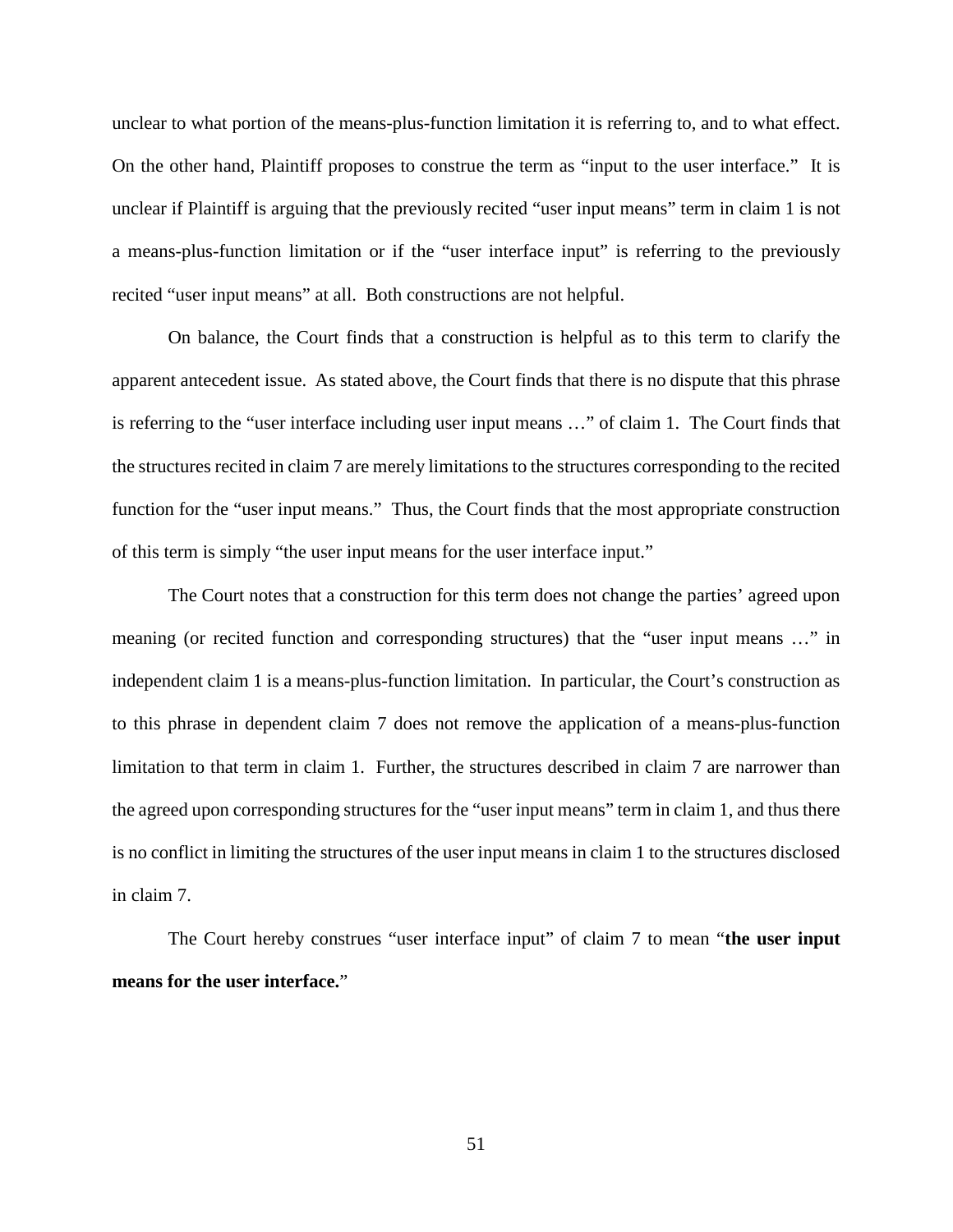unclear to what portion of the means-plus-function limitation it is referring to, and to what effect. On the other hand, Plaintiff proposes to construe the term as "input to the user interface." It is unclear if Plaintiff is arguing that the previously recited "user input means" term in claim 1 is not a means-plus-function limitation or if the "user interface input" is referring to the previously recited "user input means" at all. Both constructions are not helpful.

On balance, the Court finds that a construction is helpful as to this term to clarify the apparent antecedent issue. As stated above, the Court finds that there is no dispute that this phrase is referring to the "user interface including user input means …" of claim 1. The Court finds that the structures recited in claim 7 are merely limitations to the structures corresponding to the recited function for the "user input means." Thus, the Court finds that the most appropriate construction of this term is simply "the user input means for the user interface input."

The Court notes that a construction for this term does not change the parties' agreed upon meaning (or recited function and corresponding structures) that the "user input means …" in independent claim 1 is a means-plus-function limitation. In particular, the Court's construction as to this phrase in dependent claim 7 does not remove the application of a means-plus-function limitation to that term in claim 1. Further, the structures described in claim 7 are narrower than the agreed upon corresponding structures for the "user input means" term in claim 1, and thus there is no conflict in limiting the structures of the user input means in claim 1 to the structures disclosed in claim 7.

The Court hereby construes "user interface input" of claim 7 to mean "**the user input means for the user interface.**"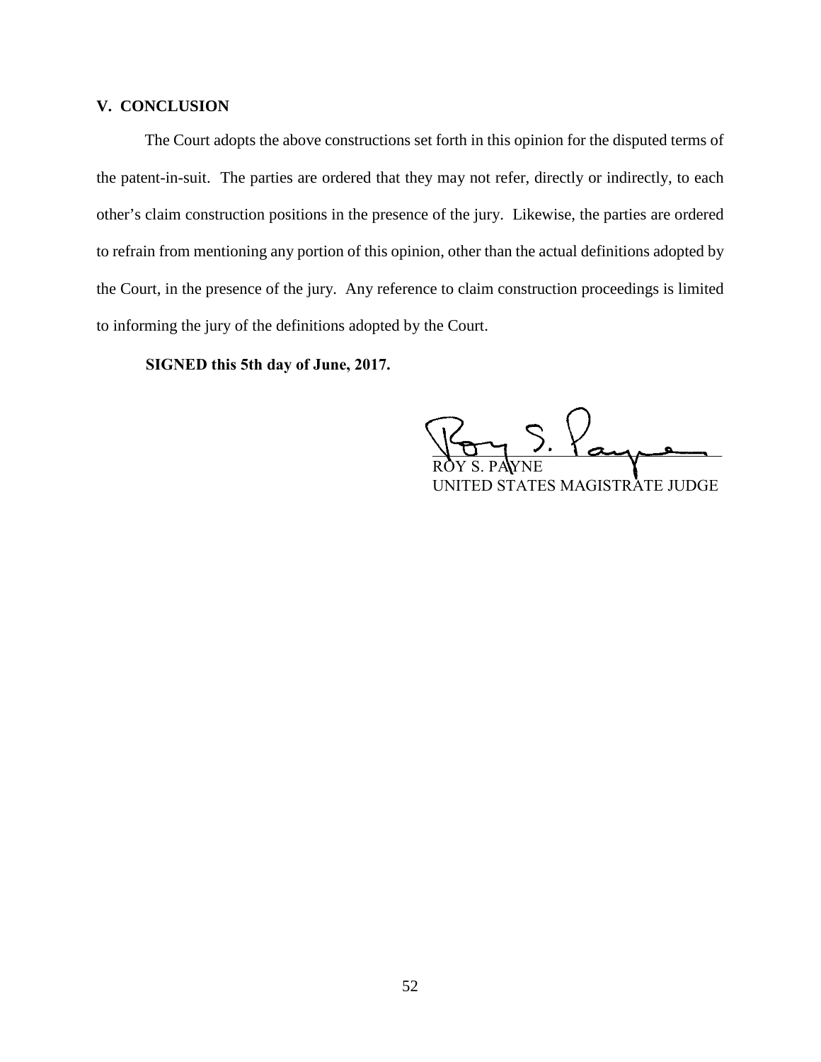## V. CONCLUSION

The Court adopts the above constructions set forth in this opinion for the disputed terms of the patent-in-suit. The parties are ordered that they may not refer, directly or indirectly, to each other's claim construction positions in the presence of the jury. Likewise, the parties are ordered to refrain from mentioning any portion of this opinion, other than the actual definitions adopted by the Court, in the presence of the jury. Any reference to claim construction proceedings is limited to informing the jury of the definitions adopted by the Court.

**SIGNED this 5th day of June, 2017.**

ROY S. PAYNE
UNITED STATES MAGISTRATE JUDGE